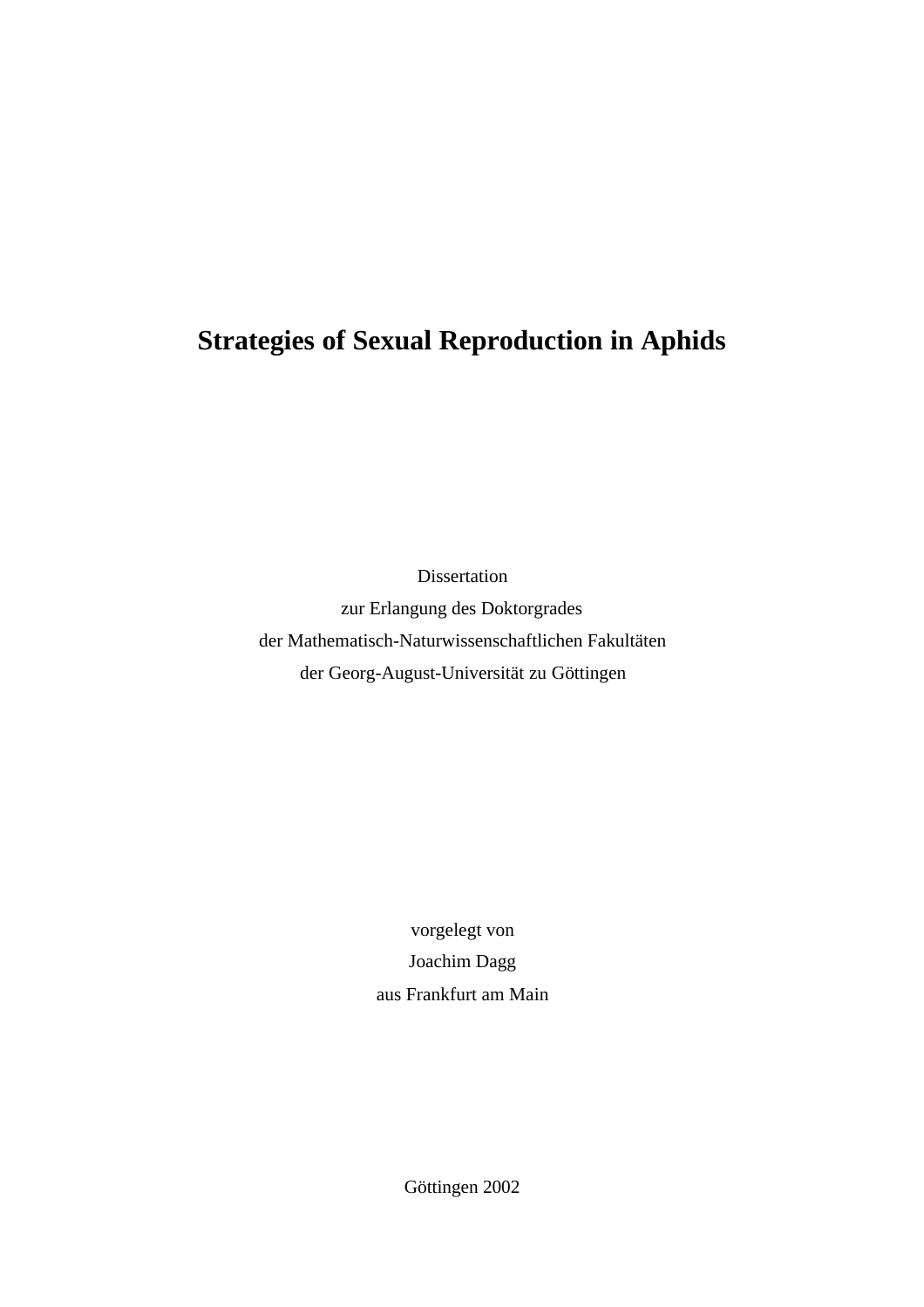# Strategies of Sexual Reproduction in Aphids

Dissertation
zur Erlangung des Doktorgrades
der Mathematisch-Naturwissenschaftlichen Fakultäten
der Georg-August-Universität zu Göttingen

vorgelegt von
Joachim Dagg
aus Frankfurt am Main

Göttingen 2002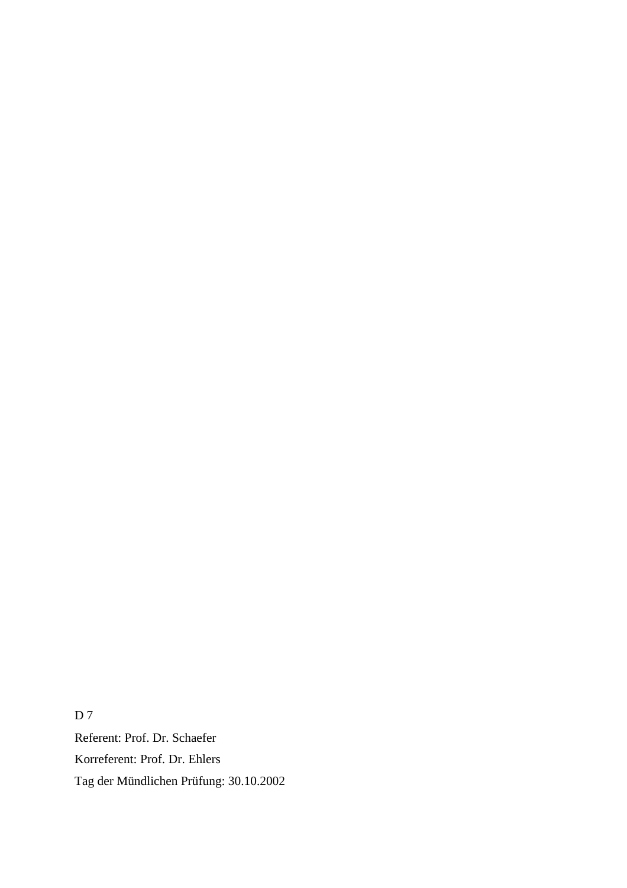D 7

Referent: Prof. Dr. Schaefer

Korreferent: Prof. Dr. Ehlers

Tag der Mündlichen Prüfung: 30.10.2002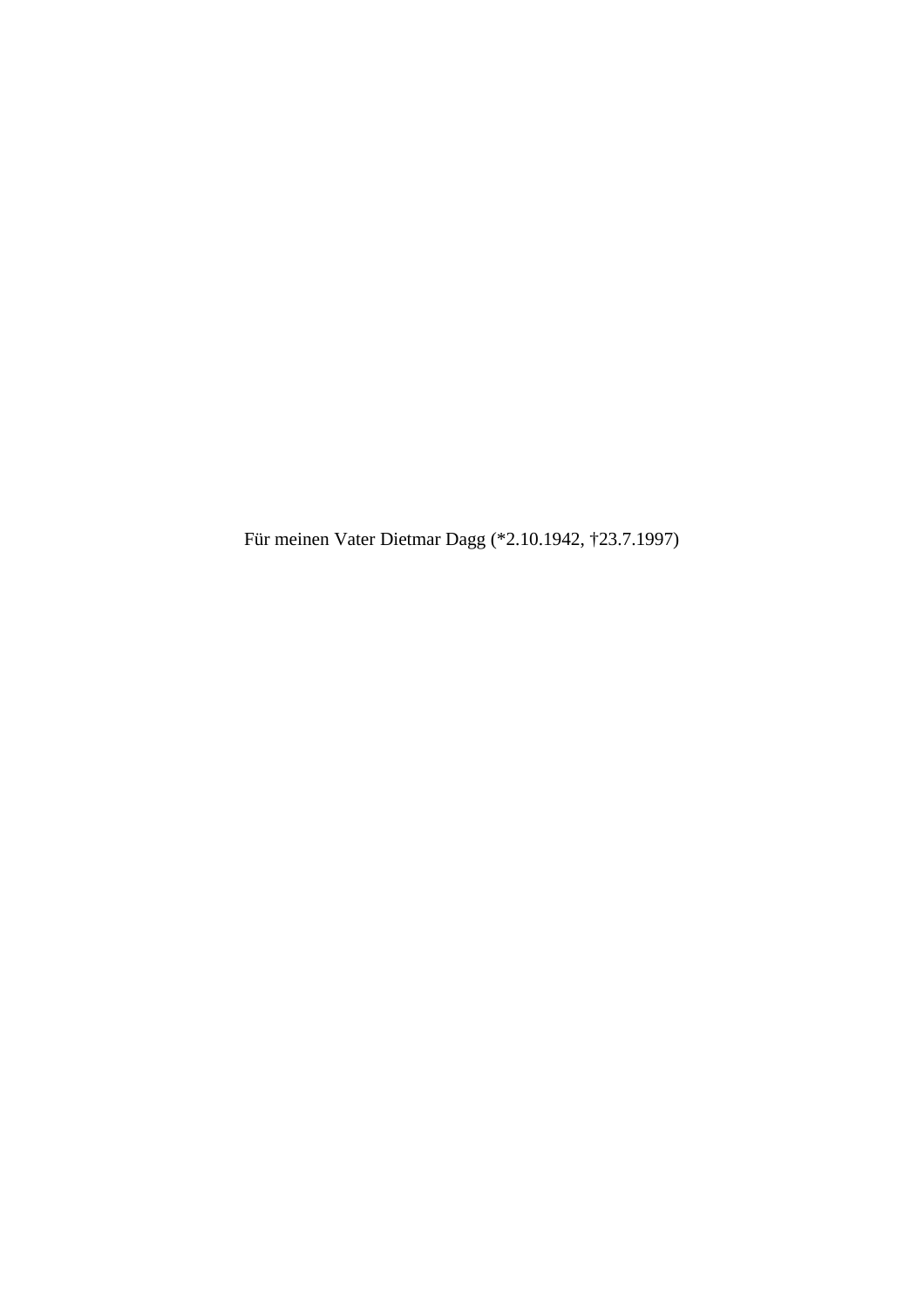Für meinen Vater Dietmar Dagg (*2.10.1942, †23.7.1997)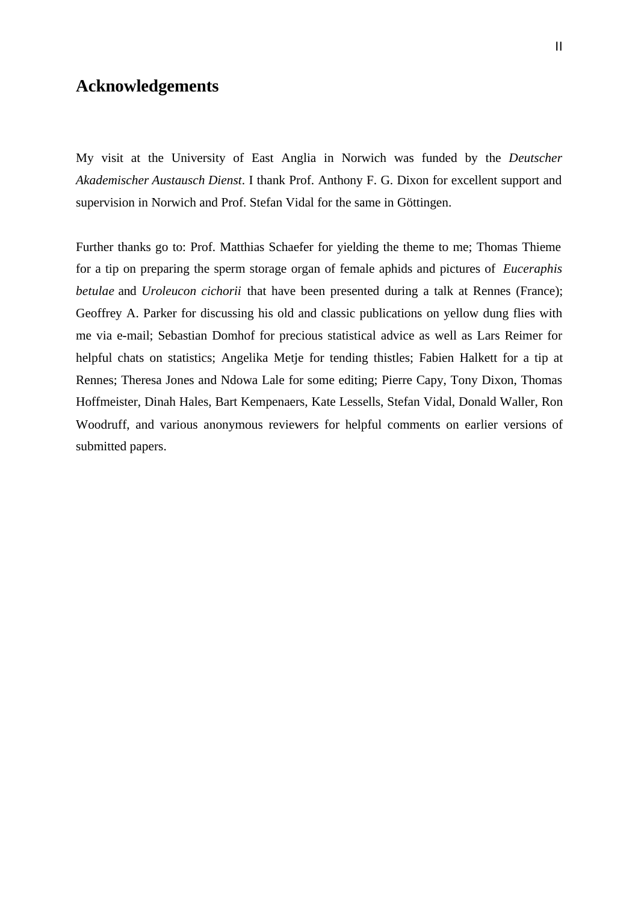# Acknowledgements

My visit at the University of East Anglia in Norwich was funded by the *Deutscher Akademischer Austausch Dienst*. I thank Prof. Anthony F. G. Dixon for excellent support and supervision in Norwich and Prof. Stefan Vidal for the same in Göttingen.

Further thanks go to: Prof. Matthias Schaefer for yielding the theme to me; Thomas Thieme for a tip on preparing the sperm storage organ of female aphids and pictures of *Euceraphis betulae* and *Uroleucon cichorii* that have been presented during a talk at Rennes (France); Geoffrey A. Parker for discussing his old and classic publications on yellow dung flies with me via e-mail; Sebastian Domhof for precious statistical advice as well as Lars Reimer for helpful chats on statistics; Angelika Metje for tending thistles; Fabien Halkett for a tip at Rennes; Theresa Jones and Ndowa Lale for some editing; Pierre Capy, Tony Dixon, Thomas Hoffmeister, Dinah Hales, Bart Kempenaers, Kate Lessells, Stefan Vidal, Donald Waller, Ron Woodruff, and various anonymous reviewers for helpful comments on earlier versions of submitted papers.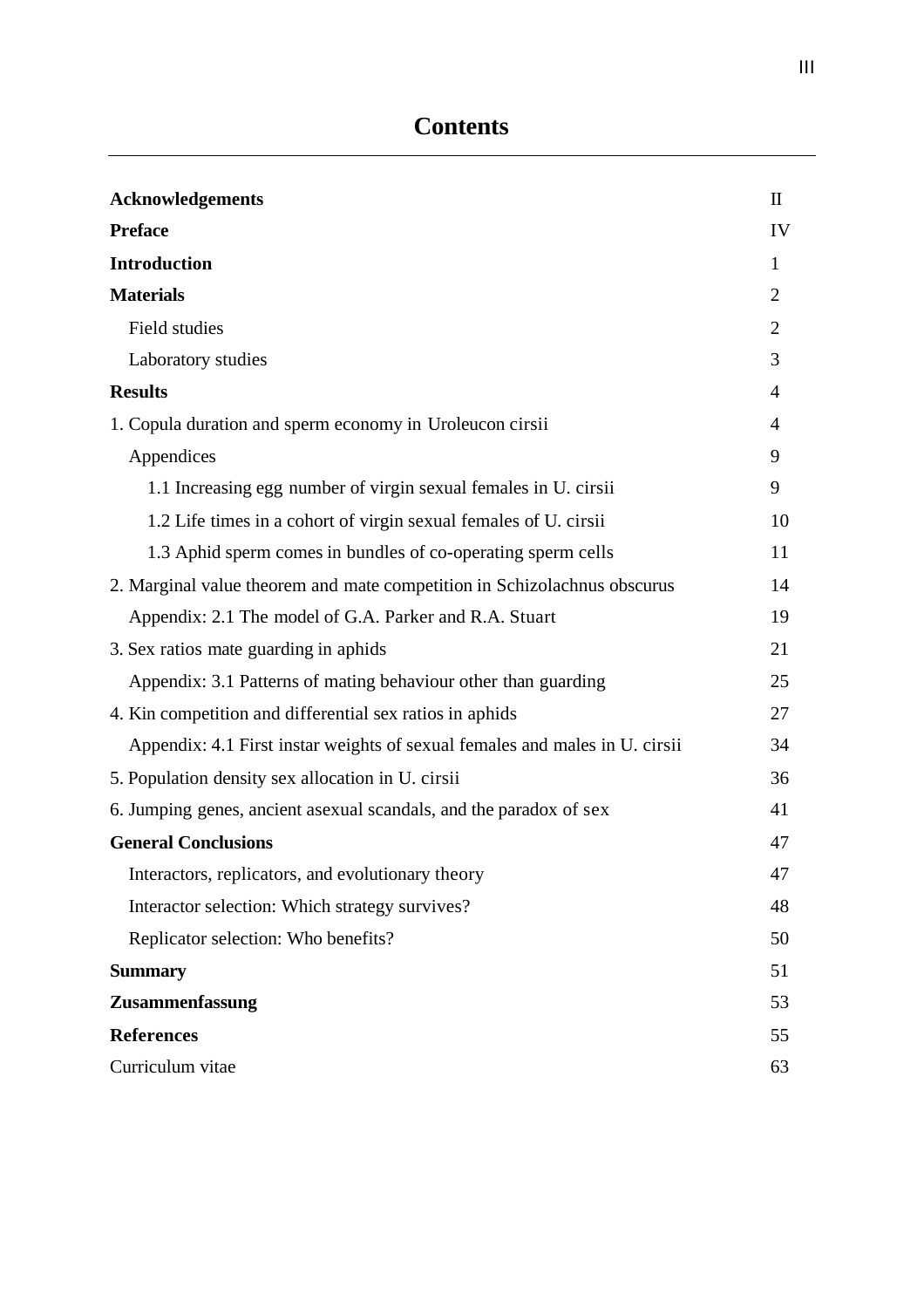# Contents

| | |
|---|---|
| **Acknowledgements** | II |
| **Preface** | IV |
| **Introduction** | 1 |
| **Materials** | 2 |
| Field studies | 2 |
| Laboratory studies | 3 |
| **Results** | 4 |
| 1. Copula duration and sperm economy in Uroleucon cirsii | 4 |
| Appendices | 9 |
| 1.1 Increasing egg number of virgin sexual females in U. cirsii | 9 |
| 1.2 Life times in a cohort of virgin sexual females of U. cirsii | 10 |
| 1.3 Aphid sperm comes in bundles of co-operating sperm cells | 11 |
| 2. Marginal value theorem and mate competition in Schizolachnus obscurus | 14 |
| Appendix: 2.1 The model of G.A. Parker and R.A. Stuart | 19 |
| 3. Sex ratios mate guarding in aphids | 21 |
| Appendix: 3.1 Patterns of mating behaviour other than guarding | 25 |
| 4. Kin competition and differential sex ratios in aphids | 27 |
| Appendix: 4.1 First instar weights of sexual females and males in U. cirsii | 34 |
| 5. Population density sex allocation in U. cirsii | 36 |
| 6. Jumping genes, ancient asexual scandals, and the paradox of sex | 41 |
| **General Conclusions** | 47 |
| Interactors, replicators, and evolutionary theory | 47 |
| Interactor selection: Which strategy survives? | 48 |
| Replicator selection: Who benefits? | 50 |
| **Summary** | 51 |
| **Zusammenfassung** | 53 |
| **References** | 55 |
| Curriculum vitae | 63 |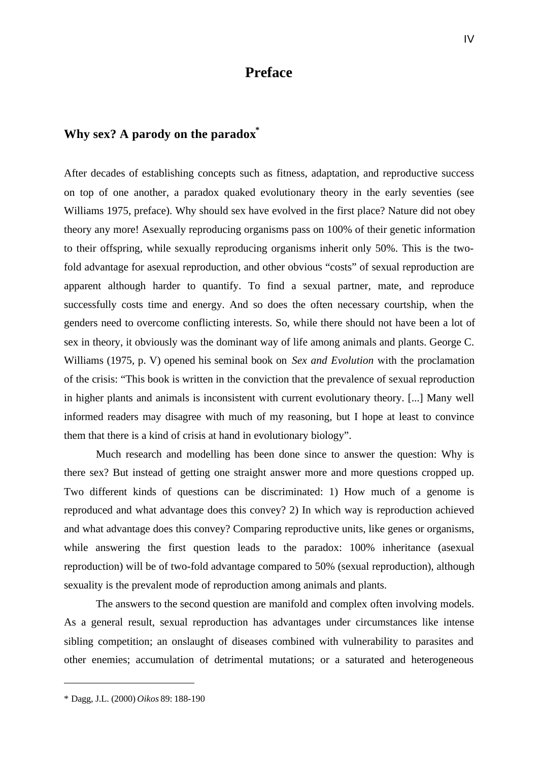# Preface

## Why sex? A parody on the paradox*

After decades of establishing concepts such as fitness, adaptation, and reproductive success on top of one another, a paradox quaked evolutionary theory in the early seventies (see Williams 1975, preface). Why should sex have evolved in the first place? Nature did not obey theory any more! Asexually reproducing organisms pass on 100% of their genetic information to their offspring, while sexually reproducing organisms inherit only 50%. This is the two-fold advantage for asexual reproduction, and other obvious "costs" of sexual reproduction are apparent although harder to quantify. To find a sexual partner, mate, and reproduce successfully costs time and energy. And so does the often necessary courtship, when the genders need to overcome conflicting interests. So, while there should not have been a lot of sex in theory, it obviously was the dominant way of life among animals and plants. George C. Williams (1975, p. V) opened his seminal book on *Sex and Evolution* with the proclamation of the crisis: "This book is written in the conviction that the prevalence of sexual reproduction in higher plants and animals is inconsistent with current evolutionary theory. [...] Many well informed readers may disagree with much of my reasoning, but I hope at least to convince them that there is a kind of crisis at hand in evolutionary biology".

Much research and modelling has been done since to answer the question: Why is there sex? But instead of getting one straight answer more and more questions cropped up. Two different kinds of questions can be discriminated: 1) How much of a genome is reproduced and what advantage does this convey? 2) In which way is reproduction achieved and what advantage does this convey? Comparing reproductive units, like genes or organisms, while answering the first question leads to the paradox: 100% inheritance (asexual reproduction) will be of two-fold advantage compared to 50% (sexual reproduction), although sexuality is the prevalent mode of reproduction among animals and plants.

The answers to the second question are manifold and complex often involving models. As a general result, sexual reproduction has advantages under circumstances like intense sibling competition; an onslaught of diseases combined with vulnerability to parasites and other enemies; accumulation of detrimental mutations; or a saturated and heterogeneous

---

\* Dagg, J.L. (2000) *Oikos* 89: 188-190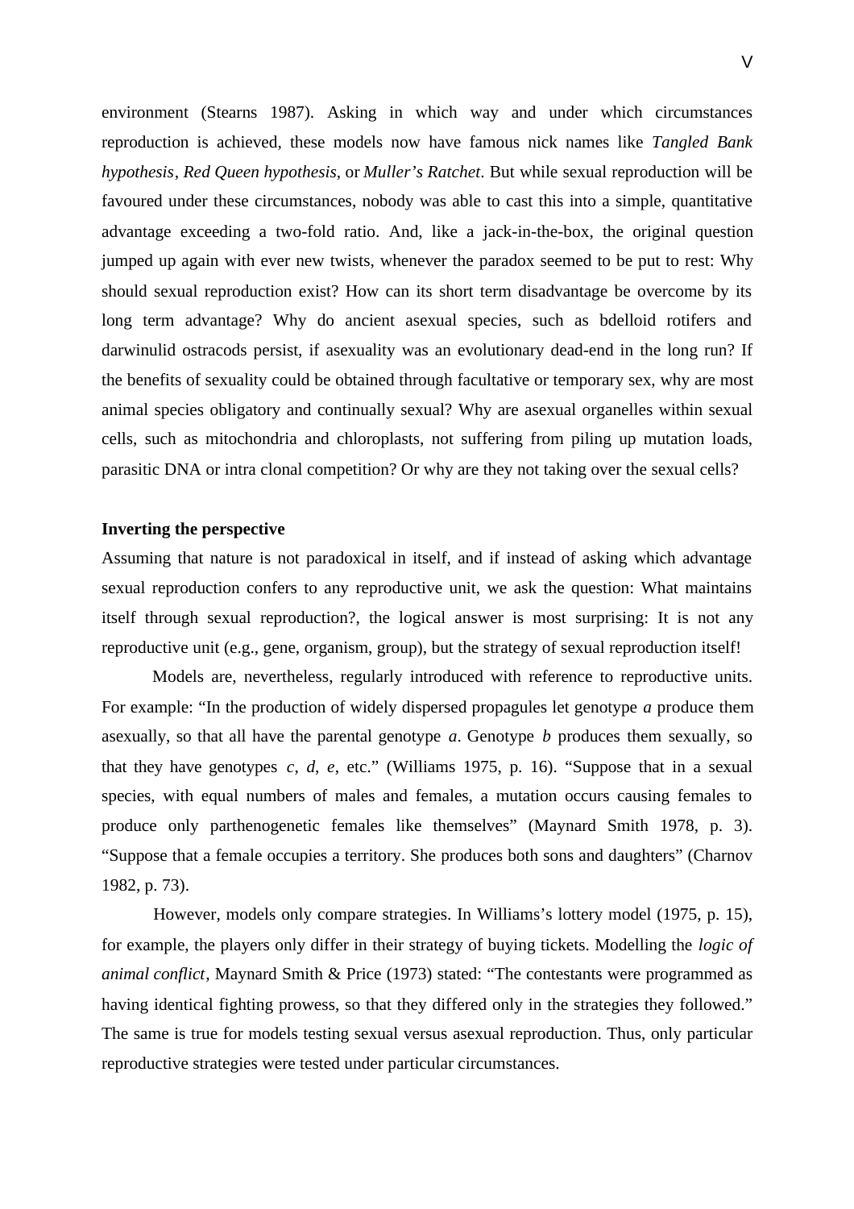environment (Stearns 1987). Asking in which way and under which circumstances reproduction is achieved, these models now have famous nick names like *Tangled Bank hypothesis*, *Red Queen hypothesis*, or *Muller's Ratchet*. But while sexual reproduction will be favoured under these circumstances, nobody was able to cast this into a simple, quantitative advantage exceeding a two-fold ratio. And, like a jack-in-the-box, the original question jumped up again with ever new twists, whenever the paradox seemed to be put to rest: Why should sexual reproduction exist? How can its short term disadvantage be overcome by its long term advantage? Why do ancient asexual species, such as bdelloid rotifers and darwinulid ostracods persist, if asexuality was an evolutionary dead-end in the long run? If the benefits of sexuality could be obtained through facultative or temporary sex, why are most animal species obligatory and continually sexual? Why are asexual organelles within sexual cells, such as mitochondria and chloroplasts, not suffering from piling up mutation loads, parasitic DNA or intra clonal competition? Or why are they not taking over the sexual cells?

**Inverting the perspective**

Assuming that nature is not paradoxical in itself, and if instead of asking which advantage sexual reproduction confers to any reproductive unit, we ask the question: What maintains itself through sexual reproduction?, the logical answer is most surprising: It is not any reproductive unit (e.g., gene, organism, group), but the strategy of sexual reproduction itself!

Models are, nevertheless, regularly introduced with reference to reproductive units. For example: "In the production of widely dispersed propagules let genotype *a* produce them asexually, so that all have the parental genotype *a*. Genotype *b* produces them sexually, so that they have genotypes *c*, *d*, *e*, etc." (Williams 1975, p. 16). "Suppose that in a sexual species, with equal numbers of males and females, a mutation occurs causing females to produce only parthenogenetic females like themselves" (Maynard Smith 1978, p. 3). "Suppose that a female occupies a territory. She produces both sons and daughters" (Charnov 1982, p. 73).

However, models only compare strategies. In Williams's lottery model (1975, p. 15), for example, the players only differ in their strategy of buying tickets. Modelling the *logic of animal conflict*, Maynard Smith & Price (1973) stated: "The contestants were programmed as having identical fighting prowess, so that they differed only in the strategies they followed." The same is true for models testing sexual versus asexual reproduction. Thus, only particular reproductive strategies were tested under particular circumstances.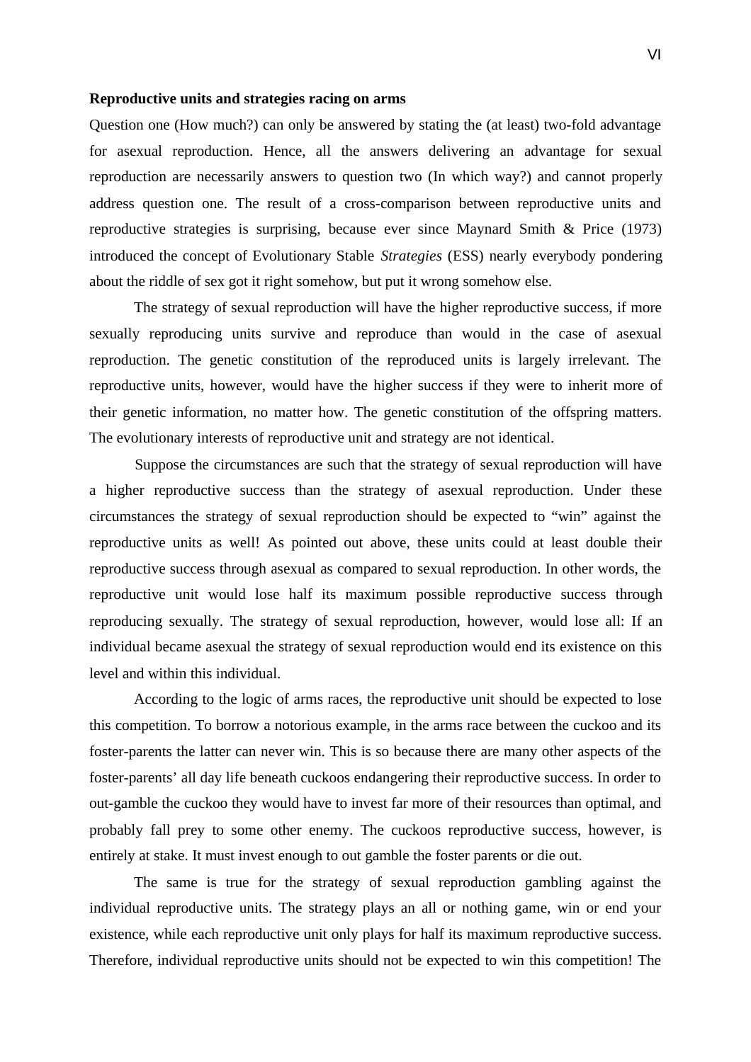**Reproductive units and strategies racing on arms**

Question one (How much?) can only be answered by stating the (at least) two-fold advantage for asexual reproduction. Hence, all the answers delivering an advantage for sexual reproduction are necessarily answers to question two (In which way?) and cannot properly address question one. The result of a cross-comparison between reproductive units and reproductive strategies is surprising, because ever since Maynard Smith & Price (1973) introduced the concept of Evolutionary Stable *Strategies* (ESS) nearly everybody pondering about the riddle of sex got it right somehow, but put it wrong somehow else.

The strategy of sexual reproduction will have the higher reproductive success, if more sexually reproducing units survive and reproduce than would in the case of asexual reproduction. The genetic constitution of the reproduced units is largely irrelevant. The reproductive units, however, would have the higher success if they were to inherit more of their genetic information, no matter how. The genetic constitution of the offspring matters. The evolutionary interests of reproductive unit and strategy are not identical.

Suppose the circumstances are such that the strategy of sexual reproduction will have a higher reproductive success than the strategy of asexual reproduction. Under these circumstances the strategy of sexual reproduction should be expected to "win" against the reproductive units as well! As pointed out above, these units could at least double their reproductive success through asexual as compared to sexual reproduction. In other words, the reproductive unit would lose half its maximum possible reproductive success through reproducing sexually. The strategy of sexual reproduction, however, would lose all: If an individual became asexual the strategy of sexual reproduction would end its existence on this level and within this individual.

According to the logic of arms races, the reproductive unit should be expected to lose this competition. To borrow a notorious example, in the arms race between the cuckoo and its foster-parents the latter can never win. This is so because there are many other aspects of the foster-parents' all day life beneath cuckoos endangering their reproductive success. In order to out-gamble the cuckoo they would have to invest far more of their resources than optimal, and probably fall prey to some other enemy. The cuckoos reproductive success, however, is entirely at stake. It must invest enough to out gamble the foster parents or die out.

The same is true for the strategy of sexual reproduction gambling against the individual reproductive units. The strategy plays an all or nothing game, win or end your existence, while each reproductive unit only plays for half its maximum reproductive success. Therefore, individual reproductive units should not be expected to win this competition! The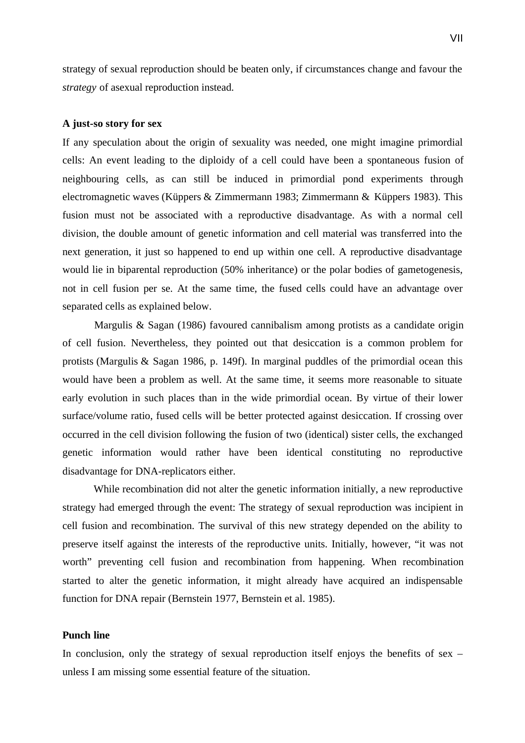strategy of sexual reproduction should be beaten only, if circumstances change and favour the *strategy* of asexual reproduction instead.

**A just-so story for sex**

If any speculation about the origin of sexuality was needed, one might imagine primordial cells: An event leading to the diploidy of a cell could have been a spontaneous fusion of neighbouring cells, as can still be induced in primordial pond experiments through electromagnetic waves (Küppers & Zimmermann 1983; Zimmermann & Küppers 1983). This fusion must not be associated with a reproductive disadvantage. As with a normal cell division, the double amount of genetic information and cell material was transferred into the next generation, it just so happened to end up within one cell. A reproductive disadvantage would lie in biparental reproduction (50% inheritance) or the polar bodies of gametogenesis, not in cell fusion per se. At the same time, the fused cells could have an advantage over separated cells as explained below.

Margulis & Sagan (1986) favoured cannibalism among protists as a candidate origin of cell fusion. Nevertheless, they pointed out that desiccation is a common problem for protists (Margulis & Sagan 1986, p. 149f). In marginal puddles of the primordial ocean this would have been a problem as well. At the same time, it seems more reasonable to situate early evolution in such places than in the wide primordial ocean. By virtue of their lower surface/volume ratio, fused cells will be better protected against desiccation. If crossing over occurred in the cell division following the fusion of two (identical) sister cells, the exchanged genetic information would rather have been identical constituting no reproductive disadvantage for DNA-replicators either.

While recombination did not alter the genetic information initially, a new reproductive strategy had emerged through the event: The strategy of sexual reproduction was incipient in cell fusion and recombination. The survival of this new strategy depended on the ability to preserve itself against the interests of the reproductive units. Initially, however, "it was not worth" preventing cell fusion and recombination from happening. When recombination started to alter the genetic information, it might already have acquired an indispensable function for DNA repair (Bernstein 1977, Bernstein et al. 1985).

**Punch line**

In conclusion, only the strategy of sexual reproduction itself enjoys the benefits of sex – unless I am missing some essential feature of the situation.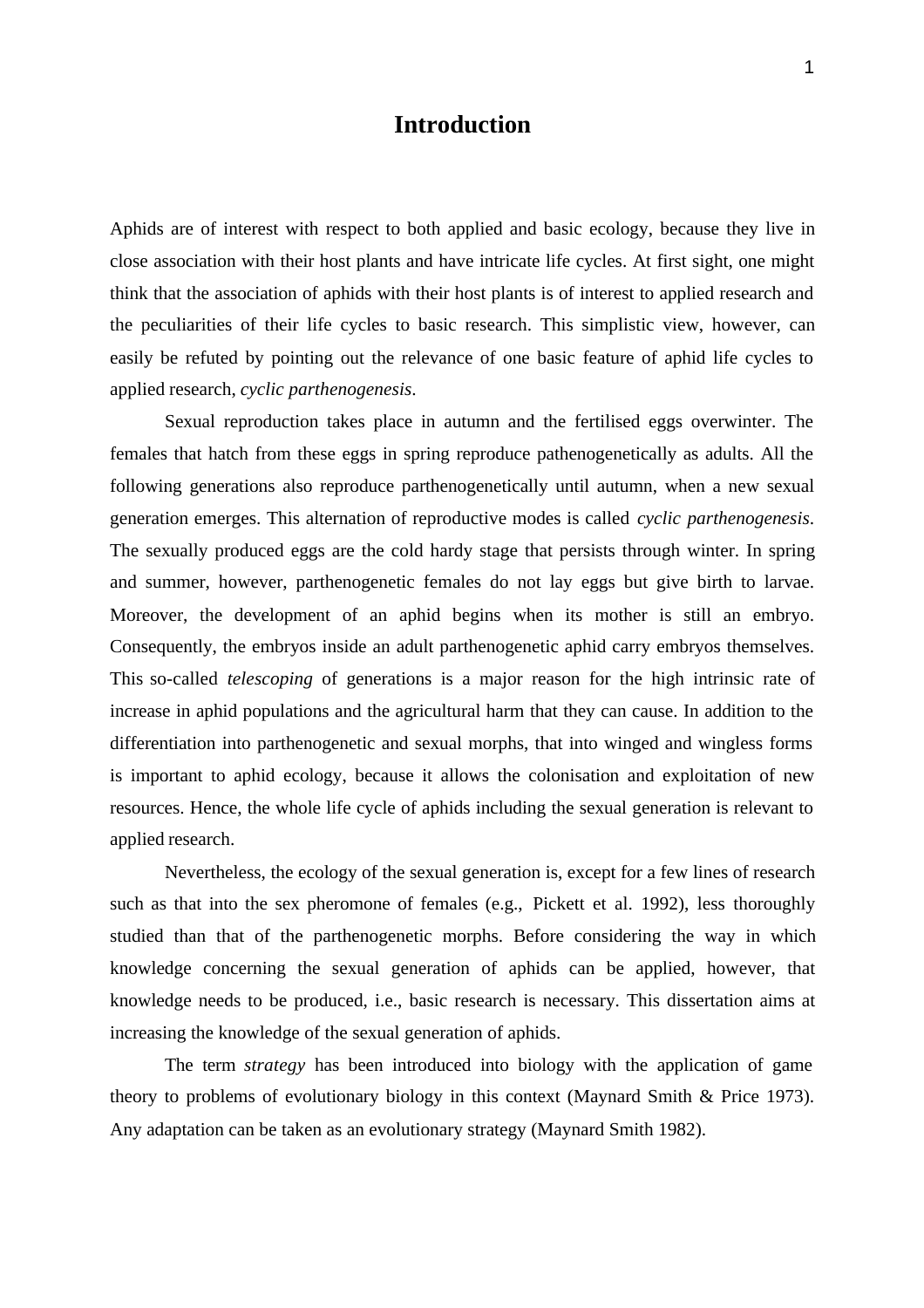# Introduction

Aphids are of interest with respect to both applied and basic ecology, because they live in close association with their host plants and have intricate life cycles. At first sight, one might think that the association of aphids with their host plants is of interest to applied research and the peculiarities of their life cycles to basic research. This simplistic view, however, can easily be refuted by pointing out the relevance of one basic feature of aphid life cycles to applied research, *cyclic parthenogenesis*.

Sexual reproduction takes place in autumn and the fertilised eggs overwinter. The females that hatch from these eggs in spring reproduce pathenogenetically as adults. All the following generations also reproduce parthenogenetically until autumn, when a new sexual generation emerges. This alternation of reproductive modes is called *cyclic parthenogenesis*. The sexually produced eggs are the cold hardy stage that persists through winter. In spring and summer, however, parthenogenetic females do not lay eggs but give birth to larvae. Moreover, the development of an aphid begins when its mother is still an embryo. Consequently, the embryos inside an adult parthenogenetic aphid carry embryos themselves. This so-called *telescoping* of generations is a major reason for the high intrinsic rate of increase in aphid populations and the agricultural harm that they can cause. In addition to the differentiation into parthenogenetic and sexual morphs, that into winged and wingless forms is important to aphid ecology, because it allows the colonisation and exploitation of new resources. Hence, the whole life cycle of aphids including the sexual generation is relevant to applied research.

Nevertheless, the ecology of the sexual generation is, except for a few lines of research such as that into the sex pheromone of females (e.g., Pickett et al. 1992), less thoroughly studied than that of the parthenogenetic morphs. Before considering the way in which knowledge concerning the sexual generation of aphids can be applied, however, that knowledge needs to be produced, i.e., basic research is necessary. This dissertation aims at increasing the knowledge of the sexual generation of aphids.

The term *strategy* has been introduced into biology with the application of game theory to problems of evolutionary biology in this context (Maynard Smith & Price 1973). Any adaptation can be taken as an evolutionary strategy (Maynard Smith 1982).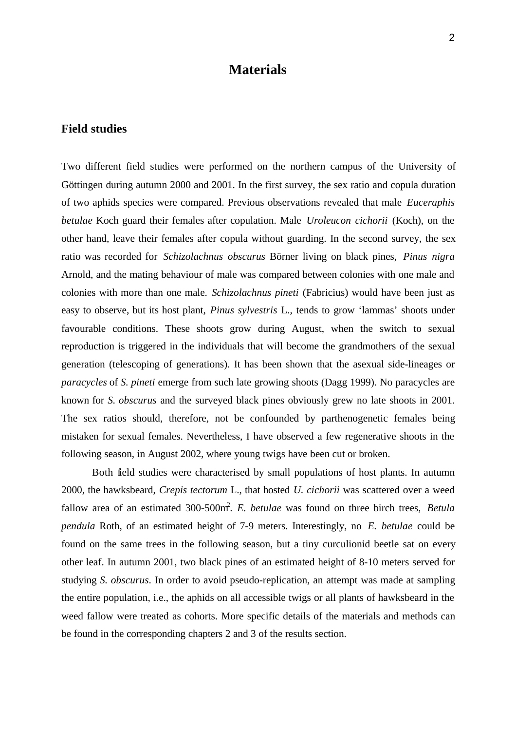# Materials

## Field studies

Two different field studies were performed on the northern campus of the University of Göttingen during autumn 2000 and 2001. In the first survey, the sex ratio and copula duration of two aphids species were compared. Previous observations revealed that male *Euceraphis betulae* Koch guard their females after copulation. Male *Uroleucon cichorii* (Koch), on the other hand, leave their females after copula without guarding. In the second survey, the sex ratio was recorded for *Schizolachnus obscurus* Börner living on black pines, *Pinus nigra* Arnold, and the mating behaviour of male was compared between colonies with one male and colonies with more than one male. *Schizolachnus pineti* (Fabricius) would have been just as easy to observe, but its host plant, *Pinus sylvestris* L., tends to grow 'lammas' shoots under favourable conditions. These shoots grow during August, when the switch to sexual reproduction is triggered in the individuals that will become the grandmothers of the sexual generation (telescoping of generations). It has been shown that the asexual side-lineages or *paracycles* of *S. pineti* emerge from such late growing shoots (Dagg 1999). No paracycles are known for *S. obscurus* and the surveyed black pines obviously grew no late shoots in 2001. The sex ratios should, therefore, not be confounded by parthenogenetic females being mistaken for sexual females. Nevertheless, I have observed a few regenerative shoots in the following season, in August 2002, where young twigs have been cut or broken.

Both field studies were characterised by small populations of host plants. In autumn 2000, the hawksbeard, *Crepis tectorum* L., that hosted *U. cichorii* was scattered over a weed fallow area of an estimated 300-500m$^2$. *E. betulae* was found on three birch trees, *Betula pendula* Roth, of an estimated height of 7-9 meters. Interestingly, no *E. betulae* could be found on the same trees in the following season, but a tiny curculionid beetle sat on every other leaf. In autumn 2001, two black pines of an estimated height of 8-10 meters served for studying *S. obscurus*. In order to avoid pseudo-replication, an attempt was made at sampling the entire population, i.e., the aphids on all accessible twigs or all plants of hawksbeard in the weed fallow were treated as cohorts. More specific details of the materials and methods can be found in the corresponding chapters 2 and 3 of the results section.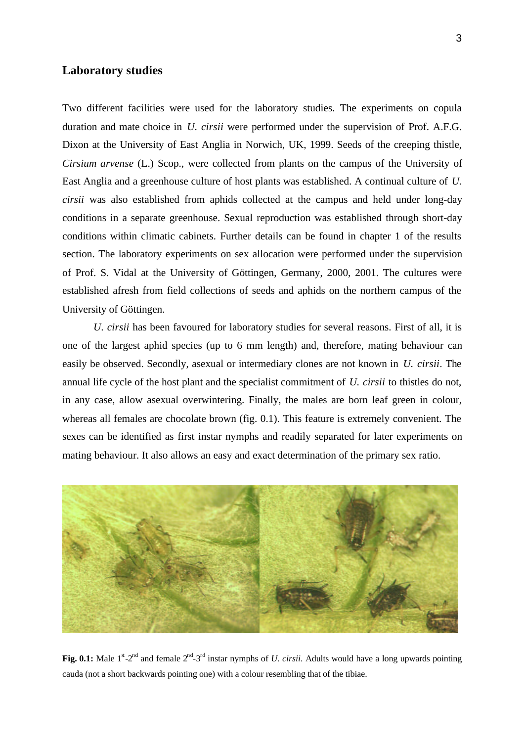## Laboratory studies

Two different facilities were used for the laboratory studies. The experiments on copula duration and mate choice in *U. cirsii* were performed under the supervision of Prof. A.F.G. Dixon at the University of East Anglia in Norwich, UK, 1999. Seeds of the creeping thistle, *Cirsium arvense* (L.) Scop., were collected from plants on the campus of the University of East Anglia and a greenhouse culture of host plants was established. A continual culture of *U. cirsii* was also established from aphids collected at the campus and held under long-day conditions in a separate greenhouse. Sexual reproduction was established through short-day conditions within climatic cabinets. Further details can be found in chapter 1 of the results section. The laboratory experiments on sex allocation were performed under the supervision of Prof. S. Vidal at the University of Göttingen, Germany, 2000, 2001. The cultures were established afresh from field collections of seeds and aphids on the northern campus of the University of Göttingen.

*U. cirsii* has been favoured for laboratory studies for several reasons. First of all, it is one of the largest aphid species (up to 6 mm length) and, therefore, mating behaviour can easily be observed. Secondly, asexual or intermediary clones are not known in *U. cirsii*. The annual life cycle of the host plant and the specialist commitment of *U. cirsii* to thistles do not, in any case, allow asexual overwintering. Finally, the males are born leaf green in colour, whereas all females are chocolate brown (fig. 0.1). This feature is extremely convenient. The sexes can be identified as first instar nymphs and readily separated for later experiments on mating behaviour. It also allows an easy and exact determination of the primary sex ratio.

**Fig. 0.1:** Male 1st-2nd and female 2nd-3rd instar nymphs of *U. cirsii*. Adults would have a long upwards pointing cauda (not a short backwards pointing one) with a colour resembling that of the tibiae.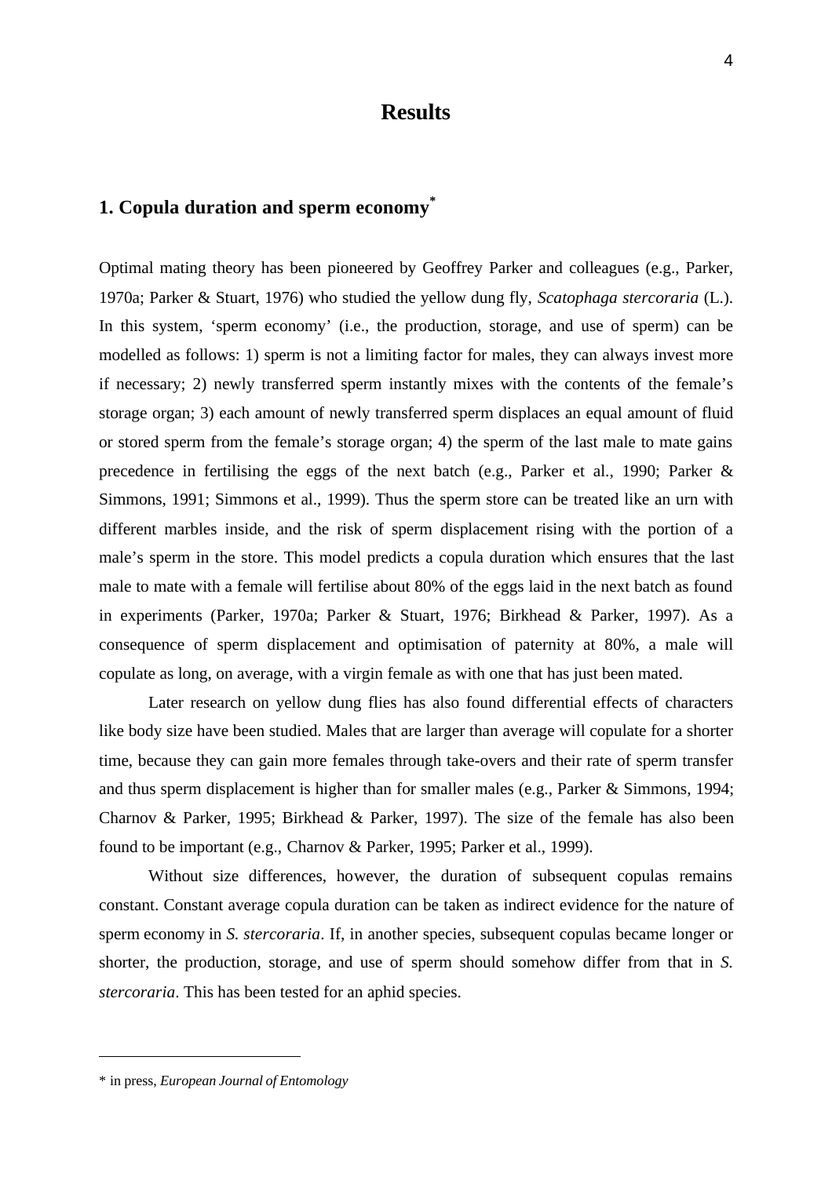# Results

## 1. Copula duration and sperm economy*

Optimal mating theory has been pioneered by Geoffrey Parker and colleagues (e.g., Parker, 1970a; Parker & Stuart, 1976) who studied the yellow dung fly, *Scatophaga stercoraria* (L.). In this system, 'sperm economy' (i.e., the production, storage, and use of sperm) can be modelled as follows: 1) sperm is not a limiting factor for males, they can always invest more if necessary; 2) newly transferred sperm instantly mixes with the contents of the female's storage organ; 3) each amount of newly transferred sperm displaces an equal amount of fluid or stored sperm from the female's storage organ; 4) the sperm of the last male to mate gains precedence in fertilising the eggs of the next batch (e.g., Parker et al., 1990; Parker & Simmons, 1991; Simmons et al., 1999). Thus the sperm store can be treated like an urn with different marbles inside, and the risk of sperm displacement rising with the portion of a male's sperm in the store. This model predicts a copula duration which ensures that the last male to mate with a female will fertilise about 80% of the eggs laid in the next batch as found in experiments (Parker, 1970a; Parker & Stuart, 1976; Birkhead & Parker, 1997). As a consequence of sperm displacement and optimisation of paternity at 80%, a male will copulate as long, on average, with a virgin female as with one that has just been mated.

Later research on yellow dung flies has also found differential effects of characters like body size have been studied. Males that are larger than average will copulate for a shorter time, because they can gain more females through take-overs and their rate of sperm transfer and thus sperm displacement is higher than for smaller males (e.g., Parker & Simmons, 1994; Charnov & Parker, 1995; Birkhead & Parker, 1997). The size of the female has also been found to be important (e.g., Charnov & Parker, 1995; Parker et al., 1999).

Without size differences, however, the duration of subsequent copulas remains constant. Constant average copula duration can be taken as indirect evidence for the nature of sperm economy in *S. stercoraria*. If, in another species, subsequent copulas became longer or shorter, the production, storage, and use of sperm should somehow differ from that in *S. stercoraria*. This has been tested for an aphid species.

---

* in press, *European Journal of Entomology*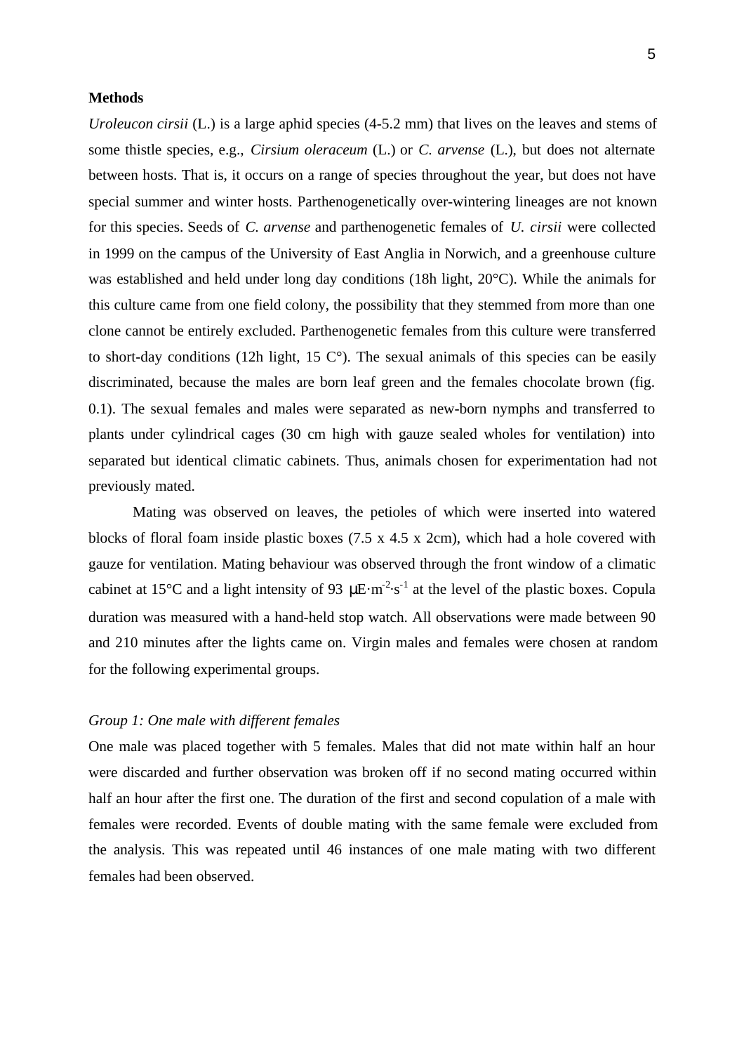**Methods**

*Uroleucon cirsii* (L.) is a large aphid species (4-5.2 mm) that lives on the leaves and stems of some thistle species, e.g., *Cirsium oleraceum* (L.) or *C. arvense* (L.), but does not alternate between hosts. That is, it occurs on a range of species throughout the year, but does not have special summer and winter hosts. Parthenogenetically over-wintering lineages are not known for this species. Seeds of *C. arvense* and parthenogenetic females of *U. cirsii* were collected in 1999 on the campus of the University of East Anglia in Norwich, and a greenhouse culture was established and held under long day conditions (18h light, 20°C). While the animals for this culture came from one field colony, the possibility that they stemmed from more than one clone cannot be entirely excluded. Parthenogenetic females from this culture were transferred to short-day conditions (12h light, 15 C°). The sexual animals of this species can be easily discriminated, because the males are born leaf green and the females chocolate brown (fig. 0.1). The sexual females and males were separated as new-born nymphs and transferred to plants under cylindrical cages (30 cm high with gauze sealed wholes for ventilation) into separated but identical climatic cabinets. Thus, animals chosen for experimentation had not previously mated.

Mating was observed on leaves, the petioles of which were inserted into watered blocks of floral foam inside plastic boxes (7.5 x 4.5 x 2cm), which had a hole covered with gauze for ventilation. Mating behaviour was observed through the front window of a climatic cabinet at 15°C and a light intensity of 93 $\mu E \cdot m^{-2} \cdot s^{-1}$ at the level of the plastic boxes. Copula duration was measured with a hand-held stop watch. All observations were made between 90 and 210 minutes after the lights came on. Virgin males and females were chosen at random for the following experimental groups.

*Group 1: One male with different females*

One male was placed together with 5 females. Males that did not mate within half an hour were discarded and further observation was broken off if no second mating occurred within half an hour after the first one. The duration of the first and second copulation of a male with females were recorded. Events of double mating with the same female were excluded from the analysis. This was repeated until 46 instances of one male mating with two different females had been observed.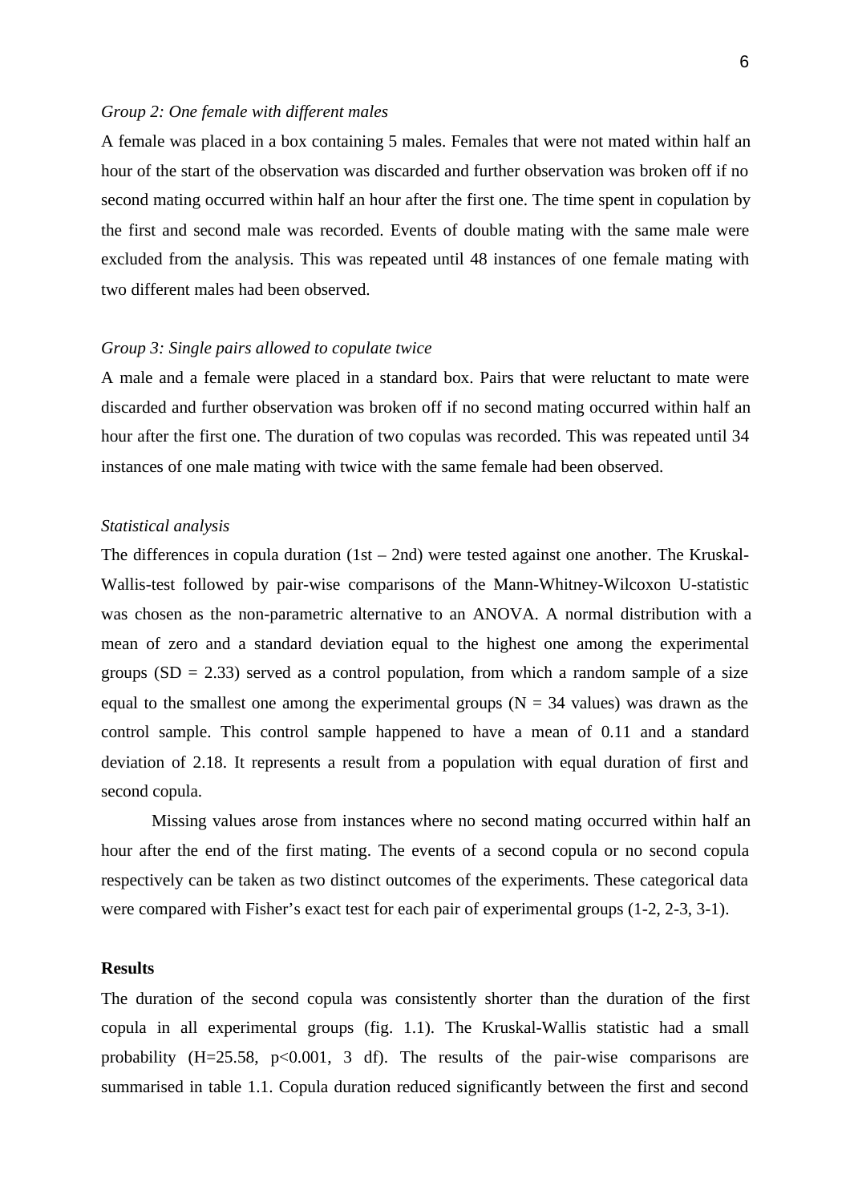*Group 2: One female with different males*

A female was placed in a box containing 5 males. Females that were not mated within half an hour of the start of the observation was discarded and further observation was broken off if no second mating occurred within half an hour after the first one. The time spent in copulation by the first and second male was recorded. Events of double mating with the same male were excluded from the analysis. This was repeated until 48 instances of one female mating with two different males had been observed.

*Group 3: Single pairs allowed to copulate twice*

A male and a female were placed in a standard box. Pairs that were reluctant to mate were discarded and further observation was broken off if no second mating occurred within half an hour after the first one. The duration of two copulas was recorded. This was repeated until 34 instances of one male mating with twice with the same female had been observed.

*Statistical analysis*

The differences in copula duration (1st – 2nd) were tested against one another. The Kruskal-Wallis-test followed by pair-wise comparisons of the Mann-Whitney-Wilcoxon U-statistic was chosen as the non-parametric alternative to an ANOVA. A normal distribution with a mean of zero and a standard deviation equal to the highest one among the experimental groups (SD = 2.33) served as a control population, from which a random sample of a size equal to the smallest one among the experimental groups (N = 34 values) was drawn as the control sample. This control sample happened to have a mean of 0.11 and a standard deviation of 2.18. It represents a result from a population with equal duration of first and second copula.

Missing values arose from instances where no second mating occurred within half an hour after the end of the first mating. The events of a second copula or no second copula respectively can be taken as two distinct outcomes of the experiments. These categorical data were compared with Fisher's exact test for each pair of experimental groups (1-2, 2-3, 3-1).

**Results**

The duration of the second copula was consistently shorter than the duration of the first copula in all experimental groups (fig. 1.1). The Kruskal-Wallis statistic had a small probability ($H=25.58$, $p<0.001$, 3 df). The results of the pair-wise comparisons are summarised in table 1.1. Copula duration reduced significantly between the first and second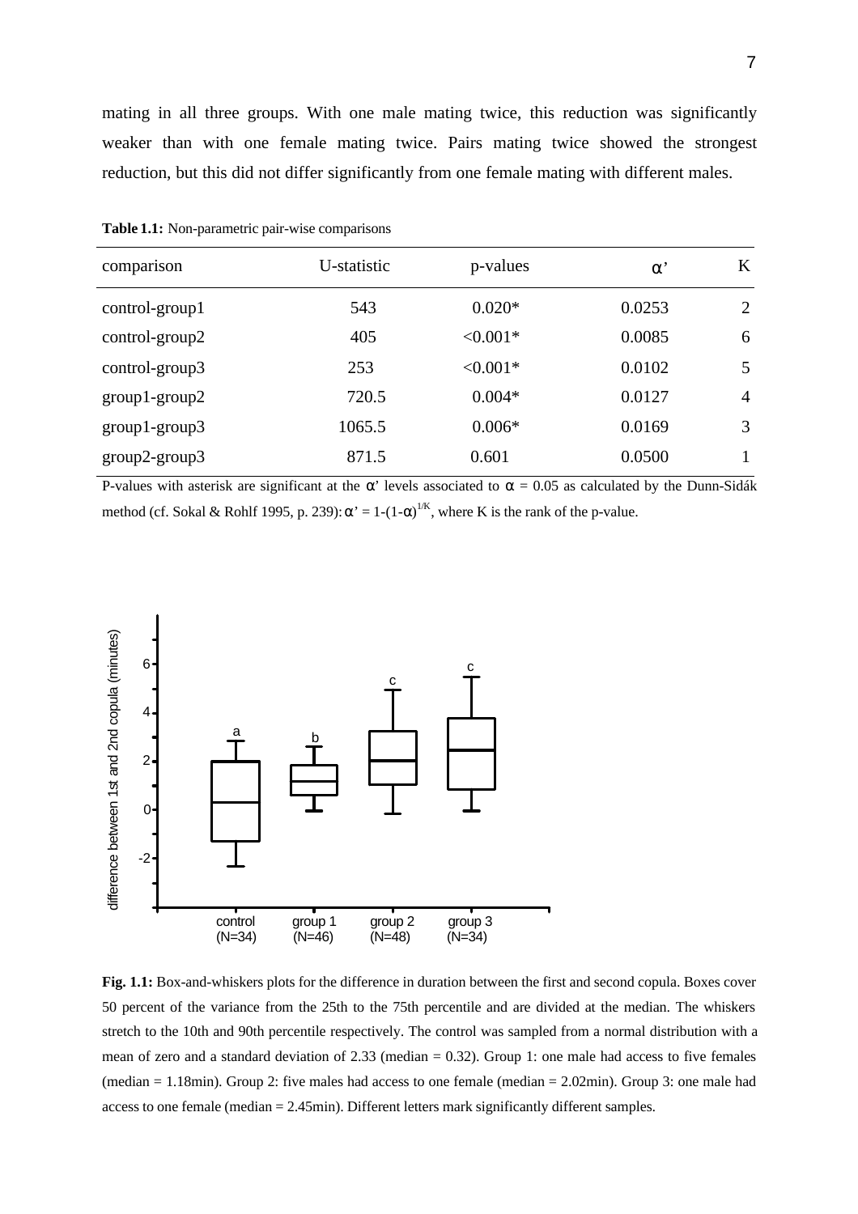mating in all three groups. With one male mating twice, this reduction was significantly weaker than with one female mating twice. Pairs mating twice showed the strongest reduction, but this did not differ significantly from one female mating with different males.

**Table 1.1:** Non-parametric pair-wise comparisons

| comparison | U-statistic | p-values | α' | K |
|---|---|---|---|---|
| control-group1 | 543 | 0.020* | 0.0253 | 2 |
| control-group2 | 405 | <0.001* | 0.0085 | 6 |
| control-group3 | 253 | <0.001* | 0.0102 | 5 |
| group1-group2 | 720.5 | 0.004* | 0.0127 | 4 |
| group1-group3 | 1065.5 | 0.006* | 0.0169 | 3 |
| group2-group3 | 871.5 | 0.601 | 0.0500 | 1 |

P-values with asterisk are significant at the α' levels associated to $\alpha = 0.05$ as calculated by the Dunn-Sidák method (cf. Sokal & Rohlf 1995, p. 239): $\alpha' = 1-(1-\alpha)^{1/K}$, where K is the rank of the p-value.

**Fig. 1.1:** Box-and-whiskers plots for the difference in duration between the first and second copula. Boxes cover 50 percent of the variance from the 25th to the 75th percentile and are divided at the median. The whiskers stretch to the 10th and 90th percentile respectively. The control was sampled from a normal distribution with a mean of zero and a standard deviation of 2.33 (median = 0.32). Group 1: one male had access to five females (median = 1.18min). Group 2: five males had access to one female (median = 2.02min). Group 3: one male had access to one female (median = 2.45min). Different letters mark significantly different samples.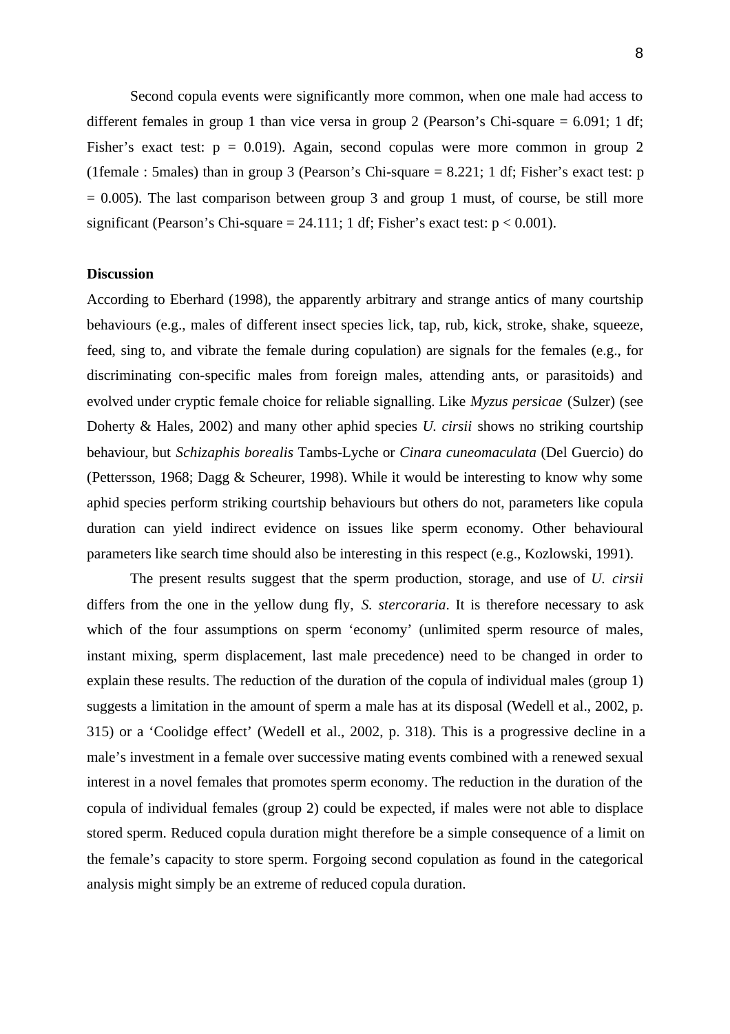Second copula events were significantly more common, when one male had access to different females in group 1 than vice versa in group 2 (Pearson's Chi-square = 6.091; 1 df; Fisher's exact test: $p = 0.019$). Again, second copulas were more common in group 2 (1female : 5males) than in group 3 (Pearson's Chi-square = 8.221; 1 df; Fisher's exact test: $p = 0.005$). The last comparison between group 3 and group 1 must, of course, be still more significant (Pearson's Chi-square = 24.111; 1 df; Fisher's exact test: $p < 0.001$).

**Discussion**

According to Eberhard (1998), the apparently arbitrary and strange antics of many courtship behaviours (e.g., males of different insect species lick, tap, rub, kick, stroke, shake, squeeze, feed, sing to, and vibrate the female during copulation) are signals for the females (e.g., for discriminating con-specific males from foreign males, attending ants, or parasitoids) and evolved under cryptic female choice for reliable signalling. Like *Myzus persicae* (Sulzer) (see Doherty & Hales, 2002) and many other aphid species *U. cirsii* shows no striking courtship behaviour, but *Schizaphis borealis* Tambs-Lyche or *Cinara cuneomaculata* (Del Guercio) do (Pettersson, 1968; Dagg & Scheurer, 1998). While it would be interesting to know why some aphid species perform striking courtship behaviours but others do not, parameters like copula duration can yield indirect evidence on issues like sperm economy. Other behavioural parameters like search time should also be interesting in this respect (e.g., Kozlowski, 1991).

The present results suggest that the sperm production, storage, and use of *U. cirsii* differs from the one in the yellow dung fly, *S. stercoraria*. It is therefore necessary to ask which of the four assumptions on sperm 'economy' (unlimited sperm resource of males, instant mixing, sperm displacement, last male precedence) need to be changed in order to explain these results. The reduction of the duration of the copula of individual males (group 1) suggests a limitation in the amount of sperm a male has at its disposal (Wedell et al., 2002, p. 315) or a 'Coolidge effect' (Wedell et al., 2002, p. 318). This is a progressive decline in a male's investment in a female over successive mating events combined with a renewed sexual interest in a novel females that promotes sperm economy. The reduction in the duration of the copula of individual females (group 2) could be expected, if males were not able to displace stored sperm. Reduced copula duration might therefore be a simple consequence of a limit on the female's capacity to store sperm. Forgoing second copulation as found in the categorical analysis might simply be an extreme of reduced copula duration.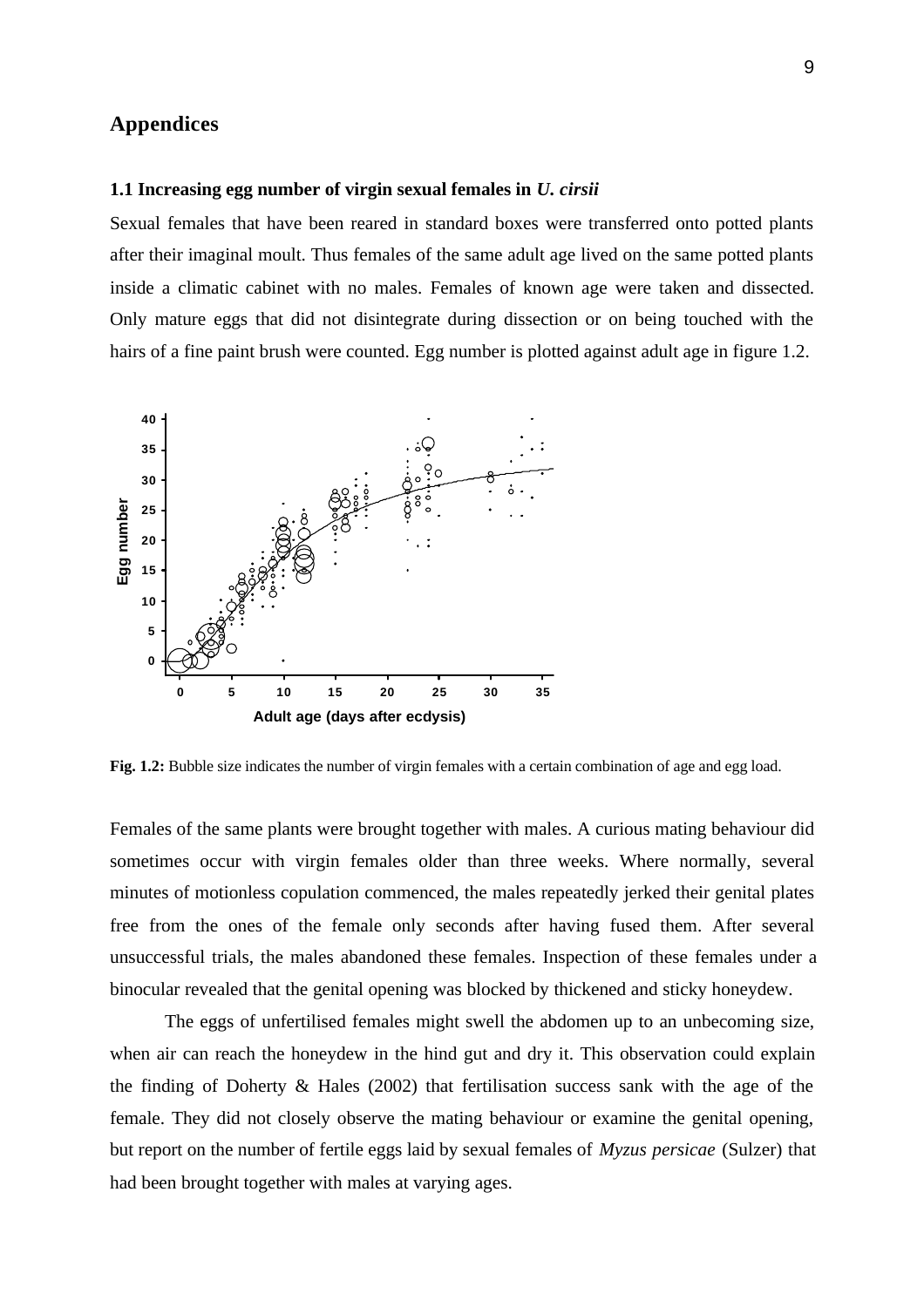## Appendices

### 1.1 Increasing egg number of virgin sexual females in *U. cirsii*

Sexual females that have been reared in standard boxes were transferred onto potted plants after their imaginal moult. Thus females of the same adult age lived on the same potted plants inside a climatic cabinet with no males. Females of known age were taken and dissected. Only mature eggs that did not disintegrate during dissection or on being touched with the hairs of a fine paint brush were counted. Egg number is plotted against adult age in figure 1.2.

**Fig. 1.2:** Bubble size indicates the number of virgin females with a certain combination of age and egg load.

Females of the same plants were brought together with males. A curious mating behaviour did sometimes occur with virgin females older than three weeks. Where normally, several minutes of motionless copulation commenced, the males repeatedly jerked their genital plates free from the ones of the female only seconds after having fused them. After several unsuccessful trials, the males abandoned these females. Inspection of these females under a binocular revealed that the genital opening was blocked by thickened and sticky honeydew.

The eggs of unfertilised females might swell the abdomen up to an unbecoming size, when air can reach the honeydew in the hind gut and dry it. This observation could explain the finding of Doherty & Hales (2002) that fertilisation success sank with the age of the female. They did not closely observe the mating behaviour or examine the genital opening, but report on the number of fertile eggs laid by sexual females of *Myzus persicae* (Sulzer) that had been brought together with males at varying ages.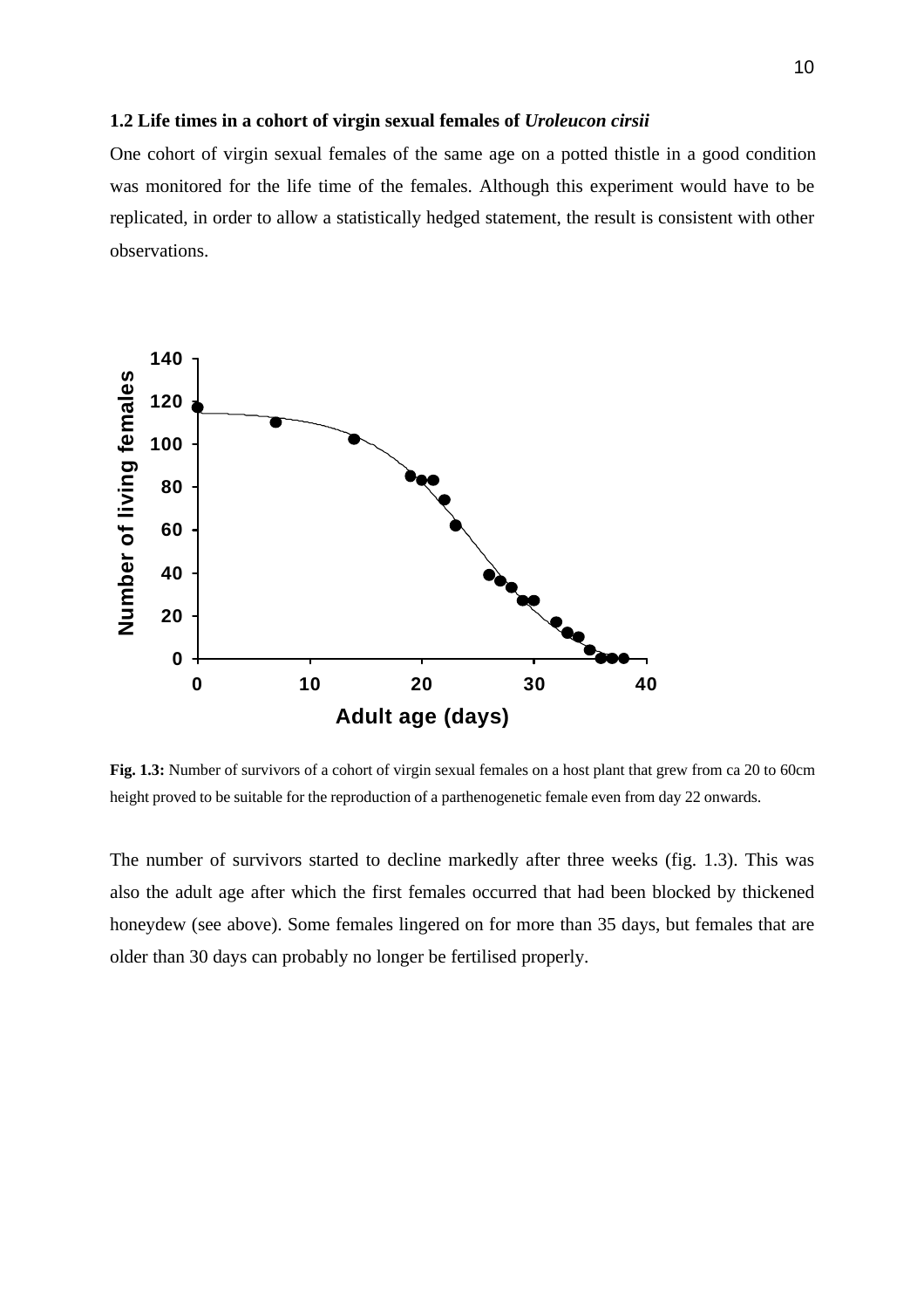### 1.2 Life times in a cohort of virgin sexual females of *Uroleucon cirsii*

One cohort of virgin sexual females of the same age on a potted thistle in a good condition was monitored for the life time of the females. Although this experiment would have to be replicated, in order to allow a statistically hedged statement, the result is consistent with other observations.

**Fig. 1.3:** Number of survivors of a cohort of virgin sexual females on a host plant that grew from ca 20 to 60cm height proved to be suitable for the reproduction of a parthenogenetic female even from day 22 onwards.

The number of survivors started to decline markedly after three weeks (fig. 1.3). This was also the adult age after which the first females occurred that had been blocked by thickened honeydew (see above). Some females lingered on for more than 35 days, but females that are older than 30 days can probably no longer be fertilised properly.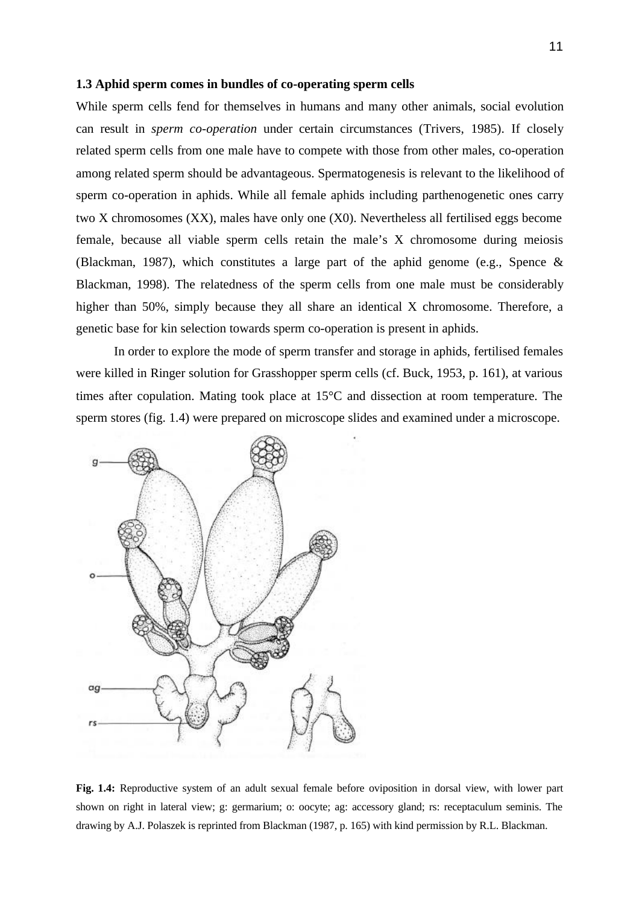### 1.3 Aphid sperm comes in bundles of co-operating sperm cells

While sperm cells fend for themselves in humans and many other animals, social evolution can result in *sperm co-operation* under certain circumstances (Trivers, 1985). If closely related sperm cells from one male have to compete with those from other males, co-operation among related sperm should be advantageous. Spermatogenesis is relevant to the likelihood of sperm co-operation in aphids. While all female aphids including parthenogenetic ones carry two X chromosomes (XX), males have only one (X0). Nevertheless all fertilised eggs become female, because all viable sperm cells retain the male's X chromosome during meiosis (Blackman, 1987), which constitutes a large part of the aphid genome (e.g., Spence & Blackman, 1998). The relatedness of the sperm cells from one male must be considerably higher than 50%, simply because they all share an identical X chromosome. Therefore, a genetic base for kin selection towards sperm co-operation is present in aphids.

In order to explore the mode of sperm transfer and storage in aphids, fertilised females were killed in Ringer solution for Grasshopper sperm cells (cf. Buck, 1953, p. 161), at various times after copulation. Mating took place at 15°C and dissection at room temperature. The sperm stores (fig. 1.4) were prepared on microscope slides and examined under a microscope.

**Fig. 1.4:** Reproductive system of an adult sexual female before oviposition in dorsal view, with lower part shown on right in lateral view; g: germarium; o: oocyte; ag: accessory gland; rs: receptaculum seminis. The drawing by A.J. Polaszek is reprinted from Blackman (1987, p. 165) with kind permission by R.L. Blackman.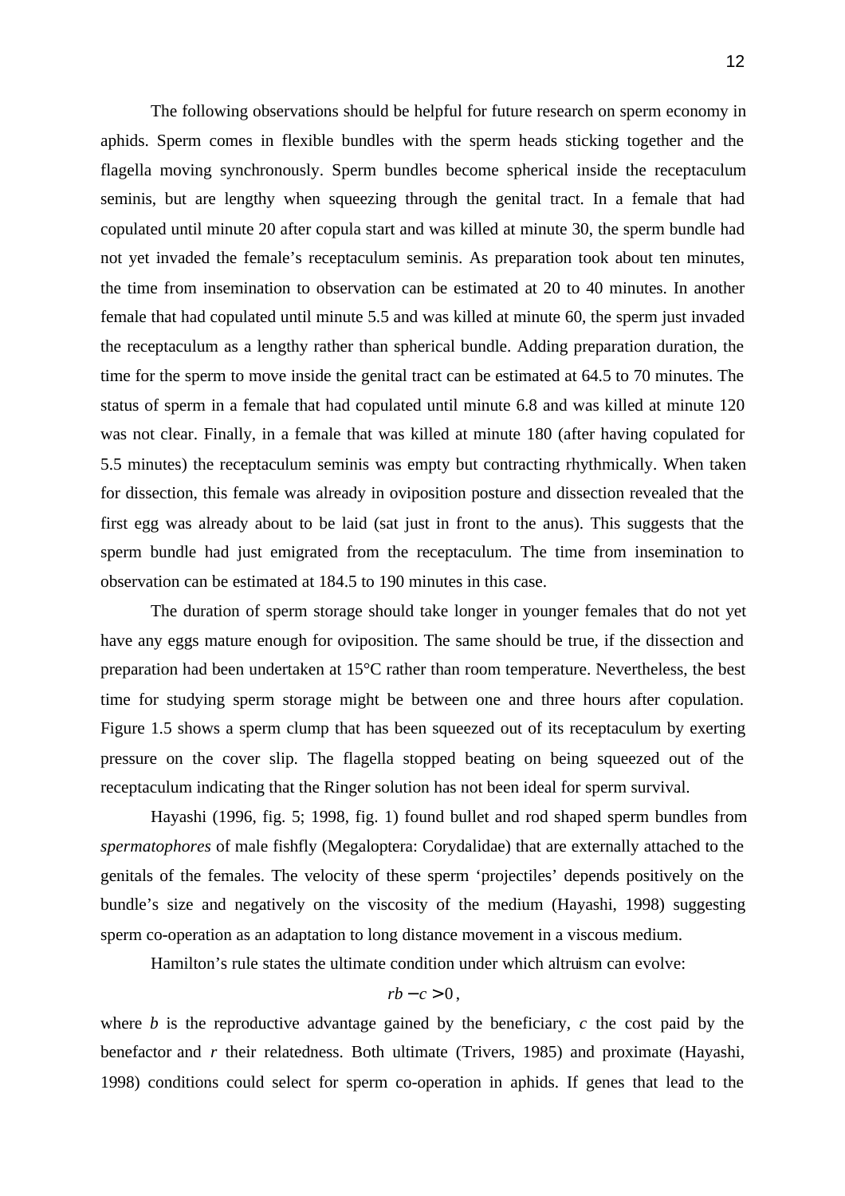The following observations should be helpful for future research on sperm economy in aphids. Sperm comes in flexible bundles with the sperm heads sticking together and the flagella moving synchronously. Sperm bundles become spherical inside the receptaculum seminis, but are lengthy when squeezing through the genital tract. In a female that had copulated until minute 20 after copula start and was killed at minute 30, the sperm bundle had not yet invaded the female's receptaculum seminis. As preparation took about ten minutes, the time from insemination to observation can be estimated at 20 to 40 minutes. In another female that had copulated until minute 5.5 and was killed at minute 60, the sperm just invaded the receptaculum as a lengthy rather than spherical bundle. Adding preparation duration, the time for the sperm to move inside the genital tract can be estimated at 64.5 to 70 minutes. The status of sperm in a female that had copulated until minute 6.8 and was killed at minute 120 was not clear. Finally, in a female that was killed at minute 180 (after having copulated for 5.5 minutes) the receptaculum seminis was empty but contracting rhythmically. When taken for dissection, this female was already in oviposition posture and dissection revealed that the first egg was already about to be laid (sat just in front to the anus). This suggests that the sperm bundle had just emigrated from the receptaculum. The time from insemination to observation can be estimated at 184.5 to 190 minutes in this case.

The duration of sperm storage should take longer in younger females that do not yet have any eggs mature enough for oviposition. The same should be true, if the dissection and preparation had been undertaken at 15°C rather than room temperature. Nevertheless, the best time for studying sperm storage might be between one and three hours after copulation. Figure 1.5 shows a sperm clump that has been squeezed out of its receptaculum by exerting pressure on the cover slip. The flagella stopped beating on being squeezed out of the receptaculum indicating that the Ringer solution has not been ideal for sperm survival.

Hayashi (1996, fig. 5; 1998, fig. 1) found bullet and rod shaped sperm bundles from *spermatophores* of male fishfly (Megaloptera: Corydalidae) that are externally attached to the genitals of the females. The velocity of these sperm 'projectiles' depends positively on the bundle's size and negatively on the viscosity of the medium (Hayashi, 1998) suggesting sperm co-operation as an adaptation to long distance movement in a viscous medium.

Hamilton's rule states the ultimate condition under which altruism can evolve:

$$rb - c > 0,$$

where $b$ is the reproductive advantage gained by the beneficiary, $c$ the cost paid by the benefactor and $r$ their relatedness. Both ultimate (Trivers, 1985) and proximate (Hayashi, 1998) conditions could select for sperm co-operation in aphids. If genes that lead to the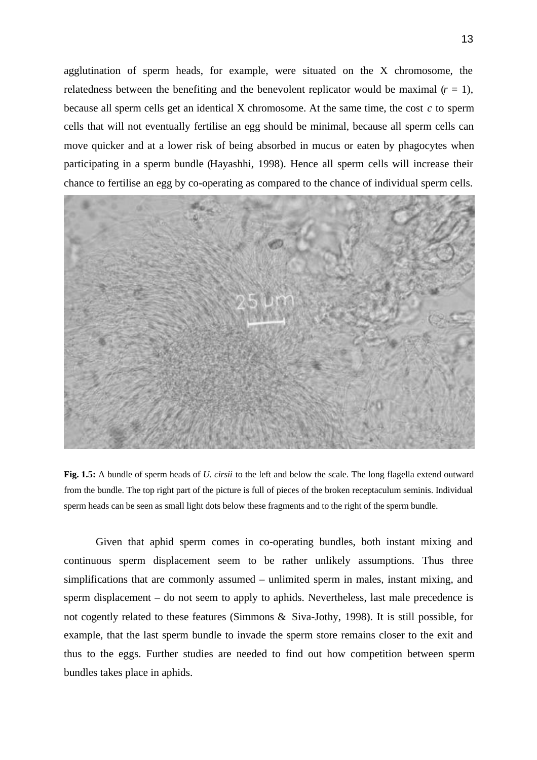agglutination of sperm heads, for example, were situated on the X chromosome, the relatedness between the benefiting and the benevolent replicator would be maximal ($r = 1$), because all sperm cells get an identical X chromosome. At the same time, the cost $c$ to sperm cells that will not eventually fertilise an egg should be minimal, because all sperm cells can move quicker and at a lower risk of being absorbed in mucus or eaten by phagocytes when participating in a sperm bundle (Hayashhi, 1998). Hence all sperm cells will increase their chance to fertilise an egg by co-operating as compared to the chance of individual sperm cells.

**Fig. 1.5:** A bundle of sperm heads of *U. cirsii* to the left and below the scale. The long flagella extend outward from the bundle. The top right part of the picture is full of pieces of the broken receptaculum seminis. Individual sperm heads can be seen as small light dots below these fragments and to the right of the sperm bundle.

Given that aphid sperm comes in co-operating bundles, both instant mixing and continuous sperm displacement seem to be rather unlikely assumptions. Thus three simplifications that are commonly assumed – unlimited sperm in males, instant mixing, and sperm displacement – do not seem to apply to aphids. Nevertheless, last male precedence is not cogently related to these features (Simmons & Siva-Jothy, 1998). It is still possible, for example, that the last sperm bundle to invade the sperm store remains closer to the exit and thus to the eggs. Further studies are needed to find out how competition between sperm bundles takes place in aphids.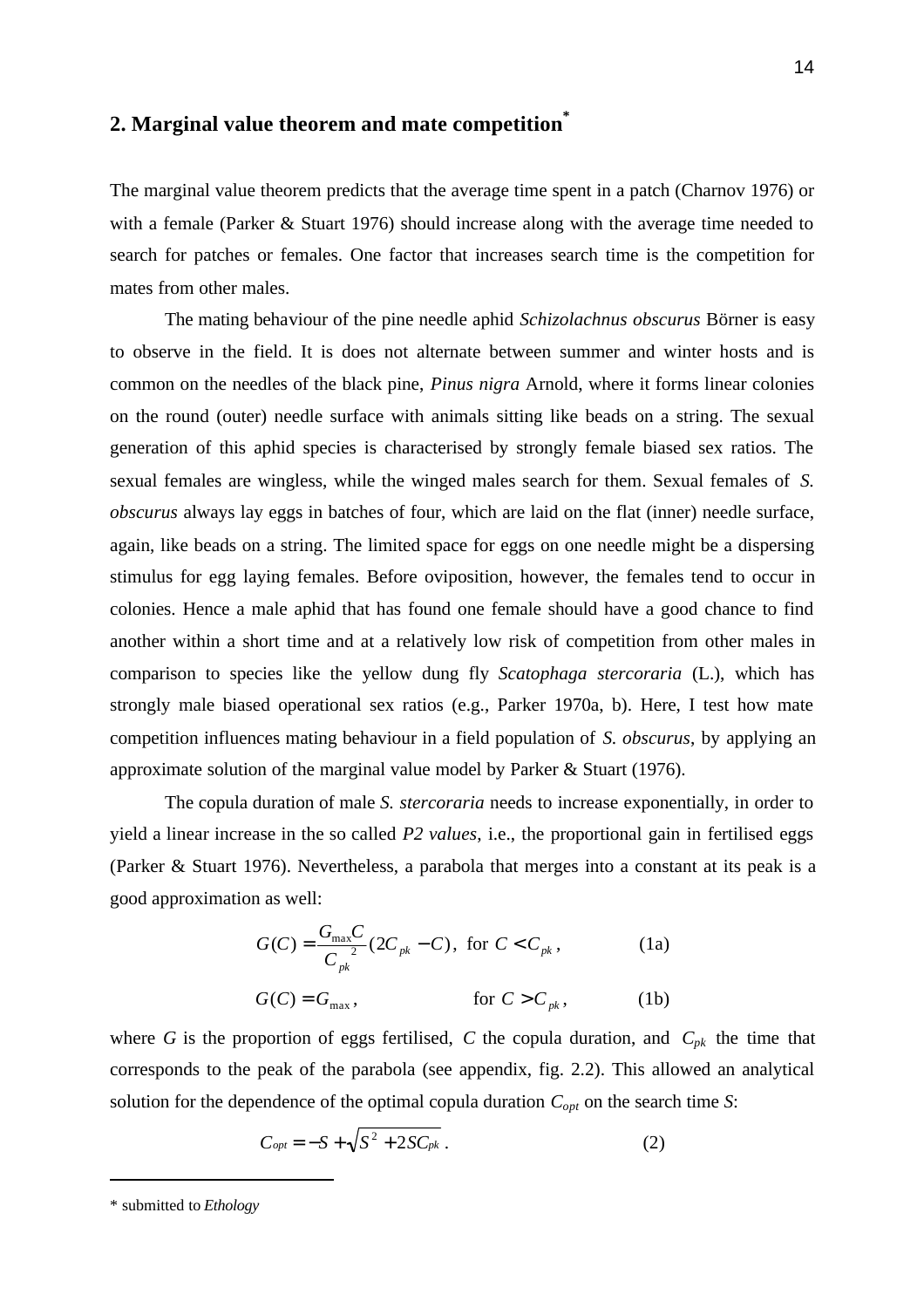## 2. Marginal value theorem and mate competition*

The marginal value theorem predicts that the average time spent in a patch (Charnov 1976) or with a female (Parker & Stuart 1976) should increase along with the average time needed to search for patches or females. One factor that increases search time is the competition for mates from other males.

The mating behaviour of the pine needle aphid *Schizolachnus obscurus* Börner is easy to observe in the field. It is does not alternate between summer and winter hosts and is common on the needles of the black pine, *Pinus nigra* Arnold, where it forms linear colonies on the round (outer) needle surface with animals sitting like beads on a string. The sexual generation of this aphid species is characterised by strongly female biased sex ratios. The sexual females are wingless, while the winged males search for them. Sexual females of *S. obscurus* always lay eggs in batches of four, which are laid on the flat (inner) needle surface, again, like beads on a string. The limited space for eggs on one needle might be a dispersing stimulus for egg laying females. Before oviposition, however, the females tend to occur in colonies. Hence a male aphid that has found one female should have a good chance to find another within a short time and at a relatively low risk of competition from other males in comparison to species like the yellow dung fly *Scatophaga stercoraria* (L.), which has strongly male biased operational sex ratios (e.g., Parker 1970a, b). Here, I test how mate competition influences mating behaviour in a field population of *S. obscurus*, by applying an approximate solution of the marginal value model by Parker & Stuart (1976).

The copula duration of male *S. stercoraria* needs to increase exponentially, in order to yield a linear increase in the so called *P2 values*, i.e., the proportional gain in fertilised eggs (Parker & Stuart 1976). Nevertheless, a parabola that merges into a constant at its peak is a good approximation as well:

$$G(C) = \frac{G_{\max} C}{C_{pk}^{\;2}} (2C_{pk} - C), \text{ for } C < C_{pk}, \qquad \text{(1a)}$$

$$G(C) = G_{\max}, \qquad \text{for } C > C_{pk}, \qquad \text{(1b)}$$

where $G$ is the proportion of eggs fertilised, $C$ the copula duration, and $C_{pk}$ the time that corresponds to the peak of the parabola (see appendix, fig. 2.2). This allowed an analytical solution for the dependence of the optimal copula duration $C_{opt}$ on the search time $S$:

$$C_{opt} = -S + \sqrt{S^2 + 2SC_{pk}}\,. \qquad \text{(2)}$$

---

* submitted to *Ethology*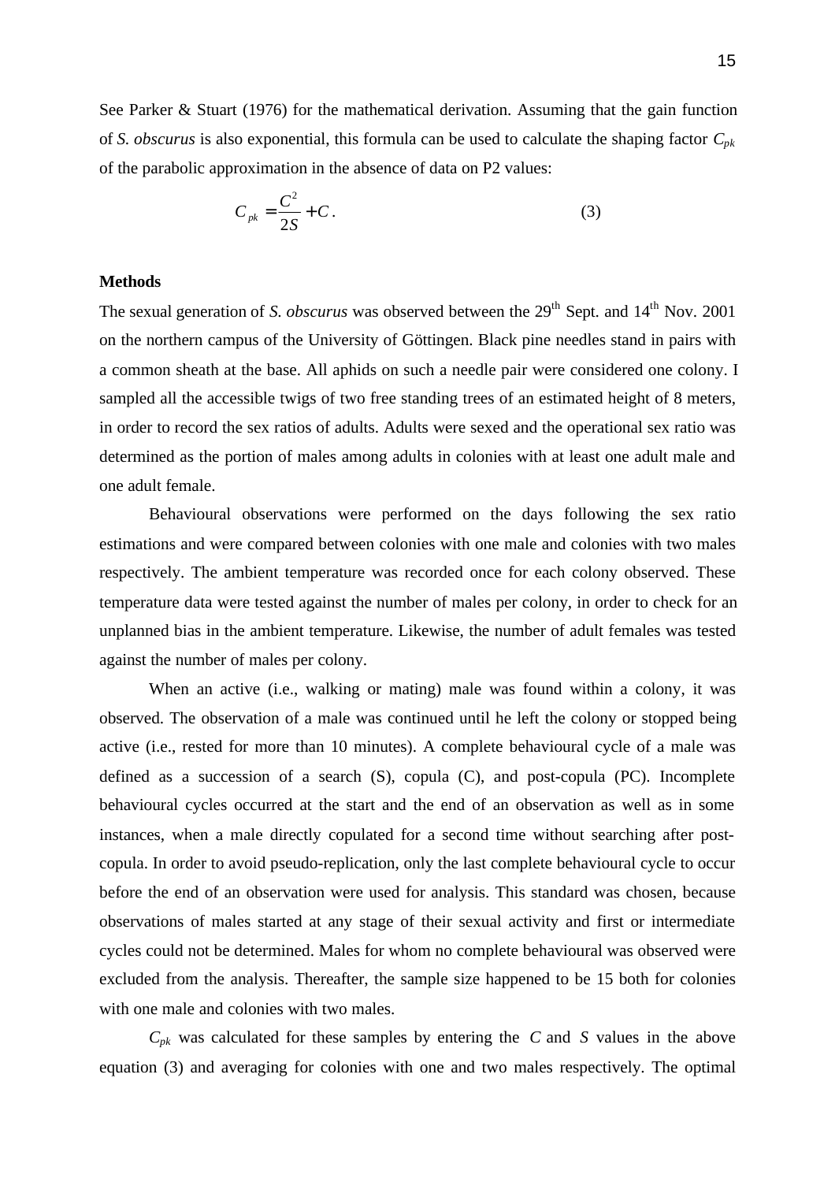See Parker & Stuart (1976) for the mathematical derivation. Assuming that the gain function of *S. obscurus* is also exponential, this formula can be used to calculate the shaping factor $C_{pk}$ of the parabolic approximation in the absence of data on P2 values:

$$C_{pk} = \frac{C^2}{2S} + C \,. \tag{3}$$

**Methods**

The sexual generation of *S. obscurus* was observed between the 29th Sept. and 14th Nov. 2001 on the northern campus of the University of Göttingen. Black pine needles stand in pairs with a common sheath at the base. All aphids on such a needle pair were considered one colony. I sampled all the accessible twigs of two free standing trees of an estimated height of 8 meters, in order to record the sex ratios of adults. Adults were sexed and the operational sex ratio was determined as the portion of males among adults in colonies with at least one adult male and one adult female.

Behavioural observations were performed on the days following the sex ratio estimations and were compared between colonies with one male and colonies with two males respectively. The ambient temperature was recorded once for each colony observed. These temperature data were tested against the number of males per colony, in order to check for an unplanned bias in the ambient temperature. Likewise, the number of adult females was tested against the number of males per colony.

When an active (i.e., walking or mating) male was found within a colony, it was observed. The observation of a male was continued until he left the colony or stopped being active (i.e., rested for more than 10 minutes). A complete behavioural cycle of a male was defined as a succession of a search (S), copula (C), and post-copula (PC). Incomplete behavioural cycles occurred at the start and the end of an observation as well as in some instances, when a male directly copulated for a second time without searching after post-copula. In order to avoid pseudo-replication, only the last complete behavioural cycle to occur before the end of an observation were used for analysis. This standard was chosen, because observations of males started at any stage of their sexual activity and first or intermediate cycles could not be determined. Males for whom no complete behavioural was observed were excluded from the analysis. Thereafter, the sample size happened to be 15 both for colonies with one male and colonies with two males.

$C_{pk}$ was calculated for these samples by entering the $C$ and $S$ values in the above equation (3) and averaging for colonies with one and two males respectively. The optimal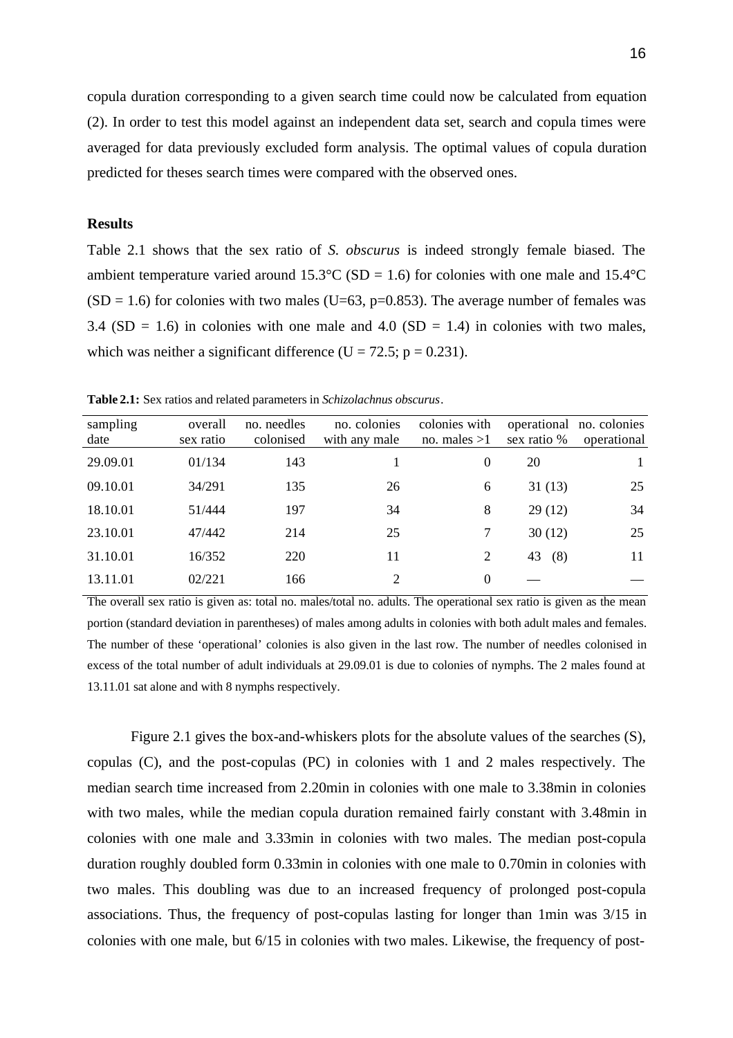copula duration corresponding to a given search time could now be calculated from equation (2). In order to test this model against an independent data set, search and copula times were averaged for data previously excluded form analysis. The optimal values of copula duration predicted for theses search times were compared with the observed ones.

**Results**

Table 2.1 shows that the sex ratio of *S. obscurus* is indeed strongly female biased. The ambient temperature varied around 15.3°C (SD = 1.6) for colonies with one male and 15.4°C (SD = 1.6) for colonies with two males (U=63, p=0.853). The average number of females was 3.4 (SD = 1.6) in colonies with one male and 4.0 (SD = 1.4) in colonies with two males, which was neither a significant difference (U = 72.5; p = 0.231).

**Table 2.1:** Sex ratios and related parameters in *Schizolachnus obscurus*.

| sampling date | overall sex ratio | no. needles colonised | no. colonies with any male | colonies with no. males >1 | operational sex ratio % | no. colonies operational |
|---|---|---|---|---|---|---|
| 29.09.01 | 01/134 | 143 | 1 | 0 | 20 | 1 |
| 09.10.01 | 34/291 | 135 | 26 | 6 | 31 (13) | 25 |
| 18.10.01 | 51/444 | 197 | 34 | 8 | 29 (12) | 34 |
| 23.10.01 | 47/442 | 214 | 25 | 7 | 30 (12) | 25 |
| 31.10.01 | 16/352 | 220 | 11 | 2 | 43 (8) | 11 |
| 13.11.01 | 02/221 | 166 | 2 | 0 | — | — |

The overall sex ratio is given as: total no. males/total no. adults. The operational sex ratio is given as the mean portion (standard deviation in parentheses) of males among adults in colonies with both adult males and females. The number of these 'operational' colonies is also given in the last row. The number of needles colonised in excess of the total number of adult individuals at 29.09.01 is due to colonies of nymphs. The 2 males found at 13.11.01 sat alone and with 8 nymphs respectively.

Figure 2.1 gives the box-and-whiskers plots for the absolute values of the searches (S), copulas (C), and the post-copulas (PC) in colonies with 1 and 2 males respectively. The median search time increased from 2.20min in colonies with one male to 3.38min in colonies with two males, while the median copula duration remained fairly constant with 3.48min in colonies with one male and 3.33min in colonies with two males. The median post-copula duration roughly doubled form 0.33min in colonies with one male to 0.70min in colonies with two males. This doubling was due to an increased frequency of prolonged post-copula associations. Thus, the frequency of post-copulas lasting for longer than 1min was 3/15 in colonies with one male, but 6/15 in colonies with two males. Likewise, the frequency of post-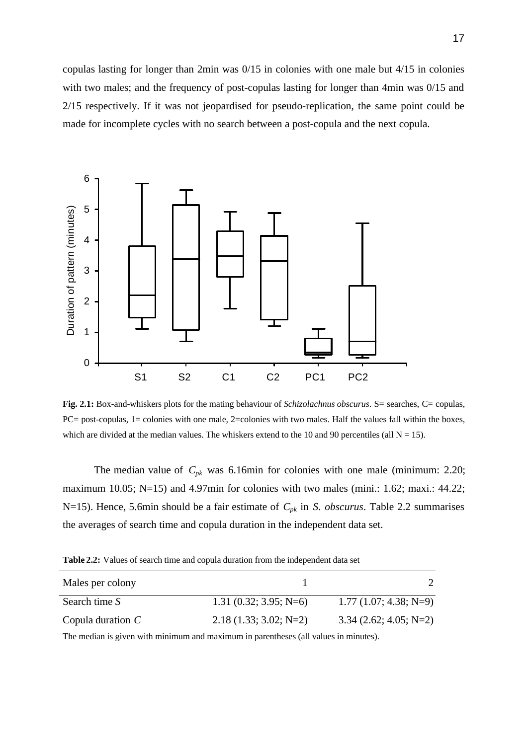copulas lasting for longer than 2min was 0/15 in colonies with one male but 4/15 in colonies with two males; and the frequency of post-copulas lasting for longer than 4min was 0/15 and 2/15 respectively. If it was not jeopardised for pseudo-replication, the same point could be made for incomplete cycles with no search between a post-copula and the next copula.

**Fig. 2.1:** Box-and-whiskers plots for the mating behaviour of *Schizolachnus obscurus*. S= searches, C= copulas, PC= post-copulas, 1= colonies with one male, 2=colonies with two males. Half the values fall within the boxes, which are divided at the median values. The whiskers extend to the 10 and 90 percentiles (all N = 15).

The median value of $C_{pk}$ was 6.16min for colonies with one male (minimum: 2.20; maximum 10.05; N=15) and 4.97min for colonies with two males (mini.: 1.62; maxi.: 44.22; N=15). Hence, 5.6min should be a fair estimate of $C_{pk}$ in *S. obscurus*. Table 2.2 summarises the averages of search time and copula duration in the independent data set.

**Table 2.2:** Values of search time and copula duration from the independent data set

| Males per colony | 1 | 2 |
|---|---|---|
| Search time *S* | 1.31 (0.32; 3.95; N=6) | 1.77 (1.07; 4.38; N=9) |
| Copula duration *C* | 2.18 (1.33; 3.02; N=2) | 3.34 (2.62; 4.05; N=2) |

The median is given with minimum and maximum in parentheses (all values in minutes).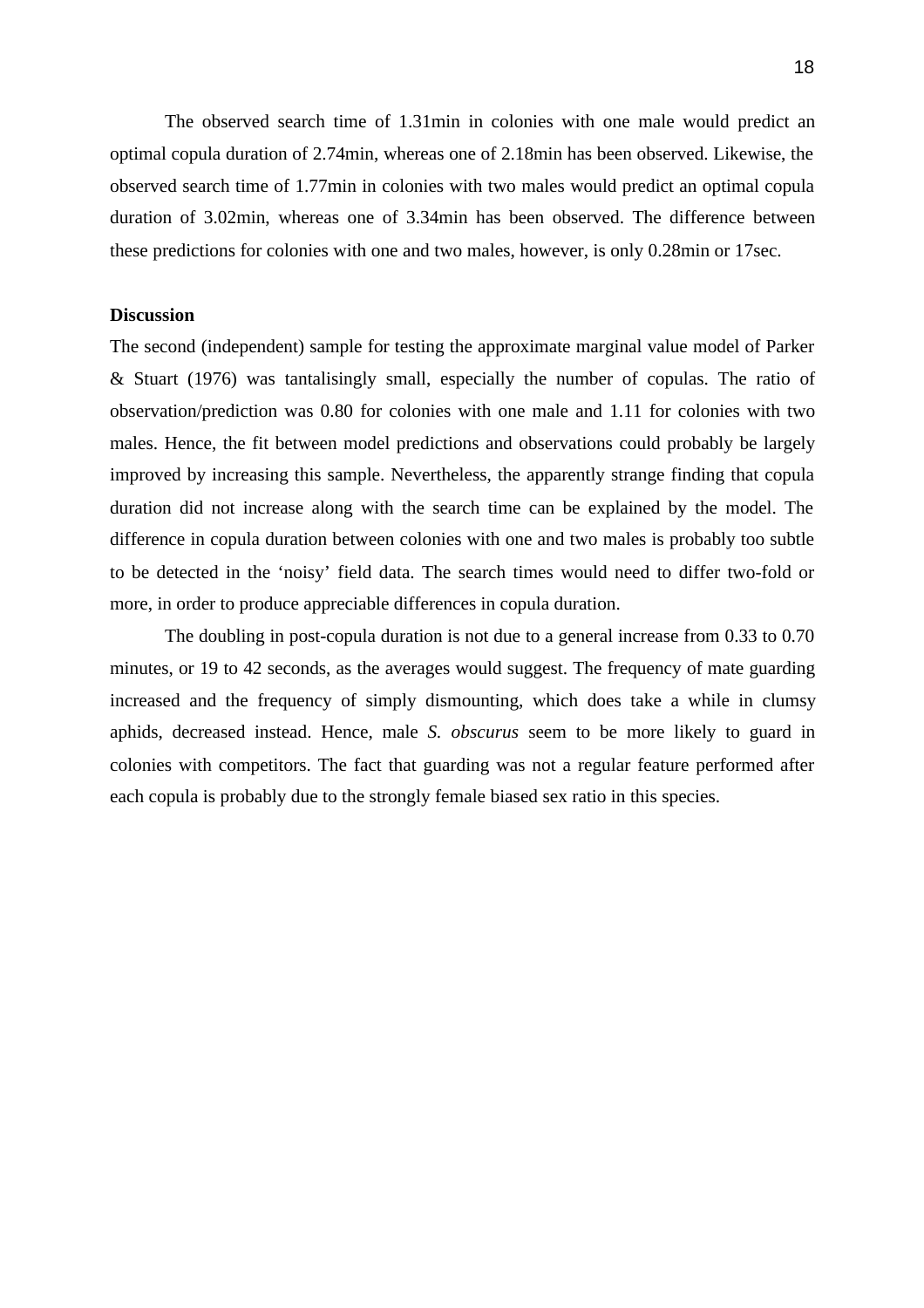The observed search time of 1.31min in colonies with one male would predict an optimal copula duration of 2.74min, whereas one of 2.18min has been observed. Likewise, the observed search time of 1.77min in colonies with two males would predict an optimal copula duration of 3.02min, whereas one of 3.34min has been observed. The difference between these predictions for colonies with one and two males, however, is only 0.28min or 17sec.

**Discussion**

The second (independent) sample for testing the approximate marginal value model of Parker & Stuart (1976) was tantalisingly small, especially the number of copulas. The ratio of observation/prediction was 0.80 for colonies with one male and 1.11 for colonies with two males. Hence, the fit between model predictions and observations could probably be largely improved by increasing this sample. Nevertheless, the apparently strange finding that copula duration did not increase along with the search time can be explained by the model. The difference in copula duration between colonies with one and two males is probably too subtle to be detected in the 'noisy' field data. The search times would need to differ two-fold or more, in order to produce appreciable differences in copula duration.

The doubling in post-copula duration is not due to a general increase from 0.33 to 0.70 minutes, or 19 to 42 seconds, as the averages would suggest. The frequency of mate guarding increased and the frequency of simply dismounting, which does take a while in clumsy aphids, decreased instead. Hence, male *S. obscurus* seem to be more likely to guard in colonies with competitors. The fact that guarding was not a regular feature performed after each copula is probably due to the strongly female biased sex ratio in this species.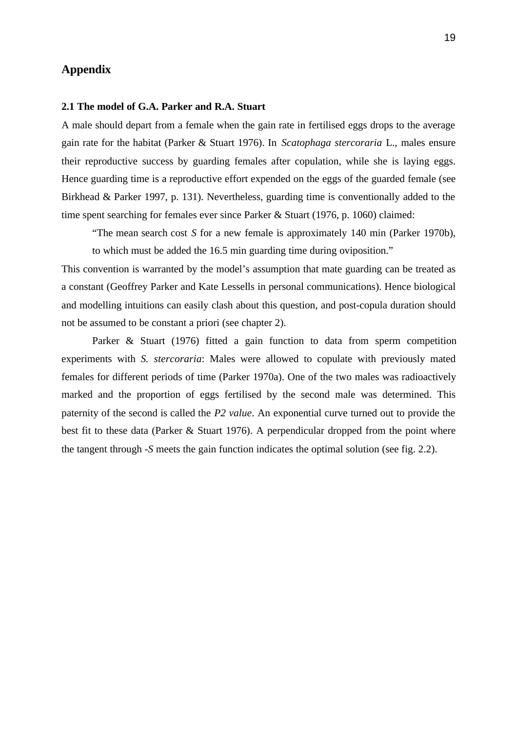# Appendix

## 2.1 The model of G.A. Parker and R.A. Stuart

A male should depart from a female when the gain rate in fertilised eggs drops to the average gain rate for the habitat (Parker & Stuart 1976). In *Scatophaga stercoraria* L., males ensure their reproductive success by guarding females after copulation, while she is laying eggs. Hence guarding time is a reproductive effort expended on the eggs of the guarded female (see Birkhead & Parker 1997, p. 131). Nevertheless, guarding time is conventionally added to the time spent searching for females ever since Parker & Stuart (1976, p. 1060) claimed:

> "The mean search cost *S* for a new female is approximately 140 min (Parker 1970b), to which must be added the 16.5 min guarding time during oviposition."

This convention is warranted by the model's assumption that mate guarding can be treated as a constant (Geoffrey Parker and Kate Lessells in personal communications). Hence biological and modelling intuitions can easily clash about this question, and post-copula duration should not be assumed to be constant a priori (see chapter 2).

Parker & Stuart (1976) fitted a gain function to data from sperm competition experiments with *S. stercoraria*: Males were allowed to copulate with previously mated females for different periods of time (Parker 1970a). One of the two males was radioactively marked and the proportion of eggs fertilised by the second male was determined. This paternity of the second is called the *P2 value*. An exponential curve turned out to provide the best fit to these data (Parker & Stuart 1976). A perpendicular dropped from the point where the tangent through -*S* meets the gain function indicates the optimal solution (see fig. 2.2).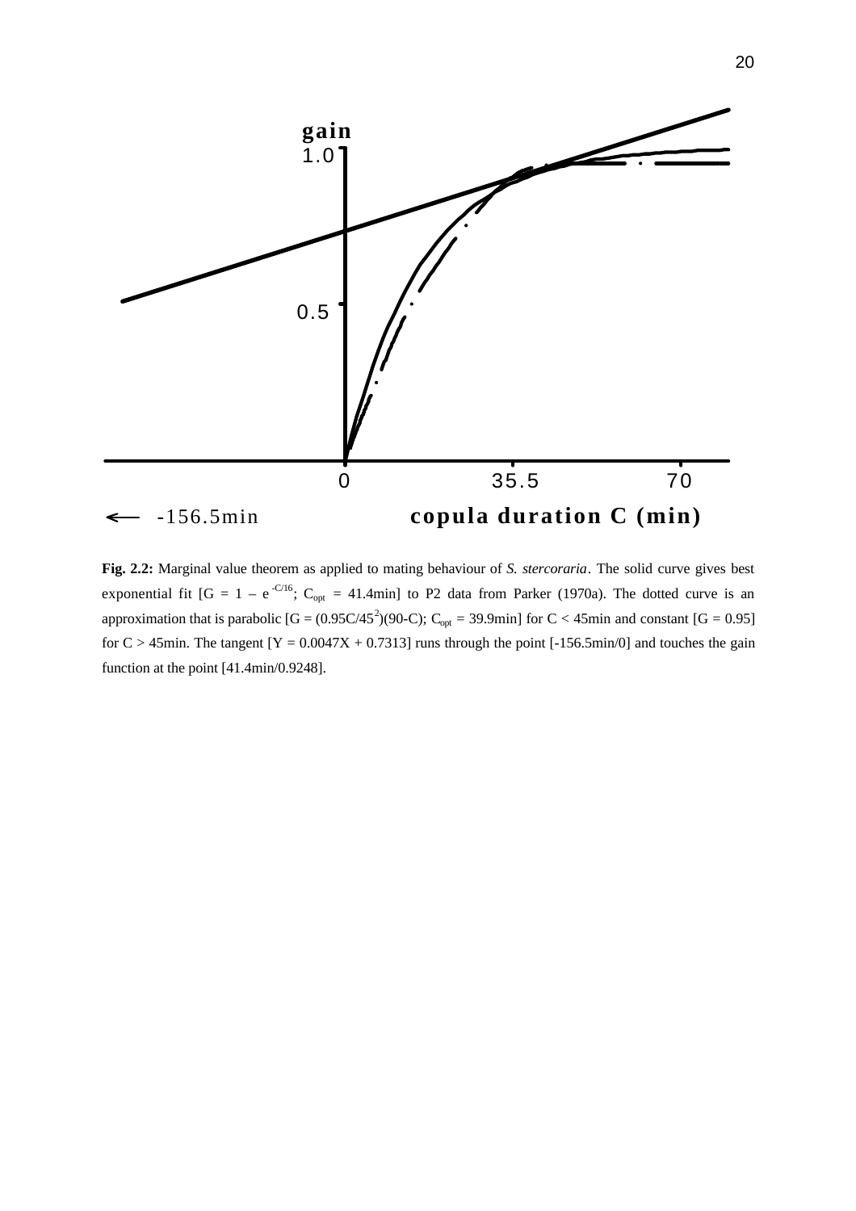gain

1.0

0.5

0 35.5 70

← -156.5min **copula duration C (min)**

**Fig. 2.2:** Marginal value theorem as applied to mating behaviour of *S. stercoraria*. The solid curve gives best exponential fit [$G = 1 - e^{-C/16}$; $C_{opt} = 41.4$min] to P2 data from Parker (1970a). The dotted curve is an approximation that is parabolic [$G = (0.95C/45^2)(90\text{-}C)$; $C_{opt} = 39.9$min] for $C < 45$min and constant [$G = 0.95$] for $C > 45$min. The tangent [$Y = 0.0047X + 0.7313$] runs through the point [-156.5min/0] and touches the gain function at the point [41.4min/0.9248].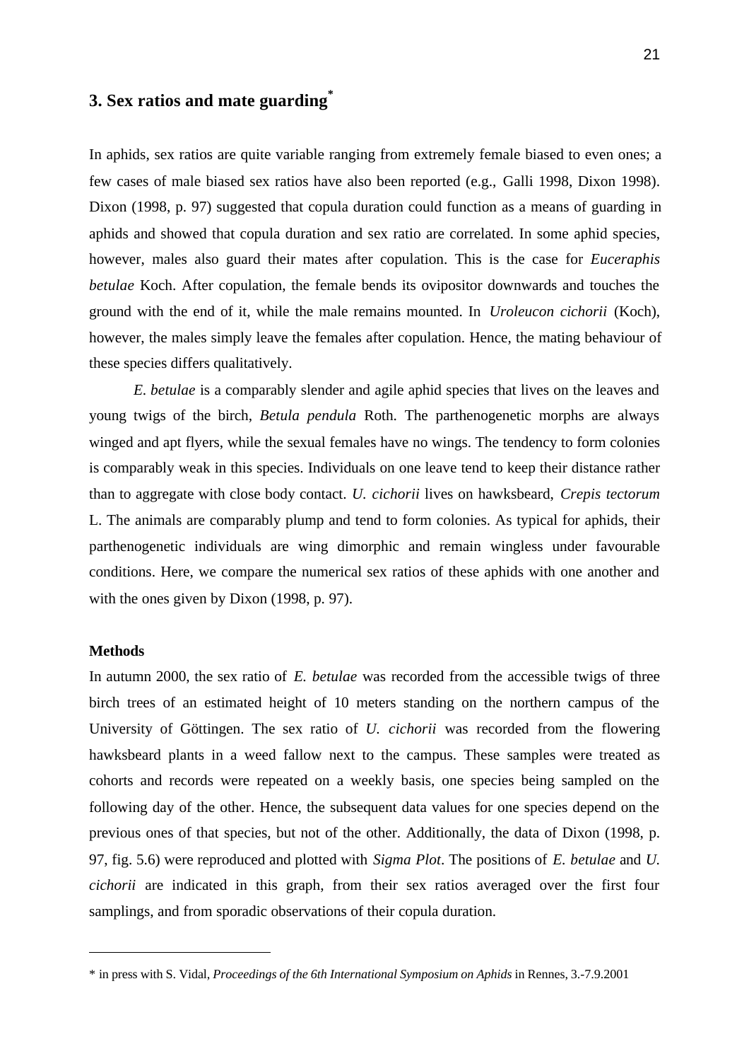# 3. Sex ratios and mate guarding*

In aphids, sex ratios are quite variable ranging from extremely female biased to even ones; a few cases of male biased sex ratios have also been reported (e.g., Galli 1998, Dixon 1998). Dixon (1998, p. 97) suggested that copula duration could function as a means of guarding in aphids and showed that copula duration and sex ratio are correlated. In some aphid species, however, males also guard their mates after copulation. This is the case for *Euceraphis betulae* Koch. After copulation, the female bends its ovipositor downwards and touches the ground with the end of it, while the male remains mounted. In *Uroleucon cichorii* (Koch), however, the males simply leave the females after copulation. Hence, the mating behaviour of these species differs qualitatively.

*E. betulae* is a comparably slender and agile aphid species that lives on the leaves and young twigs of the birch, *Betula pendula* Roth. The parthenogenetic morphs are always winged and apt flyers, while the sexual females have no wings. The tendency to form colonies is comparably weak in this species. Individuals on one leave tend to keep their distance rather than to aggregate with close body contact. *U. cichorii* lives on hawksbeard, *Crepis tectorum* L. The animals are comparably plump and tend to form colonies. As typical for aphids, their parthenogenetic individuals are wing dimorphic and remain wingless under favourable conditions. Here, we compare the numerical sex ratios of these aphids with one another and with the ones given by Dixon (1998, p. 97).

**Methods**

In autumn 2000, the sex ratio of *E. betulae* was recorded from the accessible twigs of three birch trees of an estimated height of 10 meters standing on the northern campus of the University of Göttingen. The sex ratio of *U. cichorii* was recorded from the flowering hawksbeard plants in a weed fallow next to the campus. These samples were treated as cohorts and records were repeated on a weekly basis, one species being sampled on the following day of the other. Hence, the subsequent data values for one species depend on the previous ones of that species, but not of the other. Additionally, the data of Dixon (1998, p. 97, fig. 5.6) were reproduced and plotted with *Sigma Plot*. The positions of *E. betulae* and *U. cichorii* are indicated in this graph, from their sex ratios averaged over the first four samplings, and from sporadic observations of their copula duration.

---

\* in press with S. Vidal, *Proceedings of the 6th International Symposium on Aphids* in Rennes, 3.-7.9.2001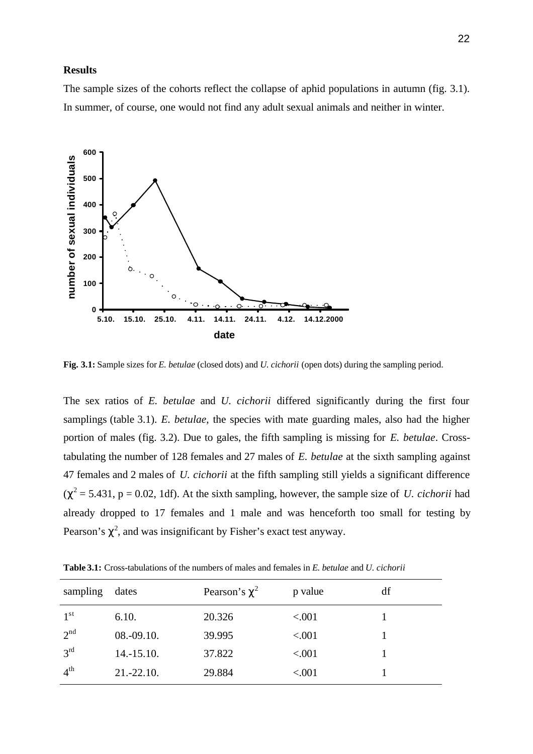**Results**

The sample sizes of the cohorts reflect the collapse of aphid populations in autumn (fig. 3.1). In summer, of course, one would not find any adult sexual animals and neither in winter.

**Fig. 3.1:** Sample sizes for *E. betulae* (closed dots) and *U. cichorii* (open dots) during the sampling period.

The sex ratios of *E. betulae* and *U. cichorii* differed significantly during the first four samplings (table 3.1). *E. betulae*, the species with mate guarding males, also had the higher portion of males (fig. 3.2). Due to gales, the fifth sampling is missing for *E. betulae*. Cross-tabulating the number of 128 females and 27 males of *E. betulae* at the sixth sampling against 47 females and 2 males of *U. cichorii* at the fifth sampling still yields a significant difference ($\chi^2 = 5.431$, $p = 0.02$, 1df). At the sixth sampling, however, the sample size of *U. cichorii* had already dropped to 17 females and 1 male and was henceforth too small for testing by Pearson's $\chi^2$, and was insignificant by Fisher's exact test anyway.

**Table 3.1:** Cross-tabulations of the numbers of males and females in *E. betulae* and *U. cichorii*

| sampling | dates | Pearson's $\chi^2$ | p value | df |
|---|---|---|---|---|
| 1st | 6.10. | 20.326 | <.001 | 1 |
| 2nd | 08.-09.10. | 39.995 | <.001 | 1 |
| 3rd | 14.-15.10. | 37.822 | <.001 | 1 |
| 4th | 21.-22.10. | 29.884 | <.001 | 1 |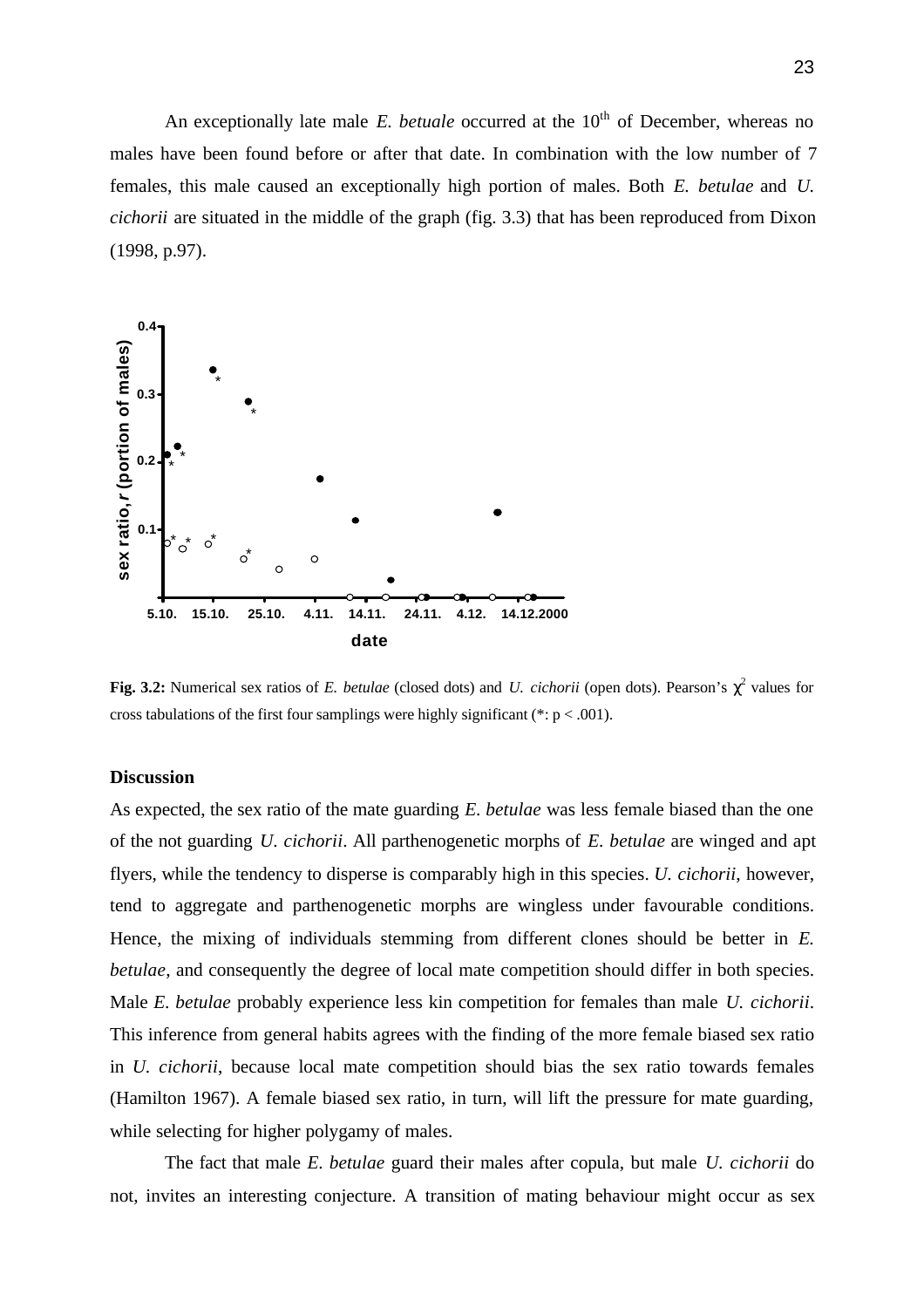An exceptionally late male *E. betuale* occurred at the 10th of December, whereas no males have been found before or after that date. In combination with the low number of 7 females, this male caused an exceptionally high portion of males. Both *E. betulae* and *U. cichorii* are situated in the middle of the graph (fig. 3.3) that has been reproduced from Dixon (1998, p.97).

**Fig. 3.2:** Numerical sex ratios of *E. betulae* (closed dots) and *U. cichorii* (open dots). Pearson's $\chi^2$ values for cross tabulations of the first four samplings were highly significant (*: p < .001).

### Discussion

As expected, the sex ratio of the mate guarding *E. betulae* was less female biased than the one of the not guarding *U. cichorii*. All parthenogenetic morphs of *E. betulae* are winged and apt flyers, while the tendency to disperse is comparably high in this species. *U. cichorii*, however, tend to aggregate and parthenogenetic morphs are wingless under favourable conditions. Hence, the mixing of individuals stemming from different clones should be better in *E. betulae*, and consequently the degree of local mate competition should differ in both species. Male *E. betulae* probably experience less kin competition for females than male *U. cichorii*. This inference from general habits agrees with the finding of the more female biased sex ratio in *U. cichorii*, because local mate competition should bias the sex ratio towards females (Hamilton 1967). A female biased sex ratio, in turn, will lift the pressure for mate guarding, while selecting for higher polygamy of males.

The fact that male *E. betulae* guard their males after copula, but male *U. cichorii* do not, invites an interesting conjecture. A transition of mating behaviour might occur as sex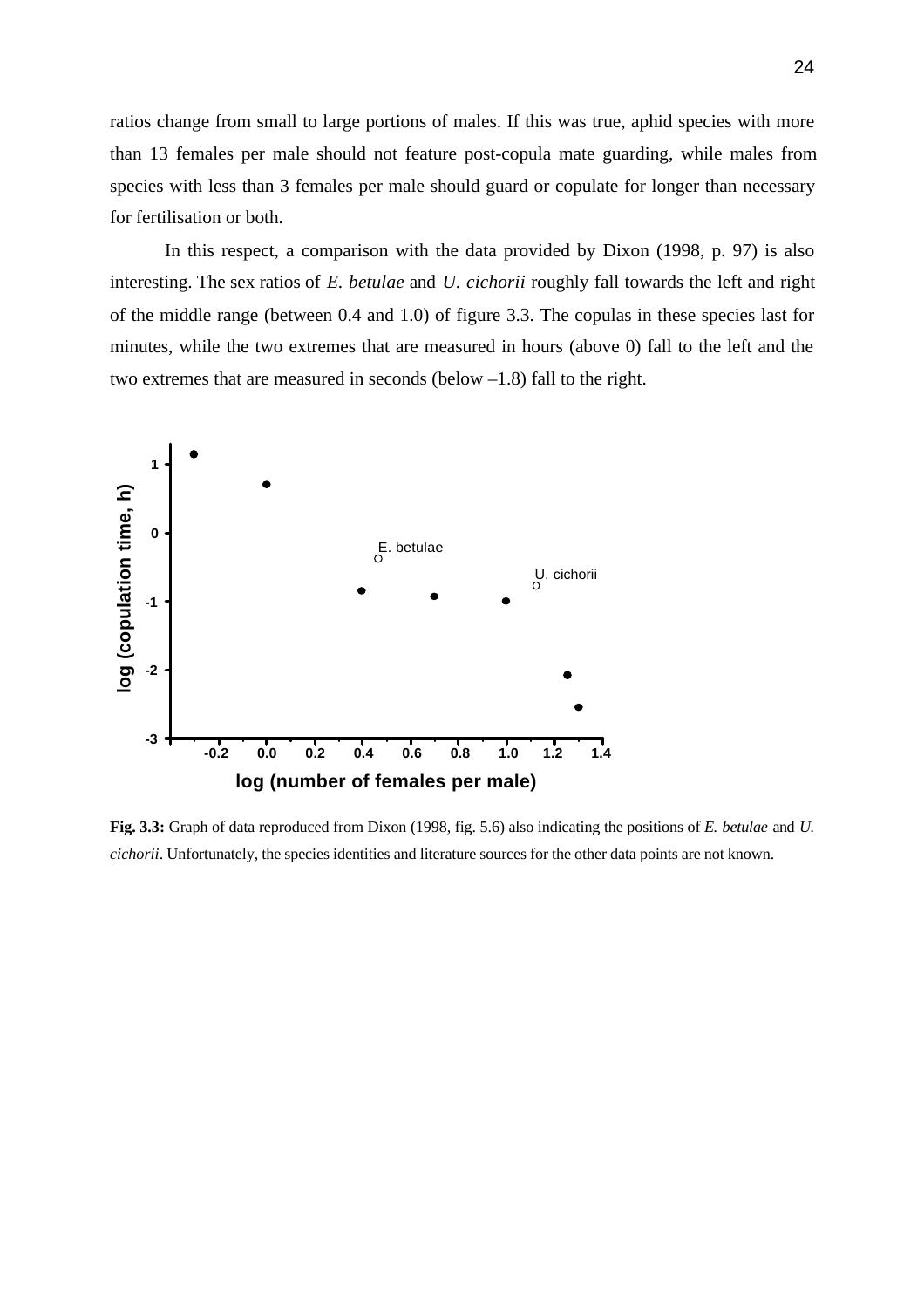ratios change from small to large portions of males. If this was true, aphid species with more than 13 females per male should not feature post-copula mate guarding, while males from species with less than 3 females per male should guard or copulate for longer than necessary for fertilisation or both.

In this respect, a comparison with the data provided by Dixon (1998, p. 97) is also interesting. The sex ratios of *E. betulae* and *U. cichorii* roughly fall towards the left and right of the middle range (between 0.4 and 1.0) of figure 3.3. The copulas in these species last for minutes, while the two extremes that are measured in hours (above 0) fall to the left and the two extremes that are measured in seconds (below –1.8) fall to the right.

**Fig. 3.3:** Graph of data reproduced from Dixon (1998, fig. 5.6) also indicating the positions of *E. betulae* and *U. cichorii*. Unfortunately, the species identities and literature sources for the other data points are not known.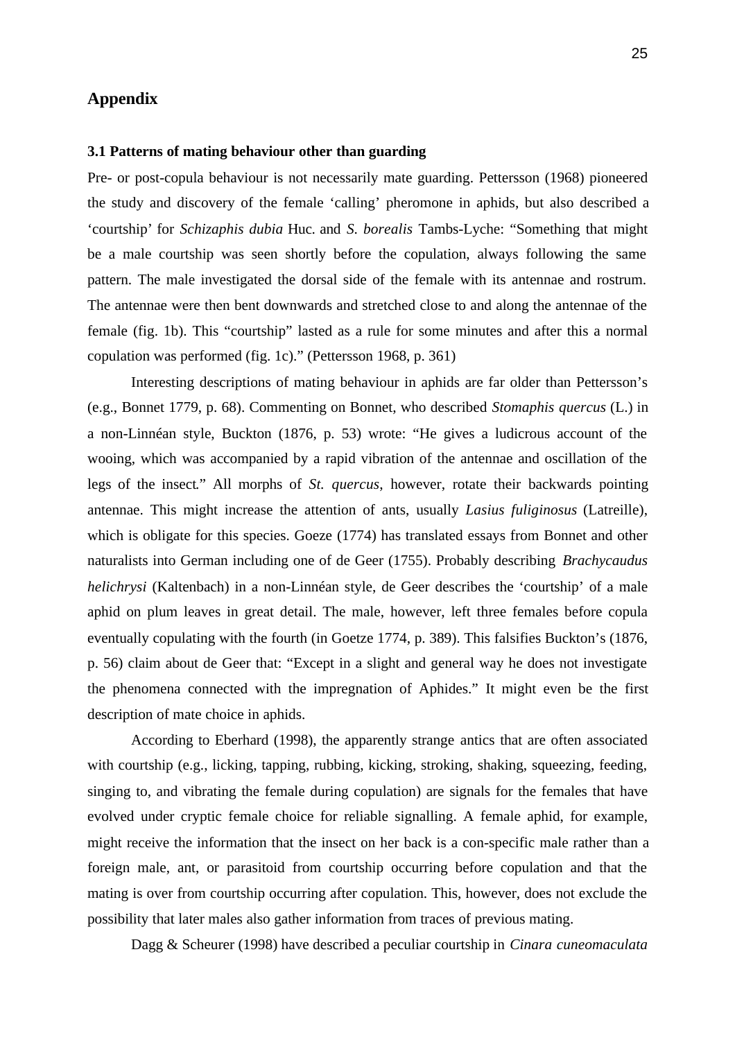# Appendix

### 3.1 Patterns of mating behaviour other than guarding

Pre- or post-copula behaviour is not necessarily mate guarding. Pettersson (1968) pioneered the study and discovery of the female 'calling' pheromone in aphids, but also described a 'courtship' for *Schizaphis dubia* Huc. and *S. borealis* Tambs-Lyche: "Something that might be a male courtship was seen shortly before the copulation, always following the same pattern. The male investigated the dorsal side of the female with its antennae and rostrum. The antennae were then bent downwards and stretched close to and along the antennae of the female (fig. 1b). This "courtship" lasted as a rule for some minutes and after this a normal copulation was performed (fig. 1c)." (Pettersson 1968, p. 361)

Interesting descriptions of mating behaviour in aphids are far older than Pettersson's (e.g., Bonnet 1779, p. 68). Commenting on Bonnet, who described *Stomaphis quercus* (L.) in a non-Linnéan style, Buckton (1876, p. 53) wrote: "He gives a ludicrous account of the wooing, which was accompanied by a rapid vibration of the antennae and oscillation of the legs of the insect." All morphs of *St. quercus*, however, rotate their backwards pointing antennae. This might increase the attention of ants, usually *Lasius fuliginosus* (Latreille), which is obligate for this species. Goeze (1774) has translated essays from Bonnet and other naturalists into German including one of de Geer (1755). Probably describing *Brachycaudus helichrysi* (Kaltenbach) in a non-Linnéan style, de Geer describes the 'courtship' of a male aphid on plum leaves in great detail. The male, however, left three females before copula eventually copulating with the fourth (in Goetze 1774, p. 389). This falsifies Buckton's (1876, p. 56) claim about de Geer that: "Except in a slight and general way he does not investigate the phenomena connected with the impregnation of Aphides." It might even be the first description of mate choice in aphids.

According to Eberhard (1998), the apparently strange antics that are often associated with courtship (e.g., licking, tapping, rubbing, kicking, stroking, shaking, squeezing, feeding, singing to, and vibrating the female during copulation) are signals for the females that have evolved under cryptic female choice for reliable signalling. A female aphid, for example, might receive the information that the insect on her back is a con-specific male rather than a foreign male, ant, or parasitoid from courtship occurring before copulation and that the mating is over from courtship occurring after copulation. This, however, does not exclude the possibility that later males also gather information from traces of previous mating.

Dagg & Scheurer (1998) have described a peculiar courtship in *Cinara cuneomaculata*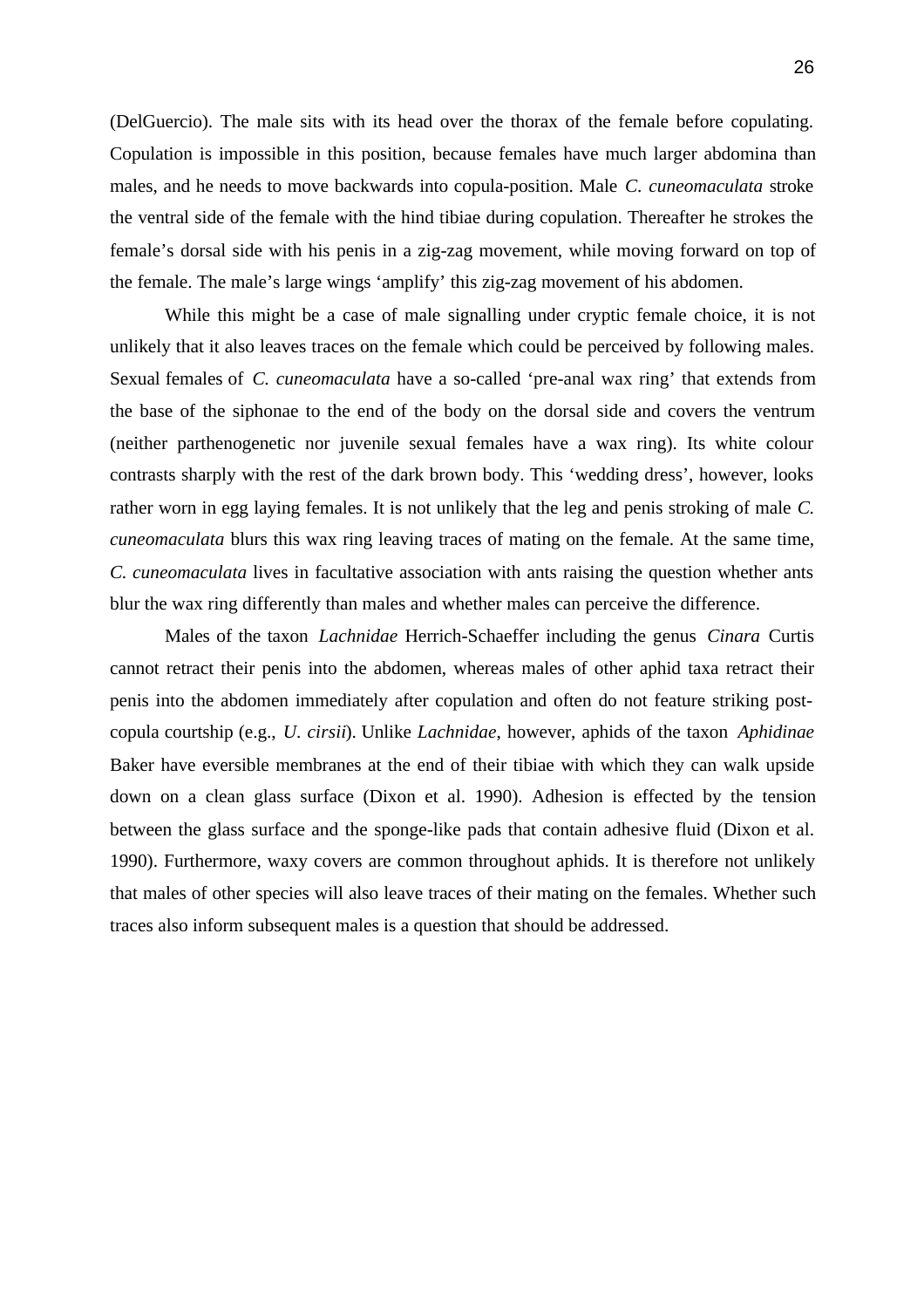(DelGuercio). The male sits with its head over the thorax of the female before copulating. Copulation is impossible in this position, because females have much larger abdomina than males, and he needs to move backwards into copula-position. Male *C. cuneomaculata* stroke the ventral side of the female with the hind tibiae during copulation. Thereafter he strokes the female's dorsal side with his penis in a zig-zag movement, while moving forward on top of the female. The male's large wings 'amplify' this zig-zag movement of his abdomen.

While this might be a case of male signalling under cryptic female choice, it is not unlikely that it also leaves traces on the female which could be perceived by following males. Sexual females of *C. cuneomaculata* have a so-called 'pre-anal wax ring' that extends from the base of the siphonae to the end of the body on the dorsal side and covers the ventrum (neither parthenogenetic nor juvenile sexual females have a wax ring). Its white colour contrasts sharply with the rest of the dark brown body. This 'wedding dress', however, looks rather worn in egg laying females. It is not unlikely that the leg and penis stroking of male *C. cuneomaculata* blurs this wax ring leaving traces of mating on the female. At the same time, *C. cuneomaculata* lives in facultative association with ants raising the question whether ants blur the wax ring differently than males and whether males can perceive the difference.

Males of the taxon *Lachnidae* Herrich-Schaeffer including the genus *Cinara* Curtis cannot retract their penis into the abdomen, whereas males of other aphid taxa retract their penis into the abdomen immediately after copulation and often do not feature striking post-copula courtship (e.g., *U. cirsii*). Unlike *Lachnidae*, however, aphids of the taxon *Aphidinae* Baker have eversible membranes at the end of their tibiae with which they can walk upside down on a clean glass surface (Dixon et al. 1990). Adhesion is effected by the tension between the glass surface and the sponge-like pads that contain adhesive fluid (Dixon et al. 1990). Furthermore, waxy covers are common throughout aphids. It is therefore not unlikely that males of other species will also leave traces of their mating on the females. Whether such traces also inform subsequent males is a question that should be addressed.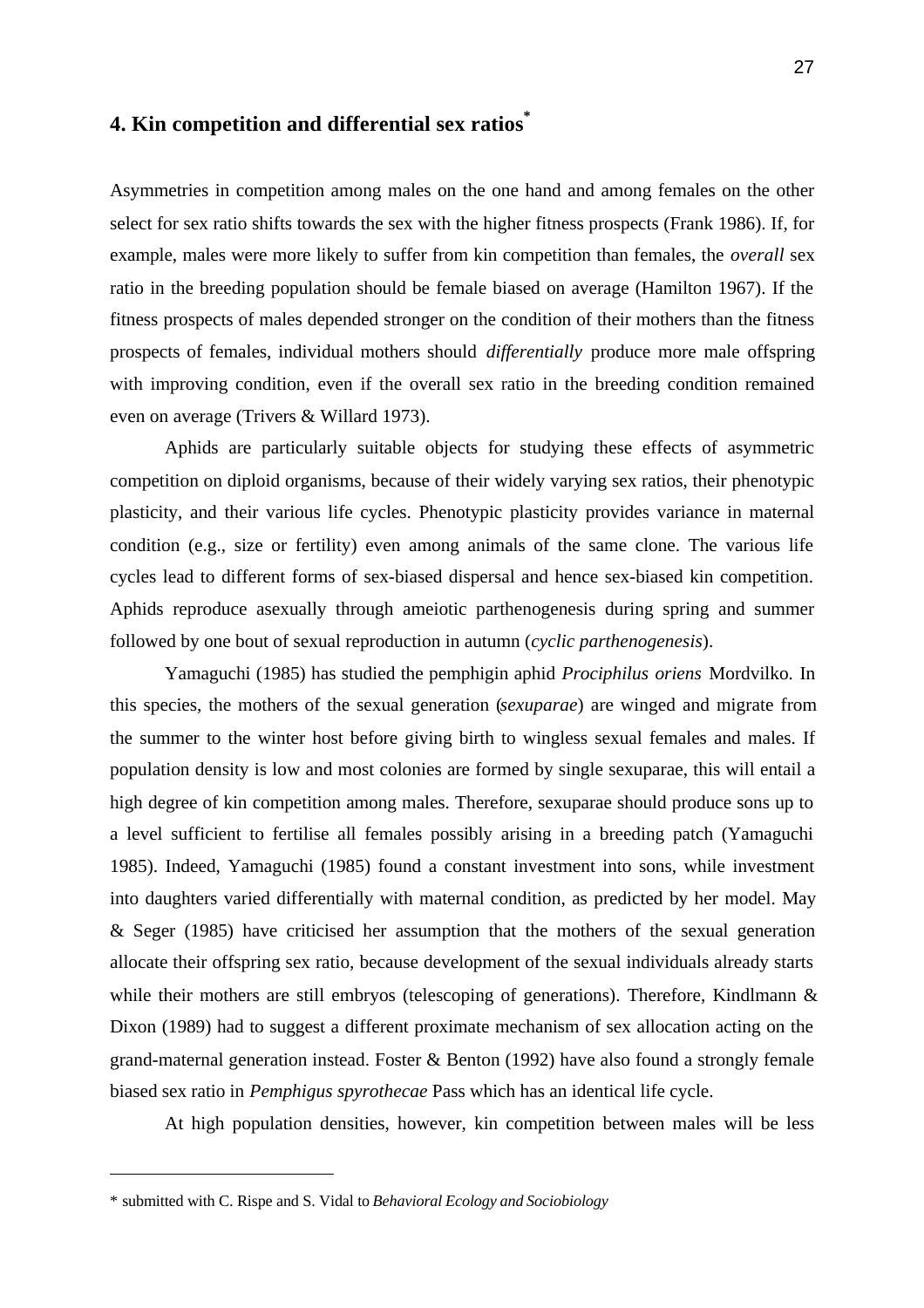## 4. Kin competition and differential sex ratios*

Asymmetries in competition among males on the one hand and among females on the other select for sex ratio shifts towards the sex with the higher fitness prospects (Frank 1986). If, for example, males were more likely to suffer from kin competition than females, the *overall* sex ratio in the breeding population should be female biased on average (Hamilton 1967). If the fitness prospects of males depended stronger on the condition of their mothers than the fitness prospects of females, individual mothers should *differentially* produce more male offspring with improving condition, even if the overall sex ratio in the breeding condition remained even on average (Trivers & Willard 1973).

Aphids are particularly suitable objects for studying these effects of asymmetric competition on diploid organisms, because of their widely varying sex ratios, their phenotypic plasticity, and their various life cycles. Phenotypic plasticity provides variance in maternal condition (e.g., size or fertility) even among animals of the same clone. The various life cycles lead to different forms of sex-biased dispersal and hence sex-biased kin competition. Aphids reproduce asexually through ameiotic parthenogenesis during spring and summer followed by one bout of sexual reproduction in autumn (*cyclic parthenogenesis*).

Yamaguchi (1985) has studied the pemphigin aphid *Prociphilus oriens* Mordvilko. In this species, the mothers of the sexual generation (*sexuparae*) are winged and migrate from the summer to the winter host before giving birth to wingless sexual females and males. If population density is low and most colonies are formed by single sexuparae, this will entail a high degree of kin competition among males. Therefore, sexuparae should produce sons up to a level sufficient to fertilise all females possibly arising in a breeding patch (Yamaguchi 1985). Indeed, Yamaguchi (1985) found a constant investment into sons, while investment into daughters varied differentially with maternal condition, as predicted by her model. May & Seger (1985) have criticised her assumption that the mothers of the sexual generation allocate their offspring sex ratio, because development of the sexual individuals already starts while their mothers are still embryos (telescoping of generations). Therefore, Kindlmann & Dixon (1989) had to suggest a different proximate mechanism of sex allocation acting on the grand-maternal generation instead. Foster & Benton (1992) have also found a strongly female biased sex ratio in *Pemphigus spyrothecae* Pass which has an identical life cycle.

At high population densities, however, kin competition between males will be less

---

\* submitted with C. Rispe and S. Vidal to *Behavioral Ecology and Sociobiology*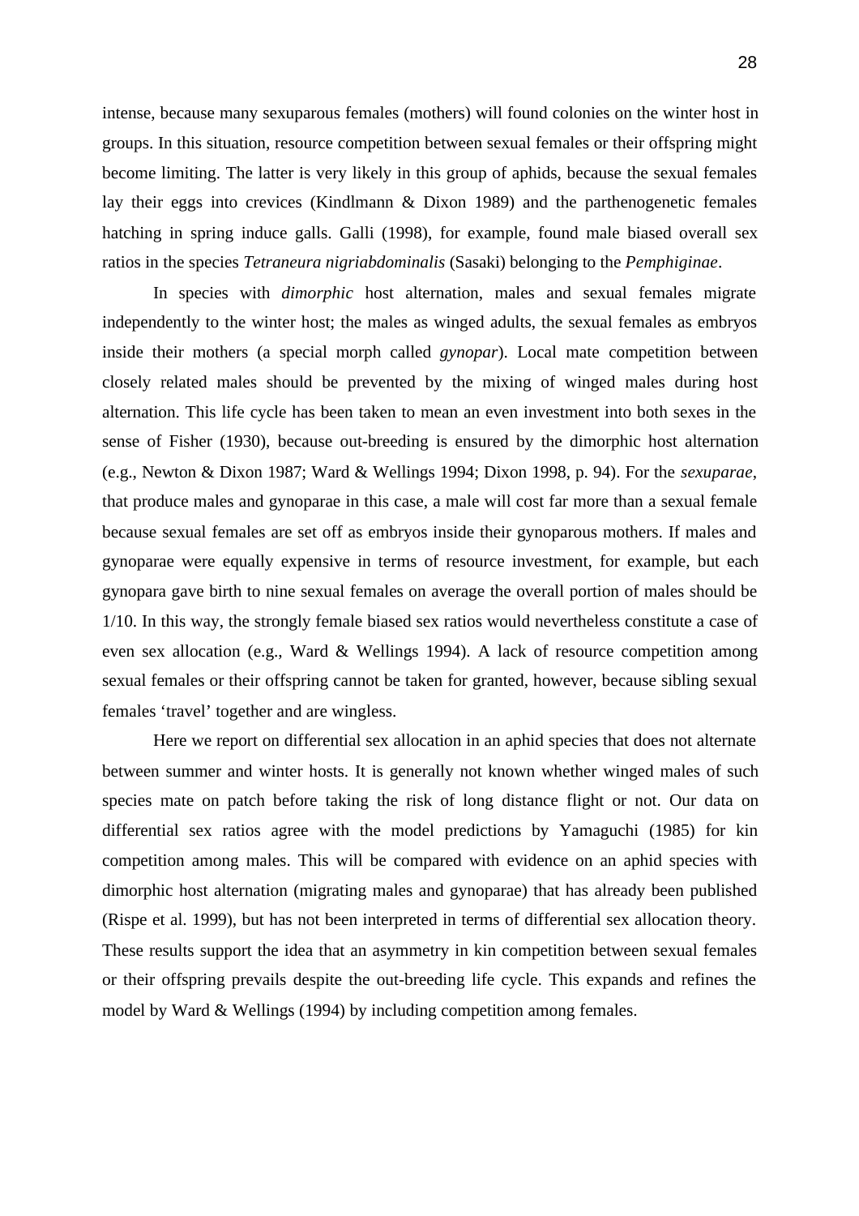intense, because many sexuparous females (mothers) will found colonies on the winter host in groups. In this situation, resource competition between sexual females or their offspring might become limiting. The latter is very likely in this group of aphids, because the sexual females lay their eggs into crevices (Kindlmann & Dixon 1989) and the parthenogenetic females hatching in spring induce galls. Galli (1998), for example, found male biased overall sex ratios in the species *Tetraneura nigriabdominalis* (Sasaki) belonging to the *Pemphiginae*.

In species with *dimorphic* host alternation, males and sexual females migrate independently to the winter host; the males as winged adults, the sexual females as embryos inside their mothers (a special morph called *gynopar*). Local mate competition between closely related males should be prevented by the mixing of winged males during host alternation. This life cycle has been taken to mean an even investment into both sexes in the sense of Fisher (1930), because out-breeding is ensured by the dimorphic host alternation (e.g., Newton & Dixon 1987; Ward & Wellings 1994; Dixon 1998, p. 94). For the *sexuparae*, that produce males and gynoparae in this case, a male will cost far more than a sexual female because sexual females are set off as embryos inside their gynoparous mothers. If males and gynoparae were equally expensive in terms of resource investment, for example, but each gynopara gave birth to nine sexual females on average the overall portion of males should be 1/10. In this way, the strongly female biased sex ratios would nevertheless constitute a case of even sex allocation (e.g., Ward & Wellings 1994). A lack of resource competition among sexual females or their offspring cannot be taken for granted, however, because sibling sexual females 'travel' together and are wingless.

Here we report on differential sex allocation in an aphid species that does not alternate between summer and winter hosts. It is generally not known whether winged males of such species mate on patch before taking the risk of long distance flight or not. Our data on differential sex ratios agree with the model predictions by Yamaguchi (1985) for kin competition among males. This will be compared with evidence on an aphid species with dimorphic host alternation (migrating males and gynoparae) that has already been published (Rispe et al. 1999), but has not been interpreted in terms of differential sex allocation theory. These results support the idea that an asymmetry in kin competition between sexual females or their offspring prevails despite the out-breeding life cycle. This expands and refines the model by Ward & Wellings (1994) by including competition among females.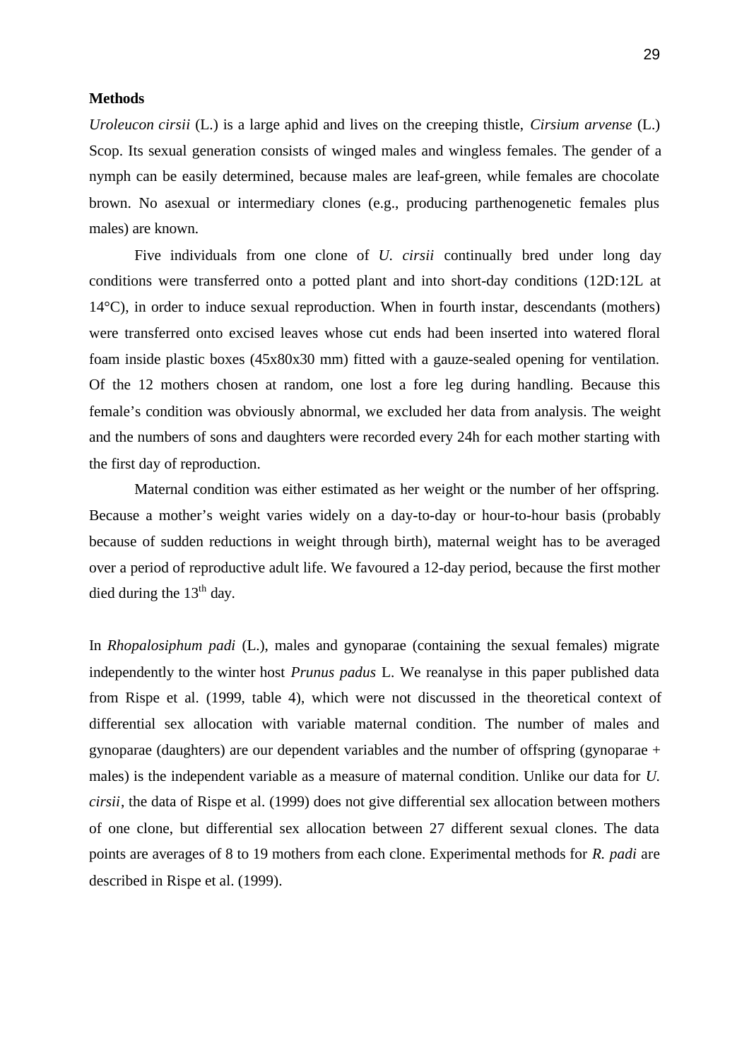**Methods**

*Uroleucon cirsii* (L.) is a large aphid and lives on the creeping thistle, *Cirsium arvense* (L.) Scop. Its sexual generation consists of winged males and wingless females. The gender of a nymph can be easily determined, because males are leaf-green, while females are chocolate brown. No asexual or intermediary clones (e.g., producing parthenogenetic females plus males) are known.

Five individuals from one clone of *U. cirsii* continually bred under long day conditions were transferred onto a potted plant and into short-day conditions (12D:12L at 14°C), in order to induce sexual reproduction. When in fourth instar, descendants (mothers) were transferred onto excised leaves whose cut ends had been inserted into watered floral foam inside plastic boxes (45x80x30 mm) fitted with a gauze-sealed opening for ventilation. Of the 12 mothers chosen at random, one lost a fore leg during handling. Because this female's condition was obviously abnormal, we excluded her data from analysis. The weight and the numbers of sons and daughters were recorded every 24h for each mother starting with the first day of reproduction.

Maternal condition was either estimated as her weight or the number of her offspring. Because a mother's weight varies widely on a day-to-day or hour-to-hour basis (probably because of sudden reductions in weight through birth), maternal weight has to be averaged over a period of reproductive adult life. We favoured a 12-day period, because the first mother died during the 13th day.

In *Rhopalosiphum padi* (L.), males and gynoparae (containing the sexual females) migrate independently to the winter host *Prunus padus* L. We reanalyse in this paper published data from Rispe et al. (1999, table 4), which were not discussed in the theoretical context of differential sex allocation with variable maternal condition. The number of males and gynoparae (daughters) are our dependent variables and the number of offspring (gynoparae + males) is the independent variable as a measure of maternal condition. Unlike our data for *U. cirsii*, the data of Rispe et al. (1999) does not give differential sex allocation between mothers of one clone, but differential sex allocation between 27 different sexual clones. The data points are averages of 8 to 19 mothers from each clone. Experimental methods for *R. padi* are described in Rispe et al. (1999).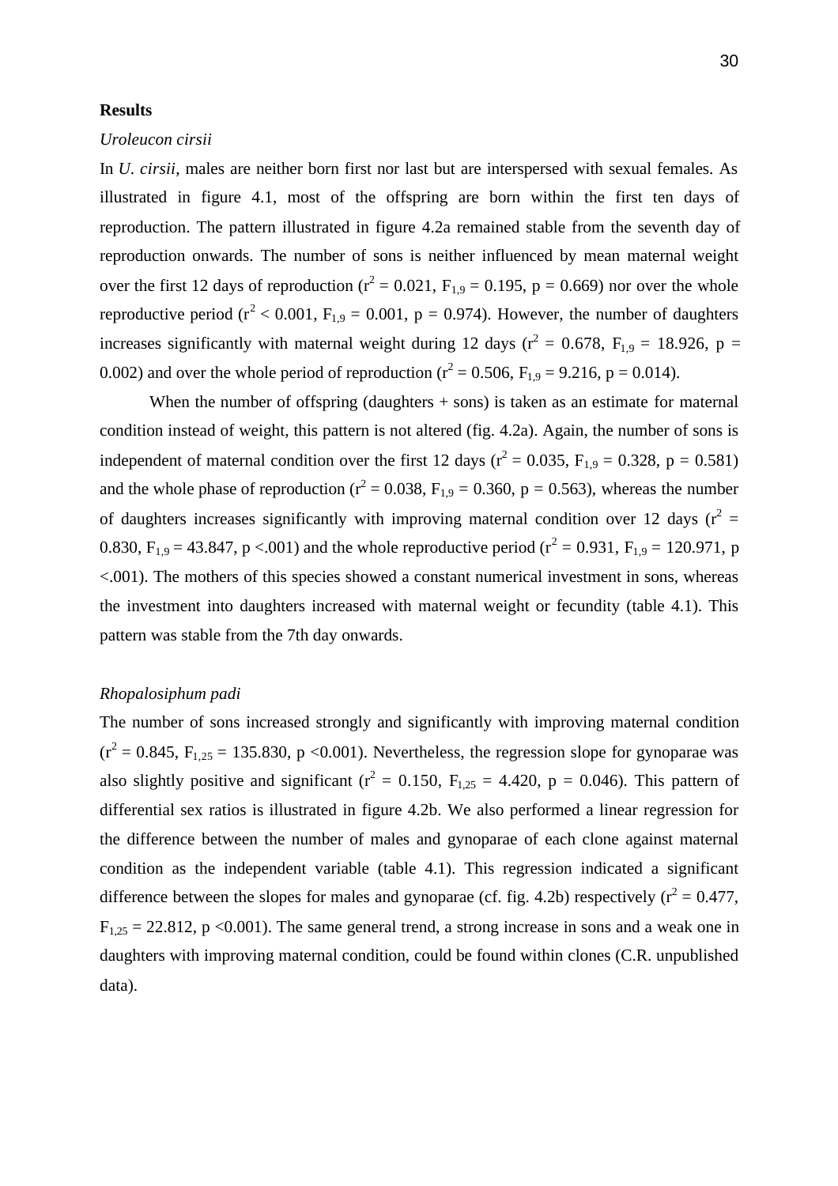**Results**

*Uroleucon cirsii*

In *U. cirsii*, males are neither born first nor last but are interspersed with sexual females. As illustrated in figure 4.1, most of the offspring are born within the first ten days of reproduction. The pattern illustrated in figure 4.2a remained stable from the seventh day of reproduction onwards. The number of sons is neither influenced by mean maternal weight over the first 12 days of reproduction ($r^2 = 0.021$, $F_{1,9} = 0.195$, $p = 0.669$) nor over the whole reproductive period ($r^2 < 0.001$, $F_{1,9} = 0.001$, $p = 0.974$). However, the number of daughters increases significantly with maternal weight during 12 days ($r^2 = 0.678$, $F_{1,9} = 18.926$, $p = 0.002$) and over the whole period of reproduction ($r^2 = 0.506$, $F_{1,9} = 9.216$, $p = 0.014$).

When the number of offspring (daughters + sons) is taken as an estimate for maternal condition instead of weight, this pattern is not altered (fig. 4.2a). Again, the number of sons is independent of maternal condition over the first 12 days ($r^2 = 0.035$, $F_{1,9} = 0.328$, $p = 0.581$) and the whole phase of reproduction ($r^2 = 0.038$, $F_{1,9} = 0.360$, $p = 0.563$), whereas the number of daughters increases significantly with improving maternal condition over 12 days ($r^2 = 0.830$, $F_{1,9} = 43.847$, $p < .001$) and the whole reproductive period ($r^2 = 0.931$, $F_{1,9} = 120.971$, $p < .001$). The mothers of this species showed a constant numerical investment in sons, whereas the investment into daughters increased with maternal weight or fecundity (table 4.1). This pattern was stable from the 7th day onwards.

*Rhopalosiphum padi*

The number of sons increased strongly and significantly with improving maternal condition ($r^2 = 0.845$, $F_{1,25} = 135.830$, $p < 0.001$). Nevertheless, the regression slope for gynoparae was also slightly positive and significant ($r^2 = 0.150$, $F_{1,25} = 4.420$, $p = 0.046$). This pattern of differential sex ratios is illustrated in figure 4.2b. We also performed a linear regression for the difference between the number of males and gynoparae of each clone against maternal condition as the independent variable (table 4.1). This regression indicated a significant difference between the slopes for males and gynoparae (cf. fig. 4.2b) respectively ($r^2 = 0.477$, $F_{1,25} = 22.812$, $p < 0.001$). The same general trend, a strong increase in sons and a weak one in daughters with improving maternal condition, could be found within clones (C.R. unpublished data).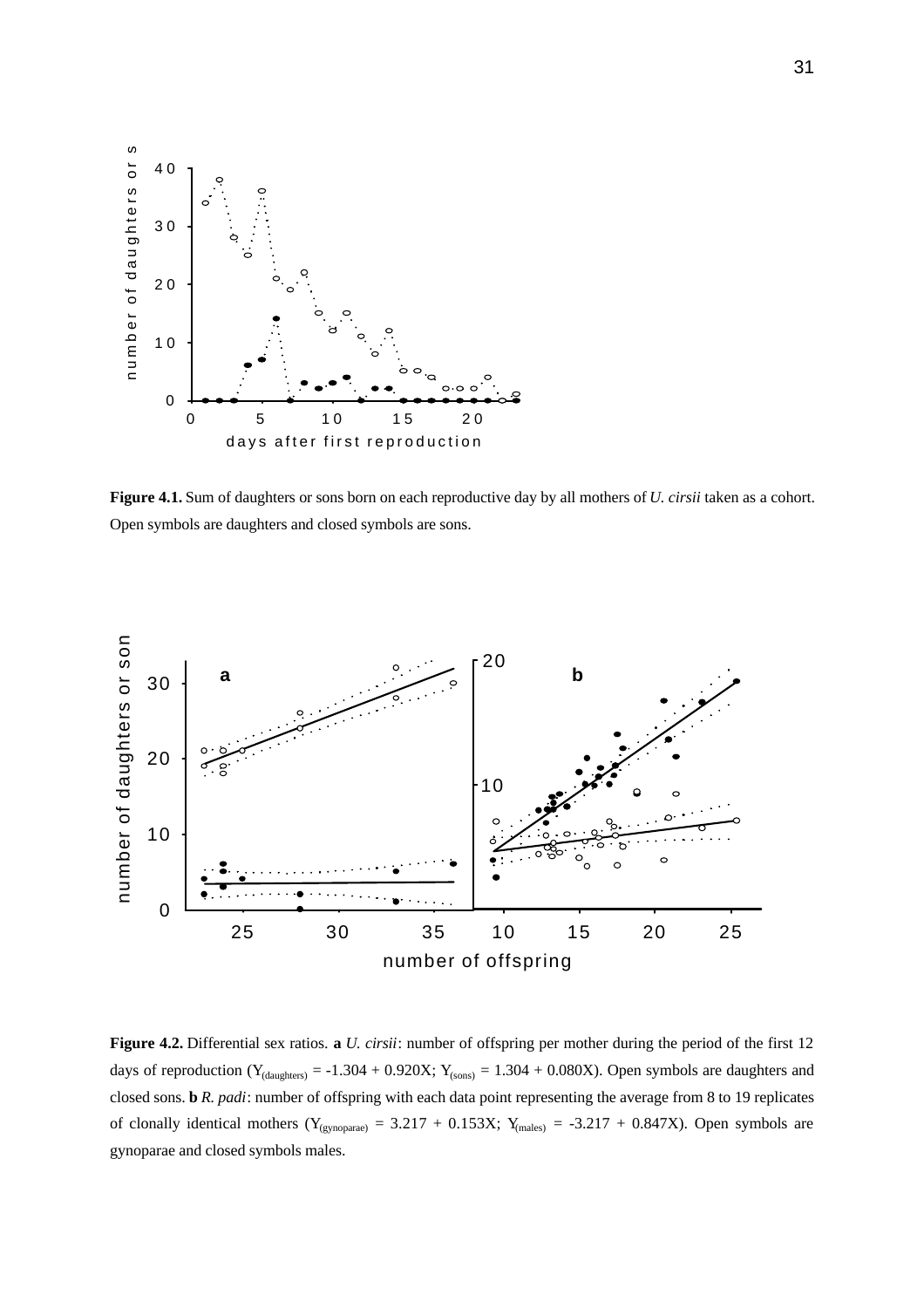**Figure 4.1.** Sum of daughters or sons born on each reproductive day by all mothers of *U. cirsii* taken as a cohort. Open symbols are daughters and closed symbols are sons.

**Figure 4.2.** Differential sex ratios. **a** *U. cirsii*: number of offspring per mother during the period of the first 12 days of reproduction ($Y_{(daughters)} = -1.304 + 0.920X$; $Y_{(sons)} = 1.304 + 0.080X$). Open symbols are daughters and closed sons. **b** *R. padi*: number of offspring with each data point representing the average from 8 to 19 replicates of clonally identical mothers ($Y_{(gynoparae)} = 3.217 + 0.153X$; $Y_{(males)} = -3.217 + 0.847X$). Open symbols are gynoparae and closed symbols males.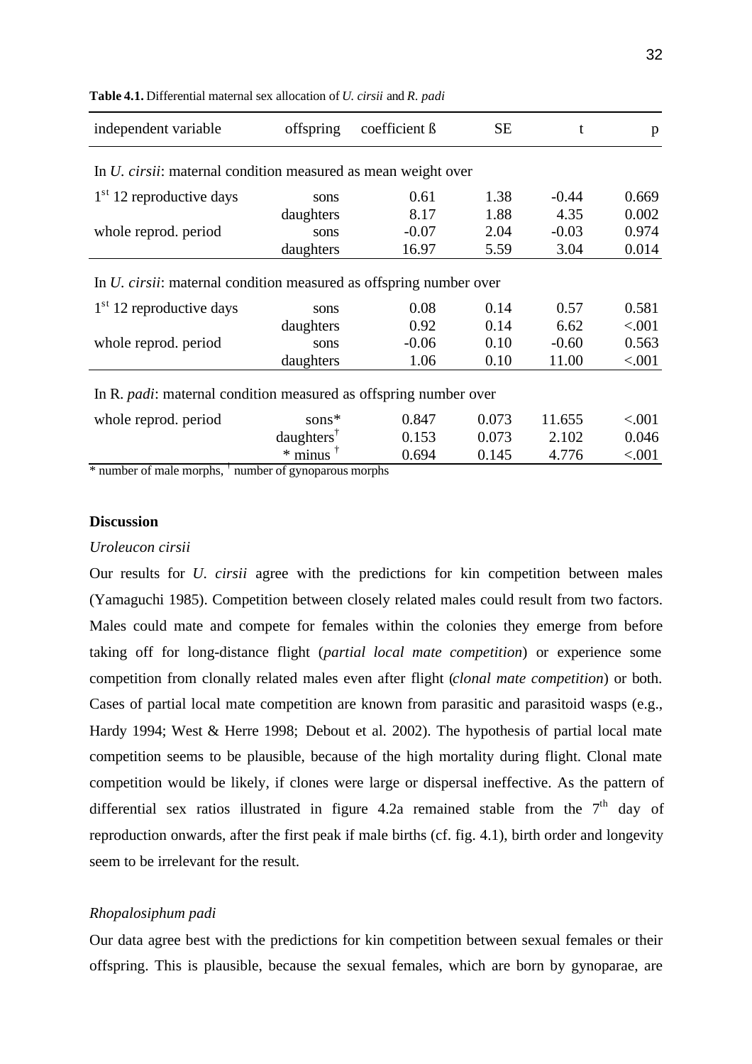**Table 4.1.** Differential maternal sex allocation of *U. cirsii* and *R. padi*

| independent variable | offspring | coefficient ß | SE | t | p |
|---|---|---|---|---|---|
| In *U. cirsii*: maternal condition measured as mean weight over | | | | | |
| 1st 12 reproductive days | sons | 0.61 | 1.38 | -0.44 | 0.669 |
| | daughters | 8.17 | 1.88 | 4.35 | 0.002 |
| whole reprod. period | sons | -0.07 | 2.04 | -0.03 | 0.974 |
| | daughters | 16.97 | 5.59 | 3.04 | 0.014 |
| In *U. cirsii*: maternal condition measured as offspring number over | | | | | |
| 1st 12 reproductive days | sons | 0.08 | 0.14 | 0.57 | 0.581 |
| | daughters | 0.92 | 0.14 | 6.62 | <.001 |
| whole reprod. period | sons | -0.06 | 0.10 | -0.60 | 0.563 |
| | daughters | 1.06 | 0.10 | 11.00 | <.001 |
| In R. *padi*: maternal condition measured as offspring number over | | | | | |
| whole reprod. period | sons* | 0.847 | 0.073 | 11.655 | <.001 |
| | daughters† | 0.153 | 0.073 | 2.102 | 0.046 |
| | * minus † | 0.694 | 0.145 | 4.776 | <.001 |

\* number of male morphs, † number of gynoparous morphs

## Discussion

### *Uroleucon cirsii*

Our results for *U. cirsii* agree with the predictions for kin competition between males (Yamaguchi 1985). Competition between closely related males could result from two factors. Males could mate and compete for females within the colonies they emerge from before taking off for long-distance flight (*partial local mate competition*) or experience some competition from clonally related males even after flight (*clonal mate competition*) or both. Cases of partial local mate competition are known from parasitic and parasitoid wasps (e.g., Hardy 1994; West & Herre 1998; Debout et al. 2002). The hypothesis of partial local mate competition seems to be plausible, because of the high mortality during flight. Clonal mate competition would be likely, if clones were large or dispersal ineffective. As the pattern of differential sex ratios illustrated in figure 4.2a remained stable from the 7th day of reproduction onwards, after the first peak if male births (cf. fig. 4.1), birth order and longevity seem to be irrelevant for the result.

### *Rhopalosiphum padi*

Our data agree best with the predictions for kin competition between sexual females or their offspring. This is plausible, because the sexual females, which are born by gynoparae, are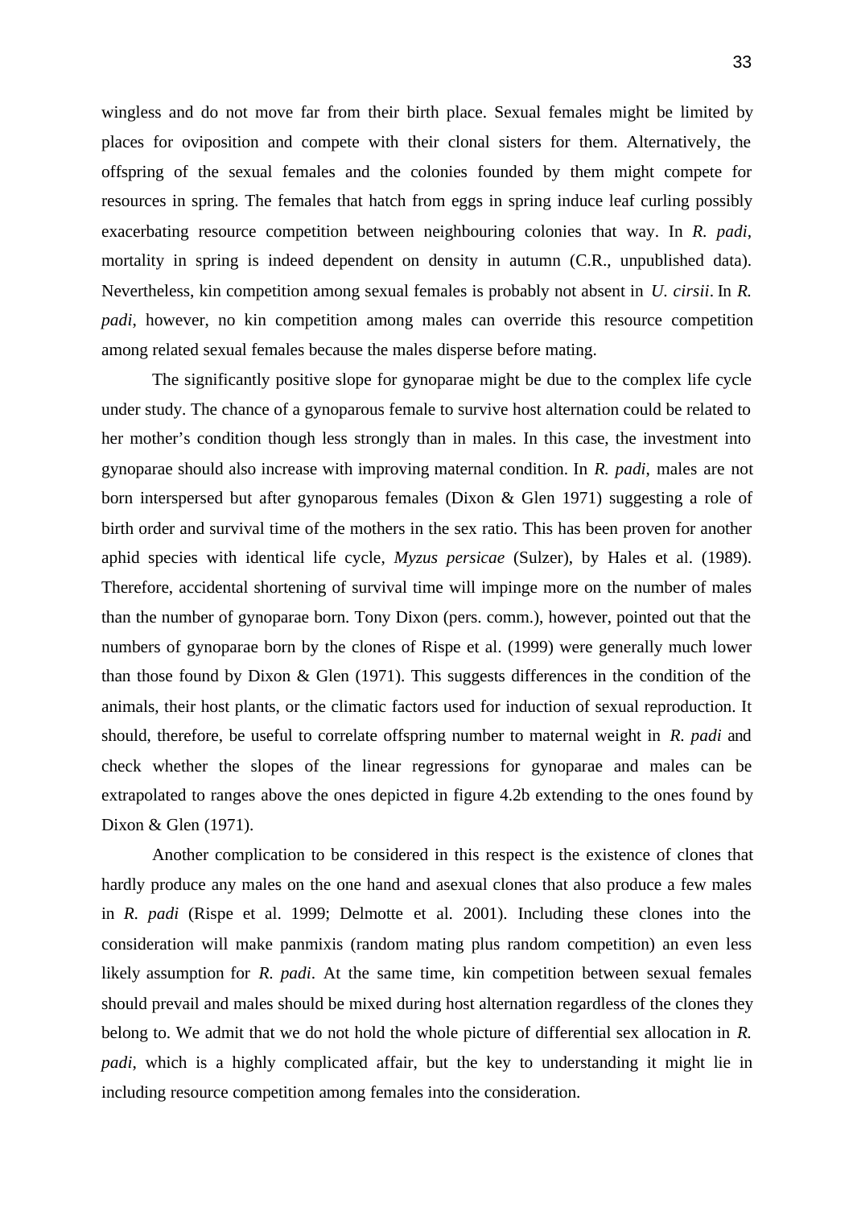wingless and do not move far from their birth place. Sexual females might be limited by places for oviposition and compete with their clonal sisters for them. Alternatively, the offspring of the sexual females and the colonies founded by them might compete for resources in spring. The females that hatch from eggs in spring induce leaf curling possibly exacerbating resource competition between neighbouring colonies that way. In *R. padi*, mortality in spring is indeed dependent on density in autumn (C.R., unpublished data). Nevertheless, kin competition among sexual females is probably not absent in *U. cirsii*. In *R. padi*, however, no kin competition among males can override this resource competition among related sexual females because the males disperse before mating.

The significantly positive slope for gynoparae might be due to the complex life cycle under study. The chance of a gynoparous female to survive host alternation could be related to her mother's condition though less strongly than in males. In this case, the investment into gynoparae should also increase with improving maternal condition. In *R. padi*, males are not born interspersed but after gynoparous females (Dixon & Glen 1971) suggesting a role of birth order and survival time of the mothers in the sex ratio. This has been proven for another aphid species with identical life cycle, *Myzus persicae* (Sulzer), by Hales et al. (1989). Therefore, accidental shortening of survival time will impinge more on the number of males than the number of gynoparae born. Tony Dixon (pers. comm.), however, pointed out that the numbers of gynoparae born by the clones of Rispe et al. (1999) were generally much lower than those found by Dixon & Glen (1971). This suggests differences in the condition of the animals, their host plants, or the climatic factors used for induction of sexual reproduction. It should, therefore, be useful to correlate offspring number to maternal weight in *R. padi* and check whether the slopes of the linear regressions for gynoparae and males can be extrapolated to ranges above the ones depicted in figure 4.2b extending to the ones found by Dixon & Glen (1971).

Another complication to be considered in this respect is the existence of clones that hardly produce any males on the one hand and asexual clones that also produce a few males in *R. padi* (Rispe et al. 1999; Delmotte et al. 2001). Including these clones into the consideration will make panmixis (random mating plus random competition) an even less likely assumption for *R. padi*. At the same time, kin competition between sexual females should prevail and males should be mixed during host alternation regardless of the clones they belong to. We admit that we do not hold the whole picture of differential sex allocation in *R. padi*, which is a highly complicated affair, but the key to understanding it might lie in including resource competition among females into the consideration.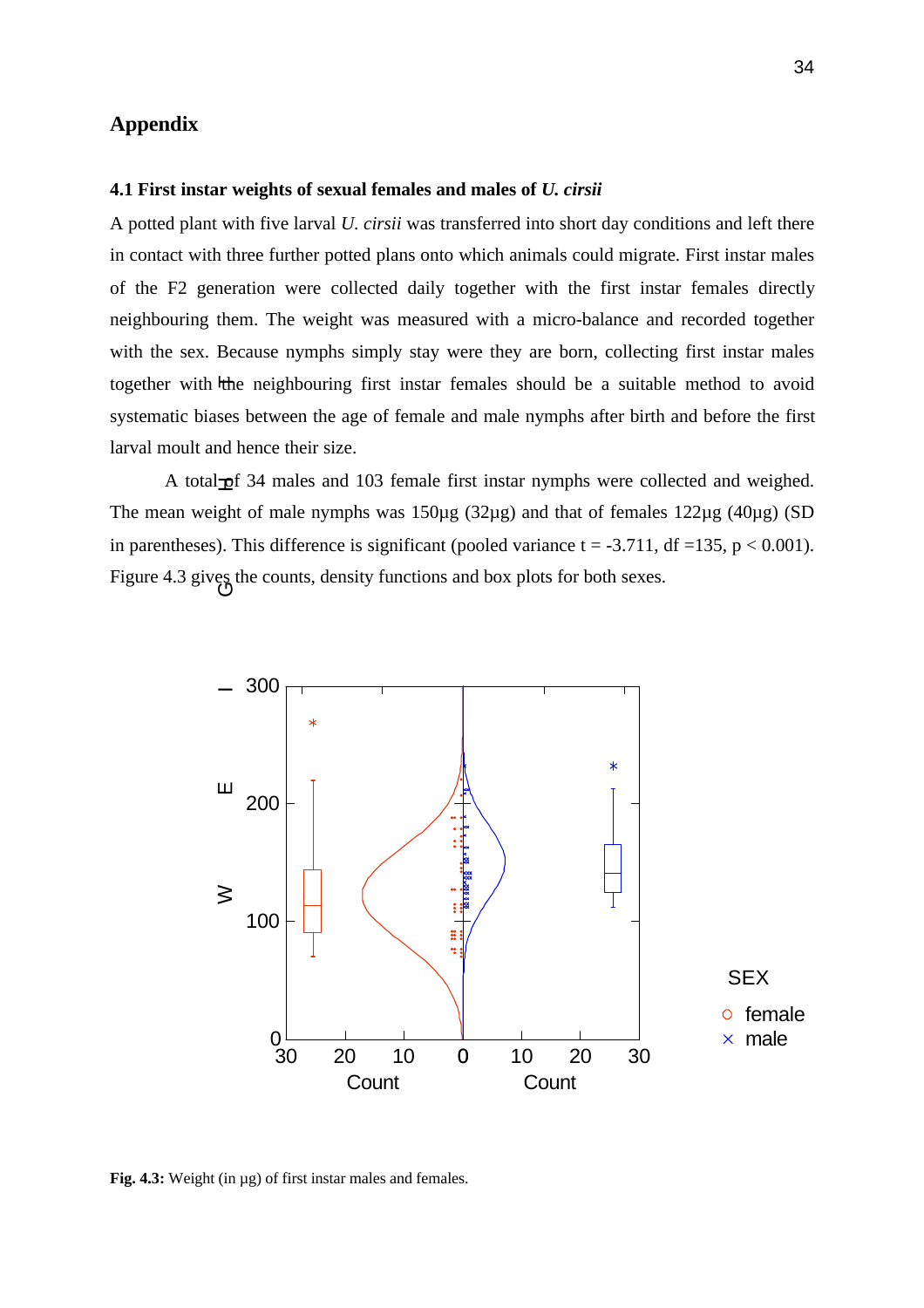# Appendix

### 4.1 First instar weights of sexual females and males of *U. cirsii*

A potted plant with five larval *U. cirsii* was transferred into short day conditions and left there in contact with three further potted plans onto which animals could migrate. First instar males of the F2 generation were collected daily together with the first instar females directly neighbouring them. The weight was measured with a micro-balance and recorded together with the sex. Because nymphs simply stay were they are born, collecting first instar males together with the neighbouring first instar females should be a suitable method to avoid systematic biases between the age of female and male nymphs after birth and before the first larval moult and hence their size.

A total of 34 males and 103 female first instar nymphs were collected and weighed. The mean weight of male nymphs was 150µg (32µg) and that of females 122µg (40µg) (SD in parentheses). This difference is significant (pooled variance $t = -3.711$, $df = 135$, $p < 0.001$). Figure 4.3 gives the counts, density functions and box plots for both sexes.

**Fig. 4.3:** Weight (in µg) of first instar males and females.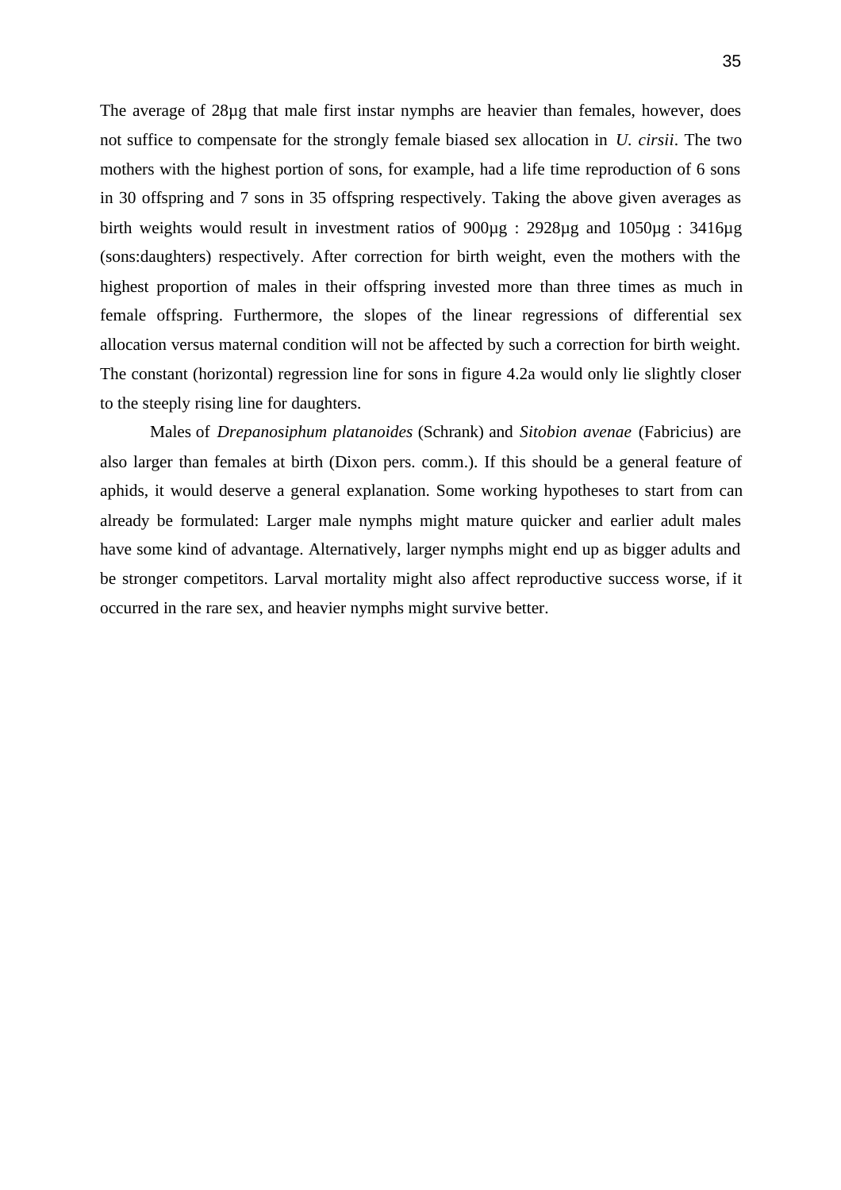The average of 28µg that male first instar nymphs are heavier than females, however, does not suffice to compensate for the strongly female biased sex allocation in *U. cirsii*. The two mothers with the highest portion of sons, for example, had a life time reproduction of 6 sons in 30 offspring and 7 sons in 35 offspring respectively. Taking the above given averages as birth weights would result in investment ratios of 900µg : 2928µg and 1050µg : 3416µg (sons:daughters) respectively. After correction for birth weight, even the mothers with the highest proportion of males in their offspring invested more than three times as much in female offspring. Furthermore, the slopes of the linear regressions of differential sex allocation versus maternal condition will not be affected by such a correction for birth weight. The constant (horizontal) regression line for sons in figure 4.2a would only lie slightly closer to the steeply rising line for daughters.

Males of *Drepanosiphum platanoides* (Schrank) and *Sitobion avenae* (Fabricius) are also larger than females at birth (Dixon pers. comm.). If this should be a general feature of aphids, it would deserve a general explanation. Some working hypotheses to start from can already be formulated: Larger male nymphs might mature quicker and earlier adult males have some kind of advantage. Alternatively, larger nymphs might end up as bigger adults and be stronger competitors. Larval mortality might also affect reproductive success worse, if it occurred in the rare sex, and heavier nymphs might survive better.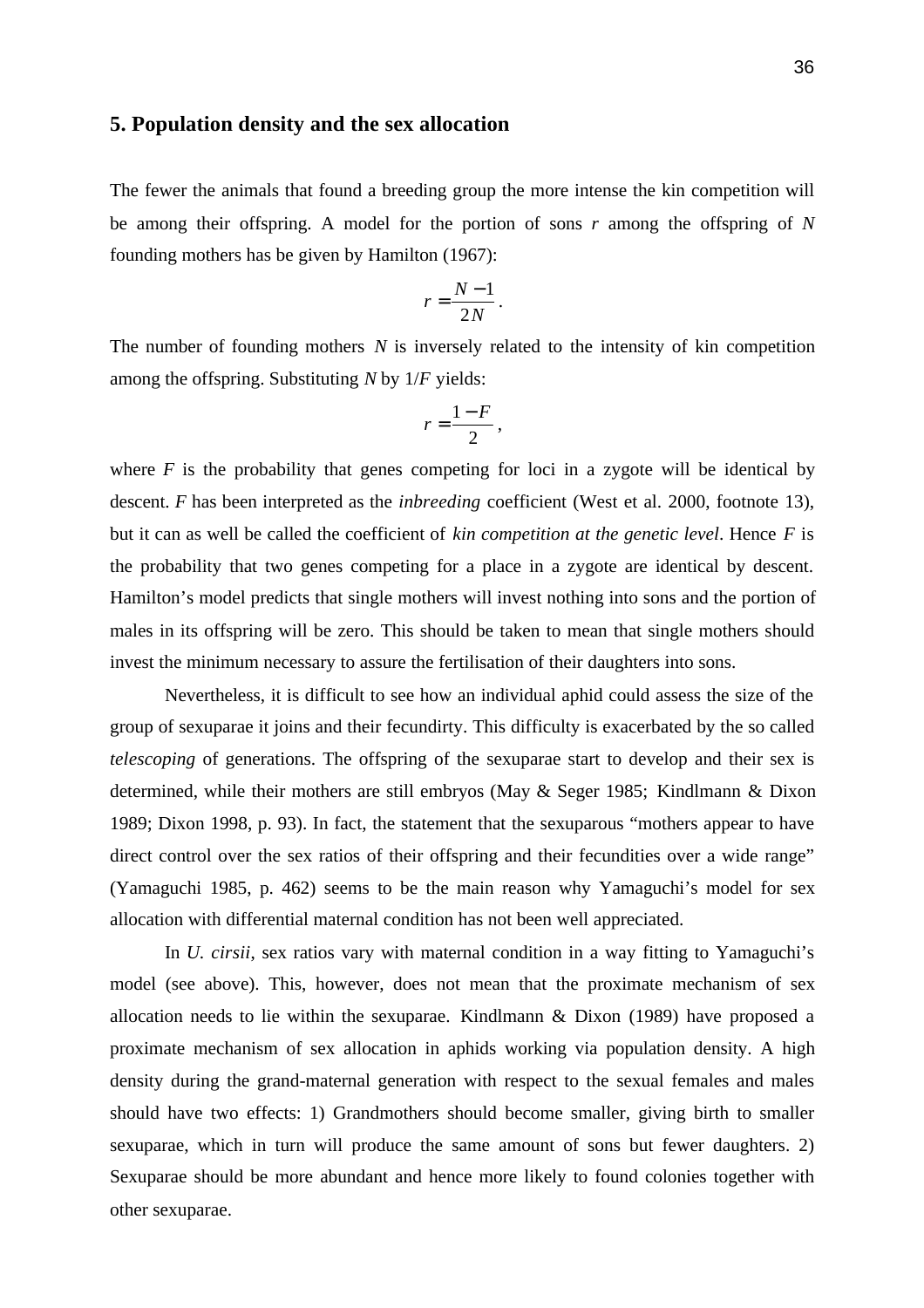## 5. Population density and the sex allocation

The fewer the animals that found a breeding group the more intense the kin competition will be among their offspring. A model for the portion of sons $r$ among the offspring of $N$ founding mothers has be given by Hamilton (1967):

$$r = \frac{N-1}{2N}.$$

The number of founding mothers $N$ is inversely related to the intensity of kin competition among the offspring. Substituting $N$ by $1/F$ yields:

$$r = \frac{1-F}{2},$$

where $F$ is the probability that genes competing for loci in a zygote will be identical by descent. $F$ has been interpreted as the *inbreeding* coefficient (West et al. 2000, footnote 13), but it can as well be called the coefficient of *kin competition at the genetic level*. Hence $F$ is the probability that two genes competing for a place in a zygote are identical by descent. Hamilton's model predicts that single mothers will invest nothing into sons and the portion of males in its offspring will be zero. This should be taken to mean that single mothers should invest the minimum necessary to assure the fertilisation of their daughters into sons.

Nevertheless, it is difficult to see how an individual aphid could assess the size of the group of sexuparae it joins and their fecundirty. This difficulty is exacerbated by the so called *telescoping* of generations. The offspring of the sexuparae start to develop and their sex is determined, while their mothers are still embryos (May & Seger 1985; Kindlmann & Dixon 1989; Dixon 1998, p. 93). In fact, the statement that the sexuparous "mothers appear to have direct control over the sex ratios of their offspring and their fecundities over a wide range" (Yamaguchi 1985, p. 462) seems to be the main reason why Yamaguchi's model for sex allocation with differential maternal condition has not been well appreciated.

In *U. cirsii*, sex ratios vary with maternal condition in a way fitting to Yamaguchi's model (see above). This, however, does not mean that the proximate mechanism of sex allocation needs to lie within the sexuparae. Kindlmann & Dixon (1989) have proposed a proximate mechanism of sex allocation in aphids working via population density. A high density during the grand-maternal generation with respect to the sexual females and males should have two effects: 1) Grandmothers should become smaller, giving birth to smaller sexuparae, which in turn will produce the same amount of sons but fewer daughters. 2) Sexuparae should be more abundant and hence more likely to found colonies together with other sexuparae.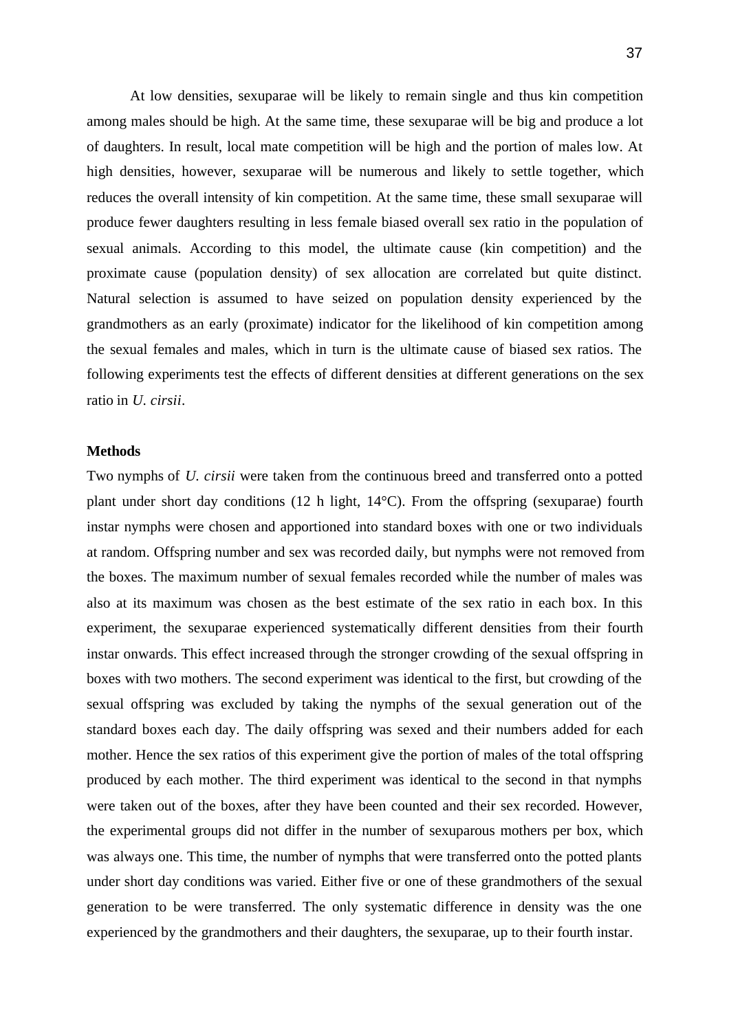At low densities, sexuparae will be likely to remain single and thus kin competition among males should be high. At the same time, these sexuparae will be big and produce a lot of daughters. In result, local mate competition will be high and the portion of males low. At high densities, however, sexuparae will be numerous and likely to settle together, which reduces the overall intensity of kin competition. At the same time, these small sexuparae will produce fewer daughters resulting in less female biased overall sex ratio in the population of sexual animals. According to this model, the ultimate cause (kin competition) and the proximate cause (population density) of sex allocation are correlated but quite distinct. Natural selection is assumed to have seized on population density experienced by the grandmothers as an early (proximate) indicator for the likelihood of kin competition among the sexual females and males, which in turn is the ultimate cause of biased sex ratios. The following experiments test the effects of different densities at different generations on the sex ratio in *U. cirsii*.

**Methods**

Two nymphs of *U. cirsii* were taken from the continuous breed and transferred onto a potted plant under short day conditions (12 h light, 14°C). From the offspring (sexuparae) fourth instar nymphs were chosen and apportioned into standard boxes with one or two individuals at random. Offspring number and sex was recorded daily, but nymphs were not removed from the boxes. The maximum number of sexual females recorded while the number of males was also at its maximum was chosen as the best estimate of the sex ratio in each box. In this experiment, the sexuparae experienced systematically different densities from their fourth instar onwards. This effect increased through the stronger crowding of the sexual offspring in boxes with two mothers. The second experiment was identical to the first, but crowding of the sexual offspring was excluded by taking the nymphs of the sexual generation out of the standard boxes each day. The daily offspring was sexed and their numbers added for each mother. Hence the sex ratios of this experiment give the portion of males of the total offspring produced by each mother. The third experiment was identical to the second in that nymphs were taken out of the boxes, after they have been counted and their sex recorded. However, the experimental groups did not differ in the number of sexuparous mothers per box, which was always one. This time, the number of nymphs that were transferred onto the potted plants under short day conditions was varied. Either five or one of these grandmothers of the sexual generation to be were transferred. The only systematic difference in density was the one experienced by the grandmothers and their daughters, the sexuparae, up to their fourth instar.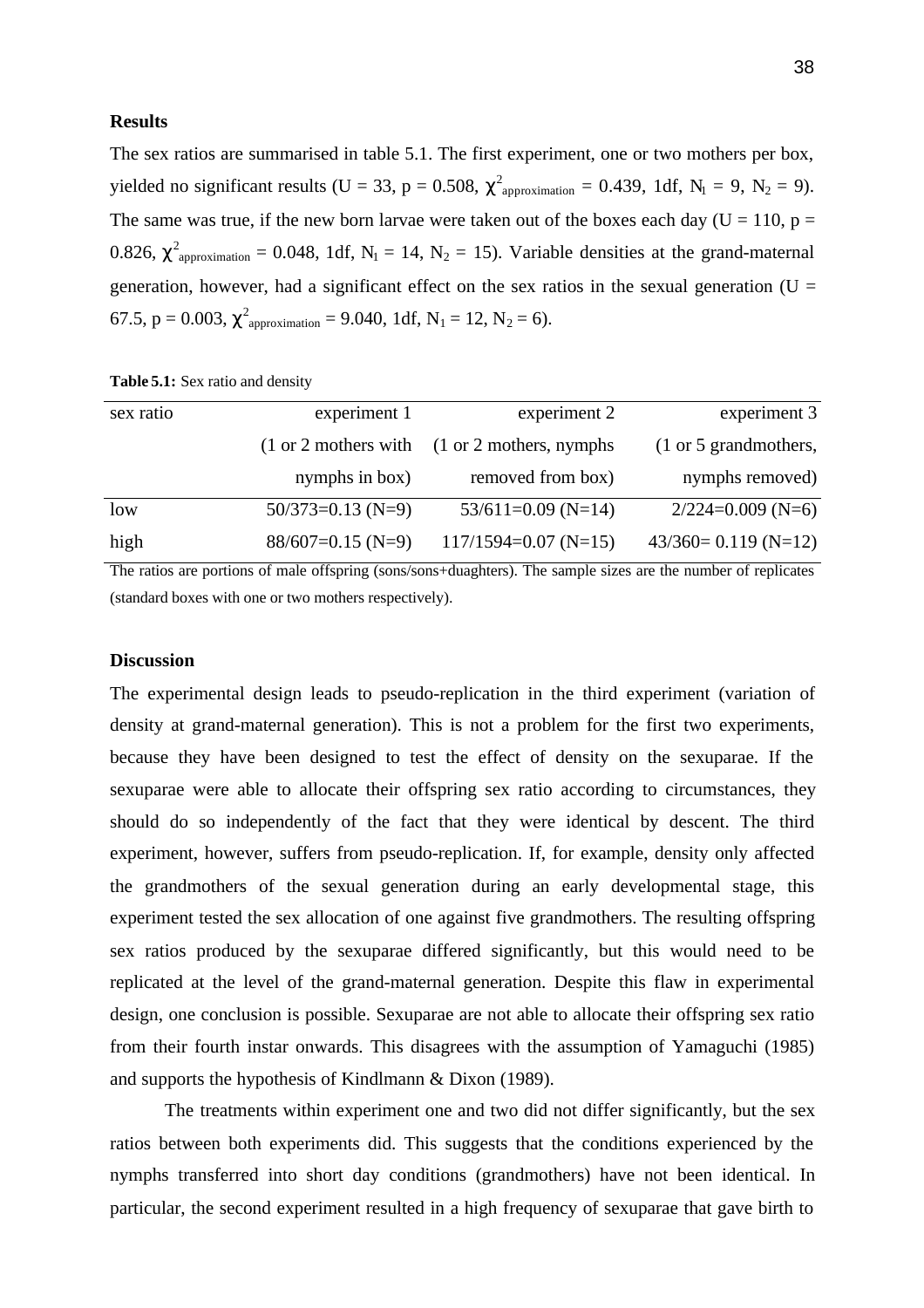**Results**

The sex ratios are summarised in table 5.1. The first experiment, one or two mothers per box, yielded no significant results (U = 33, p = 0.508, $\chi^2_{approximation}$ = 0.439, 1df, $N_1$ = 9, $N_2$ = 9). The same was true, if the new born larvae were taken out of the boxes each day (U = 110, p = 0.826, $\chi^2_{approximation}$ = 0.048, 1df, $N_1$ = 14, $N_2$ = 15). Variable densities at the grand-maternal generation, however, had a significant effect on the sex ratios in the sexual generation (U = 67.5, p = 0.003, $\chi^2_{approximation}$ = 9.040, 1df, $N_1$ = 12, $N_2$ = 6).

**Table 5.1:** Sex ratio and density

| sex ratio | experiment 1 (1 or 2 mothers with nymphs in box) | experiment 2 (1 or 2 mothers, nymphs removed from box) | experiment 3 (1 or 5 grandmothers, nymphs removed) |
|---|---|---|---|
| low | 50/373=0.13 (N=9) | 53/611=0.09 (N=14) | 2/224=0.009 (N=6) |
| high | 88/607=0.15 (N=9) | 117/1594=0.07 (N=15) | 43/360= 0.119 (N=12) |

The ratios are portions of male offspring (sons/sons+duaghters). The sample sizes are the number of replicates (standard boxes with one or two mothers respectively).

**Discussion**

The experimental design leads to pseudo-replication in the third experiment (variation of density at grand-maternal generation). This is not a problem for the first two experiments, because they have been designed to test the effect of density on the sexuparae. If the sexuparae were able to allocate their offspring sex ratio according to circumstances, they should do so independently of the fact that they were identical by descent. The third experiment, however, suffers from pseudo-replication. If, for example, density only affected the grandmothers of the sexual generation during an early developmental stage, this experiment tested the sex allocation of one against five grandmothers. The resulting offspring sex ratios produced by the sexuparae differed significantly, but this would need to be replicated at the level of the grand-maternal generation. Despite this flaw in experimental design, one conclusion is possible. Sexuparae are not able to allocate their offspring sex ratio from their fourth instar onwards. This disagrees with the assumption of Yamaguchi (1985) and supports the hypothesis of Kindlmann & Dixon (1989).

The treatments within experiment one and two did not differ significantly, but the sex ratios between both experiments did. This suggests that the conditions experienced by the nymphs transferred into short day conditions (grandmothers) have not been identical. In particular, the second experiment resulted in a high frequency of sexuparae that gave birth to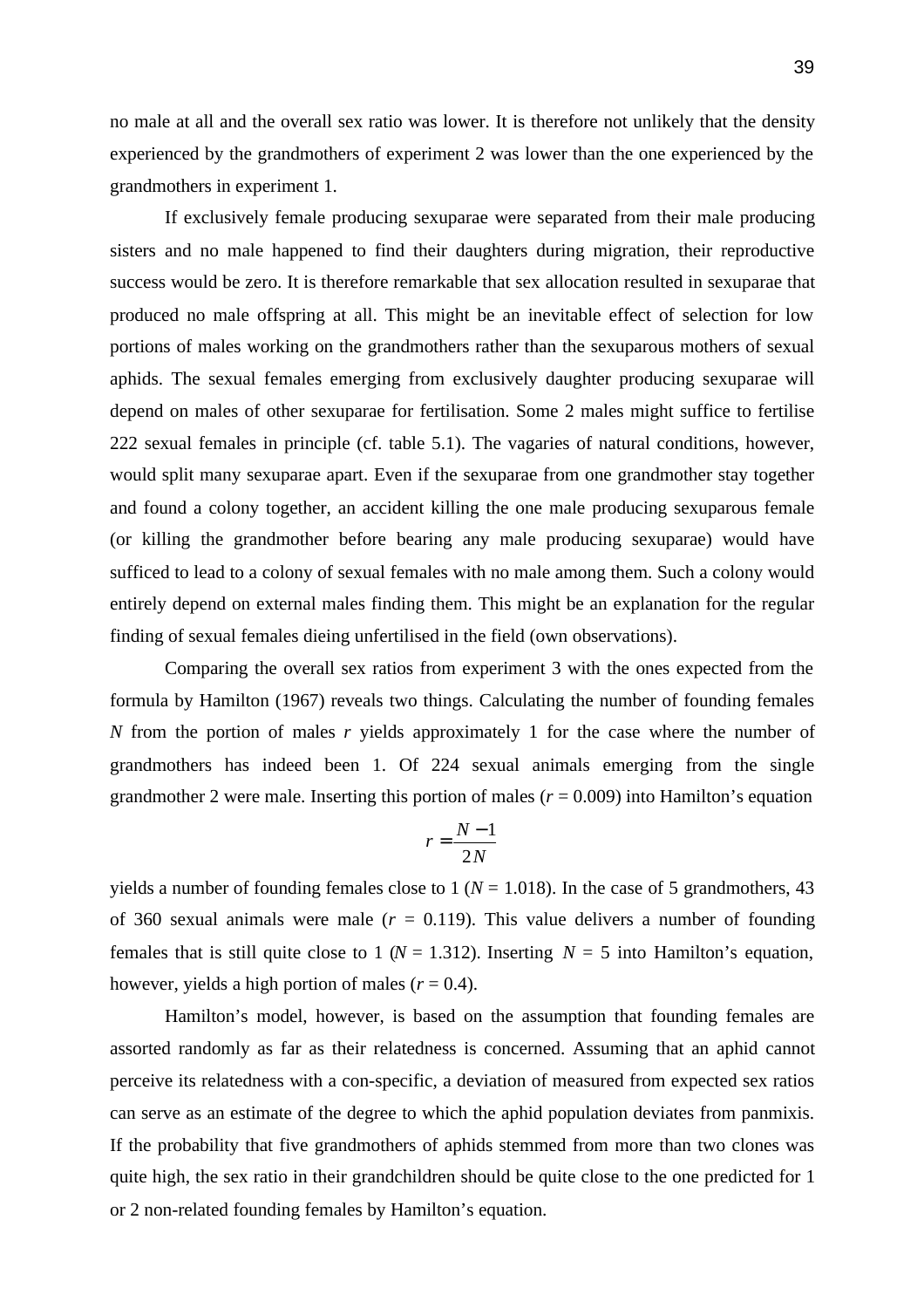no male at all and the overall sex ratio was lower. It is therefore not unlikely that the density experienced by the grandmothers of experiment 2 was lower than the one experienced by the grandmothers in experiment 1.

If exclusively female producing sexuparae were separated from their male producing sisters and no male happened to find their daughters during migration, their reproductive success would be zero. It is therefore remarkable that sex allocation resulted in sexuparae that produced no male offspring at all. This might be an inevitable effect of selection for low portions of males working on the grandmothers rather than the sexuparous mothers of sexual aphids. The sexual females emerging from exclusively daughter producing sexuparae will depend on males of other sexuparae for fertilisation. Some 2 males might suffice to fertilise 222 sexual females in principle (cf. table 5.1). The vagaries of natural conditions, however, would split many sexuparae apart. Even if the sexuparae from one grandmother stay together and found a colony together, an accident killing the one male producing sexuparous female (or killing the grandmother before bearing any male producing sexuparae) would have sufficed to lead to a colony of sexual females with no male among them. Such a colony would entirely depend on external males finding them. This might be an explanation for the regular finding of sexual females dieing unfertilised in the field (own observations).

Comparing the overall sex ratios from experiment 3 with the ones expected from the formula by Hamilton (1967) reveals two things. Calculating the number of founding females $N$ from the portion of males $r$ yields approximately 1 for the case where the number of grandmothers has indeed been 1. Of 224 sexual animals emerging from the single grandmother 2 were male. Inserting this portion of males ($r = 0.009$) into Hamilton's equation

$$r = \frac{N-1}{2N}$$

yields a number of founding females close to 1 ($N = 1.018$). In the case of 5 grandmothers, 43 of 360 sexual animals were male ($r = 0.119$). This value delivers a number of founding females that is still quite close to 1 ($N = 1.312$). Inserting $N = 5$ into Hamilton's equation, however, yields a high portion of males ($r = 0.4$).

Hamilton's model, however, is based on the assumption that founding females are assorted randomly as far as their relatedness is concerned. Assuming that an aphid cannot perceive its relatedness with a con-specific, a deviation of measured from expected sex ratios can serve as an estimate of the degree to which the aphid population deviates from panmixis. If the probability that five grandmothers of aphids stemmed from more than two clones was quite high, the sex ratio in their grandchildren should be quite close to the one predicted for 1 or 2 non-related founding females by Hamilton's equation.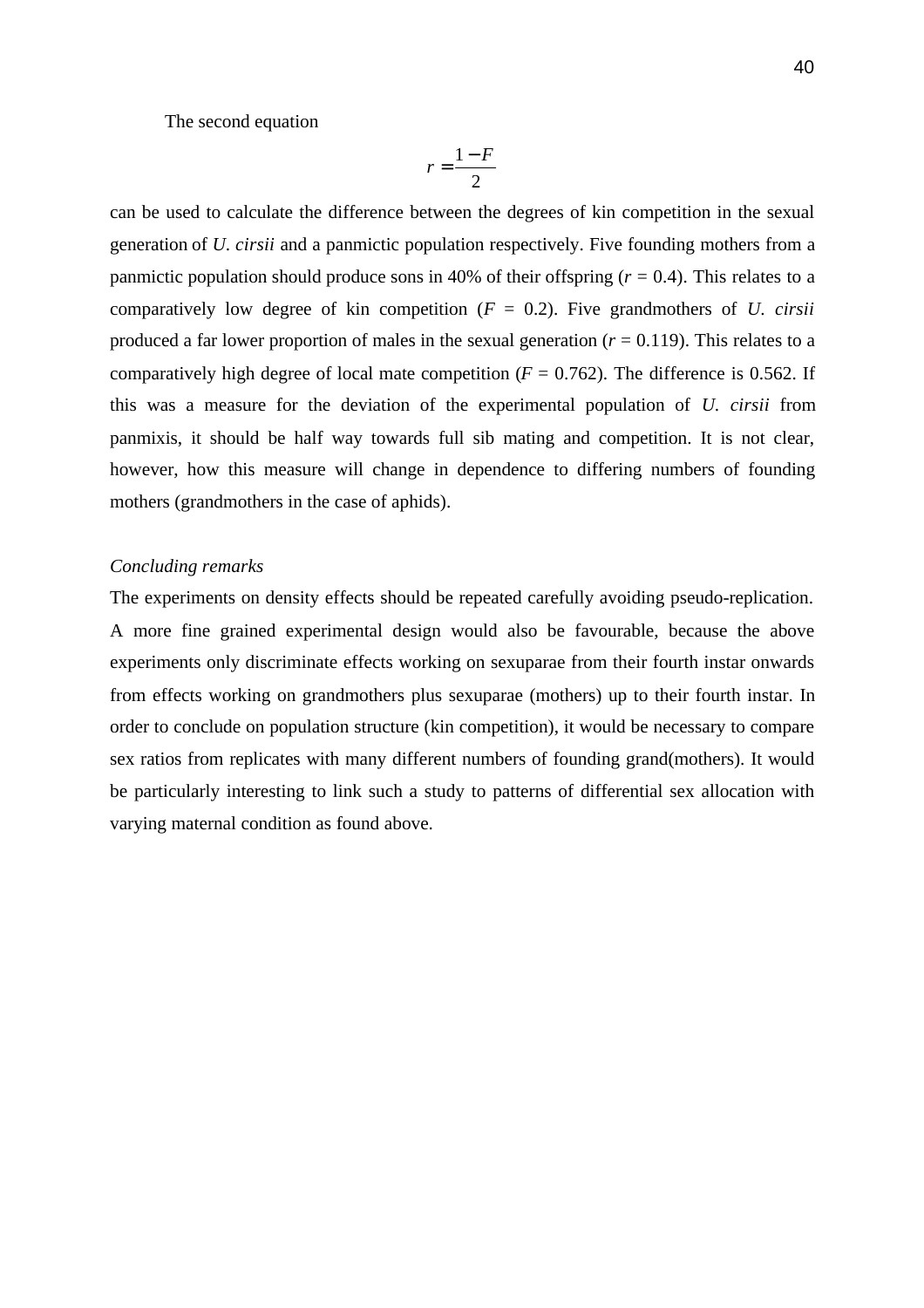The second equation

$$r = \frac{1 - F}{2}$$

can be used to calculate the difference between the degrees of kin competition in the sexual generation of *U. cirsii* and a panmictic population respectively. Five founding mothers from a panmictic population should produce sons in 40% of their offspring ($r = 0.4$). This relates to a comparatively low degree of kin competition ($F = 0.2$). Five grandmothers of *U. cirsii* produced a far lower proportion of males in the sexual generation ($r = 0.119$). This relates to a comparatively high degree of local mate competition ($F = 0.762$). The difference is 0.562. If this was a measure for the deviation of the experimental population of *U. cirsii* from panmixis, it should be half way towards full sib mating and competition. It is not clear, however, how this measure will change in dependence to differing numbers of founding mothers (grandmothers in the case of aphids).

*Concluding remarks*

The experiments on density effects should be repeated carefully avoiding pseudo-replication. A more fine grained experimental design would also be favourable, because the above experiments only discriminate effects working on sexuparae from their fourth instar onwards from effects working on grandmothers plus sexuparae (mothers) up to their fourth instar. In order to conclude on population structure (kin competition), it would be necessary to compare sex ratios from replicates with many different numbers of founding grand(mothers). It would be particularly interesting to link such a study to patterns of differential sex allocation with varying maternal condition as found above.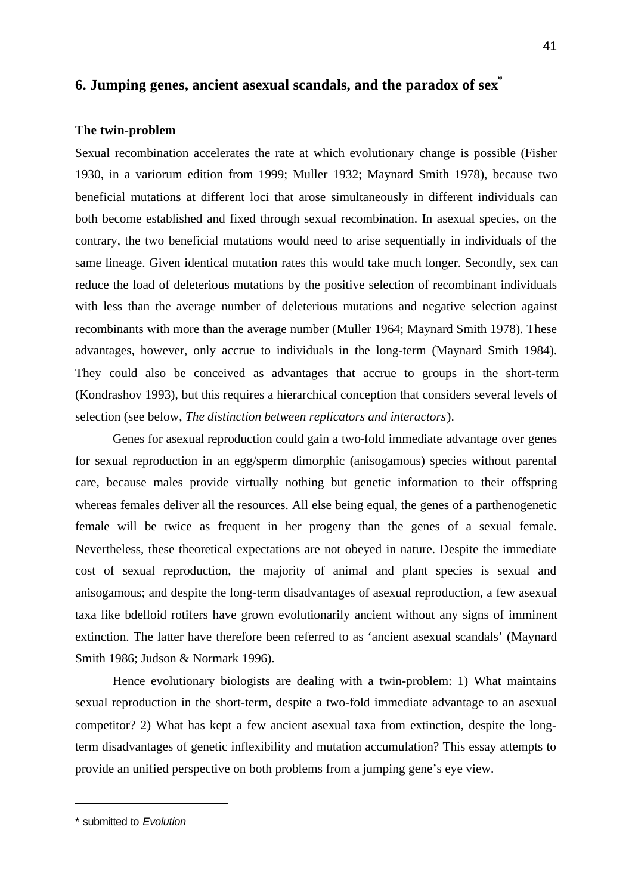# 6. Jumping genes, ancient asexual scandals, and the paradox of sex*

### The twin-problem

Sexual recombination accelerates the rate at which evolutionary change is possible (Fisher 1930, in a variorum edition from 1999; Muller 1932; Maynard Smith 1978), because two beneficial mutations at different loci that arose simultaneously in different individuals can both become established and fixed through sexual recombination. In asexual species, on the contrary, the two beneficial mutations would need to arise sequentially in individuals of the same lineage. Given identical mutation rates this would take much longer. Secondly, sex can reduce the load of deleterious mutations by the positive selection of recombinant individuals with less than the average number of deleterious mutations and negative selection against recombinants with more than the average number (Muller 1964; Maynard Smith 1978). These advantages, however, only accrue to individuals in the long-term (Maynard Smith 1984). They could also be conceived as advantages that accrue to groups in the short-term (Kondrashov 1993), but this requires a hierarchical conception that considers several levels of selection (see below, *The distinction between replicators and interactors*).

Genes for asexual reproduction could gain a two-fold immediate advantage over genes for sexual reproduction in an egg/sperm dimorphic (anisogamous) species without parental care, because males provide virtually nothing but genetic information to their offspring whereas females deliver all the resources. All else being equal, the genes of a parthenogenetic female will be twice as frequent in her progeny than the genes of a sexual female. Nevertheless, these theoretical expectations are not obeyed in nature. Despite the immediate cost of sexual reproduction, the majority of animal and plant species is sexual and anisogamous; and despite the long-term disadvantages of asexual reproduction, a few asexual taxa like bdelloid rotifers have grown evolutionarily ancient without any signs of imminent extinction. The latter have therefore been referred to as 'ancient asexual scandals' (Maynard Smith 1986; Judson & Normark 1996).

Hence evolutionary biologists are dealing with a twin-problem: 1) What maintains sexual reproduction in the short-term, despite a two-fold immediate advantage to an asexual competitor? 2) What has kept a few ancient asexual taxa from extinction, despite the long-term disadvantages of genetic inflexibility and mutation accumulation? This essay attempts to provide an unified perspective on both problems from a jumping gene's eye view.

---

* submitted to *Evolution*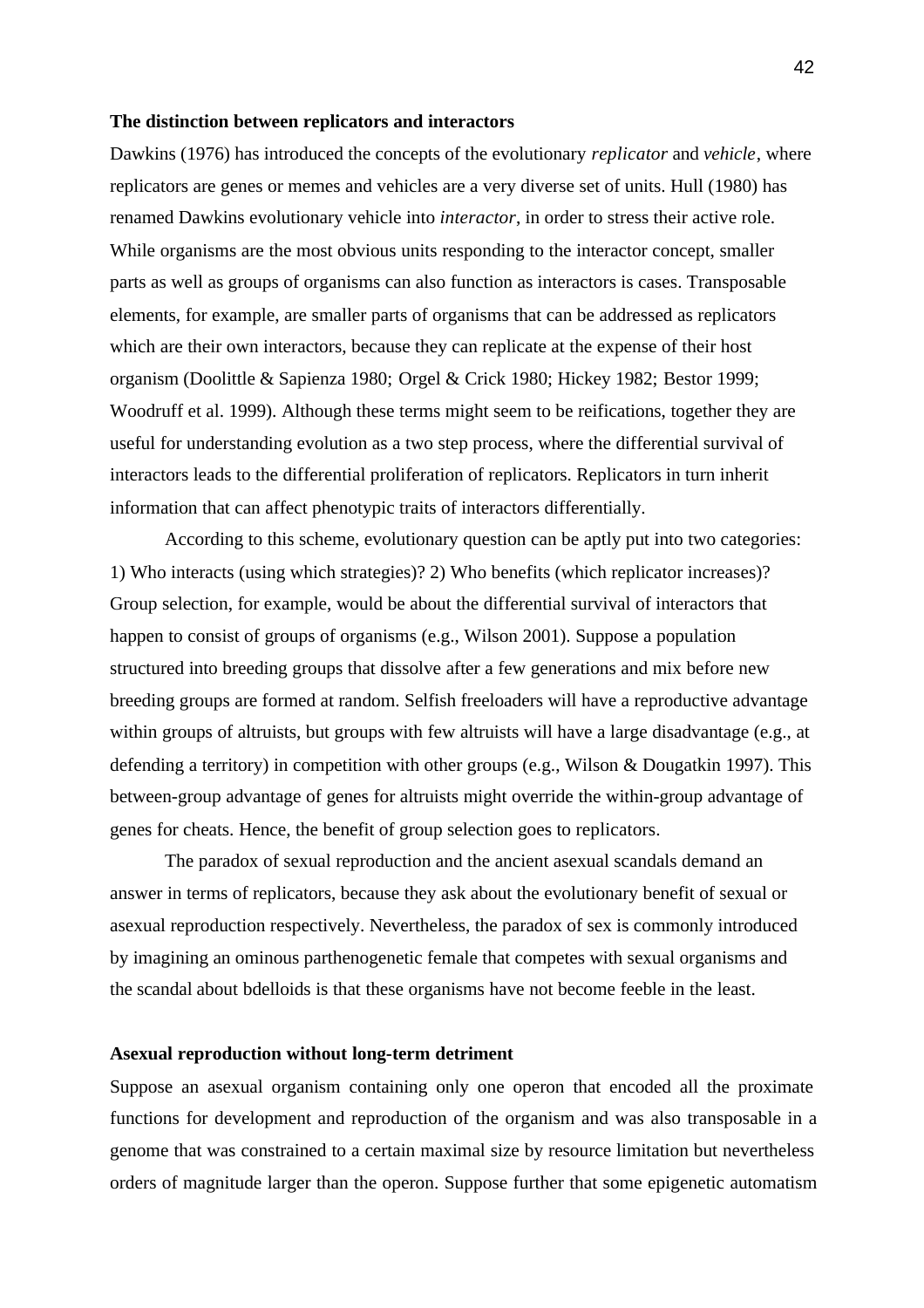**The distinction between replicators and interactors**

Dawkins (1976) has introduced the concepts of the evolutionary *replicator* and *vehicle*, where replicators are genes or memes and vehicles are a very diverse set of units. Hull (1980) has renamed Dawkins evolutionary vehicle into *interactor*, in order to stress their active role. While organisms are the most obvious units responding to the interactor concept, smaller parts as well as groups of organisms can also function as interactors is cases. Transposable elements, for example, are smaller parts of organisms that can be addressed as replicators which are their own interactors, because they can replicate at the expense of their host organism (Doolittle & Sapienza 1980; Orgel & Crick 1980; Hickey 1982; Bestor 1999; Woodruff et al. 1999). Although these terms might seem to be reifications, together they are useful for understanding evolution as a two step process, where the differential survival of interactors leads to the differential proliferation of replicators. Replicators in turn inherit information that can affect phenotypic traits of interactors differentially.

According to this scheme, evolutionary question can be aptly put into two categories: 1) Who interacts (using which strategies)? 2) Who benefits (which replicator increases)? Group selection, for example, would be about the differential survival of interactors that happen to consist of groups of organisms (e.g., Wilson 2001). Suppose a population structured into breeding groups that dissolve after a few generations and mix before new breeding groups are formed at random. Selfish freeloaders will have a reproductive advantage within groups of altruists, but groups with few altruists will have a large disadvantage (e.g., at defending a territory) in competition with other groups (e.g., Wilson & Dougatkin 1997). This between-group advantage of genes for altruists might override the within-group advantage of genes for cheats. Hence, the benefit of group selection goes to replicators.

The paradox of sexual reproduction and the ancient asexual scandals demand an answer in terms of replicators, because they ask about the evolutionary benefit of sexual or asexual reproduction respectively. Nevertheless, the paradox of sex is commonly introduced by imagining an ominous parthenogenetic female that competes with sexual organisms and the scandal about bdelloids is that these organisms have not become feeble in the least.

**Asexual reproduction without long-term detriment**

Suppose an asexual organism containing only one operon that encoded all the proximate functions for development and reproduction of the organism and was also transposable in a genome that was constrained to a certain maximal size by resource limitation but nevertheless orders of magnitude larger than the operon. Suppose further that some epigenetic automatism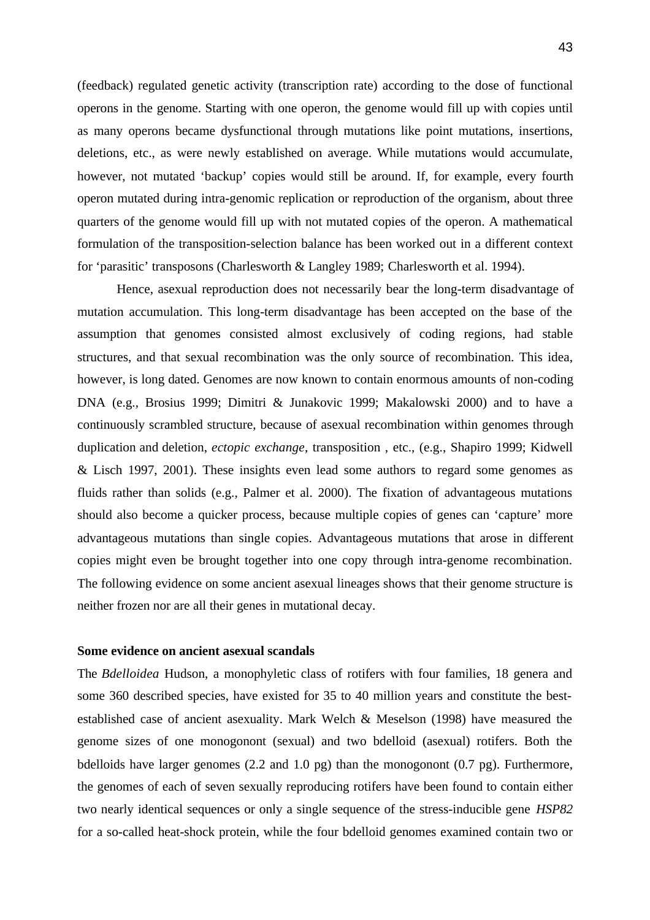(feedback) regulated genetic activity (transcription rate) according to the dose of functional operons in the genome. Starting with one operon, the genome would fill up with copies until as many operons became dysfunctional through mutations like point mutations, insertions, deletions, etc., as were newly established on average. While mutations would accumulate, however, not mutated 'backup' copies would still be around. If, for example, every fourth operon mutated during intra-genomic replication or reproduction of the organism, about three quarters of the genome would fill up with not mutated copies of the operon. A mathematical formulation of the transposition-selection balance has been worked out in a different context for 'parasitic' transposons (Charlesworth & Langley 1989; Charlesworth et al. 1994).

Hence, asexual reproduction does not necessarily bear the long-term disadvantage of mutation accumulation. This long-term disadvantage has been accepted on the base of the assumption that genomes consisted almost exclusively of coding regions, had stable structures, and that sexual recombination was the only source of recombination. This idea, however, is long dated. Genomes are now known to contain enormous amounts of non-coding DNA (e.g., Brosius 1999; Dimitri & Junakovic 1999; Makalowski 2000) and to have a continuously scrambled structure, because of asexual recombination within genomes through duplication and deletion, *ectopic exchange*, transposition , etc., (e.g., Shapiro 1999; Kidwell & Lisch 1997, 2001). These insights even lead some authors to regard some genomes as fluids rather than solids (e.g., Palmer et al. 2000). The fixation of advantageous mutations should also become a quicker process, because multiple copies of genes can 'capture' more advantageous mutations than single copies. Advantageous mutations that arose in different copies might even be brought together into one copy through intra-genome recombination. The following evidence on some ancient asexual lineages shows that their genome structure is neither frozen nor are all their genes in mutational decay.

**Some evidence on ancient asexual scandals**

The *Bdelloidea* Hudson, a monophyletic class of rotifers with four families, 18 genera and some 360 described species, have existed for 35 to 40 million years and constitute the best-established case of ancient asexuality. Mark Welch & Meselson (1998) have measured the genome sizes of one monogonont (sexual) and two bdelloid (asexual) rotifers. Both the bdelloids have larger genomes (2.2 and 1.0 pg) than the monogonont (0.7 pg). Furthermore, the genomes of each of seven sexually reproducing rotifers have been found to contain either two nearly identical sequences or only a single sequence of the stress-inducible gene *HSP82* for a so-called heat-shock protein, while the four bdelloid genomes examined contain two or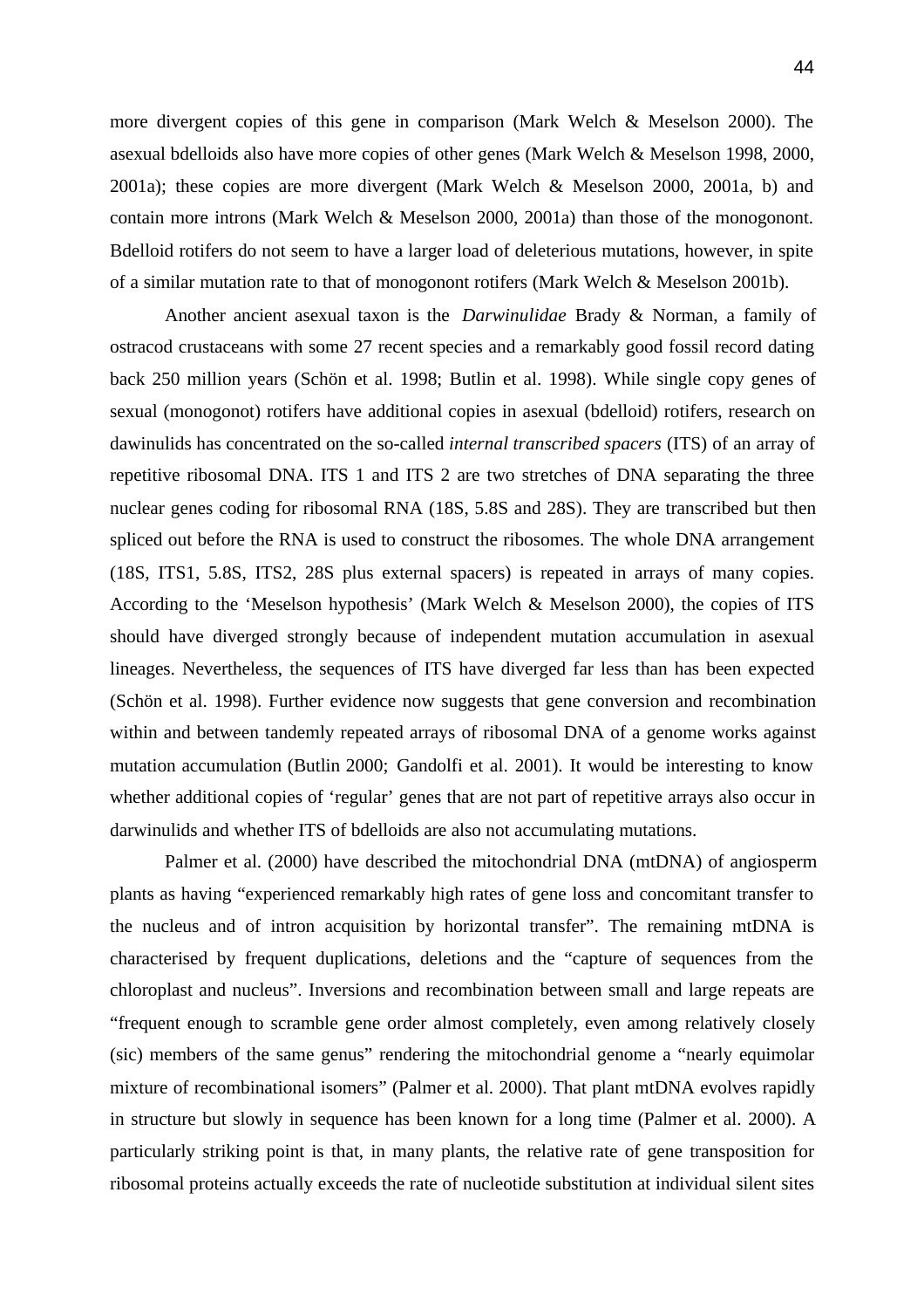more divergent copies of this gene in comparison (Mark Welch & Meselson 2000). The asexual bdelloids also have more copies of other genes (Mark Welch & Meselson 1998, 2000, 2001a); these copies are more divergent (Mark Welch & Meselson 2000, 2001a, b) and contain more introns (Mark Welch & Meselson 2000, 2001a) than those of the monogonont. Bdelloid rotifers do not seem to have a larger load of deleterious mutations, however, in spite of a similar mutation rate to that of monogonont rotifers (Mark Welch & Meselson 2001b).

Another ancient asexual taxon is the *Darwinulidae* Brady & Norman, a family of ostracod crustaceans with some 27 recent species and a remarkably good fossil record dating back 250 million years (Schön et al. 1998; Butlin et al. 1998). While single copy genes of sexual (monogonot) rotifers have additional copies in asexual (bdelloid) rotifers, research on dawinulids has concentrated on the so-called *internal transcribed spacers* (ITS) of an array of repetitive ribosomal DNA. ITS 1 and ITS 2 are two stretches of DNA separating the three nuclear genes coding for ribosomal RNA (18S, 5.8S and 28S). They are transcribed but then spliced out before the RNA is used to construct the ribosomes. The whole DNA arrangement (18S, ITS1, 5.8S, ITS2, 28S plus external spacers) is repeated in arrays of many copies. According to the 'Meselson hypothesis' (Mark Welch & Meselson 2000), the copies of ITS should have diverged strongly because of independent mutation accumulation in asexual lineages. Nevertheless, the sequences of ITS have diverged far less than has been expected (Schön et al. 1998). Further evidence now suggests that gene conversion and recombination within and between tandemly repeated arrays of ribosomal DNA of a genome works against mutation accumulation (Butlin 2000; Gandolfi et al. 2001). It would be interesting to know whether additional copies of 'regular' genes that are not part of repetitive arrays also occur in darwinulids and whether ITS of bdelloids are also not accumulating mutations.

Palmer et al. (2000) have described the mitochondrial DNA (mtDNA) of angiosperm plants as having "experienced remarkably high rates of gene loss and concomitant transfer to the nucleus and of intron acquisition by horizontal transfer". The remaining mtDNA is characterised by frequent duplications, deletions and the "capture of sequences from the chloroplast and nucleus". Inversions and recombination between small and large repeats are "frequent enough to scramble gene order almost completely, even among relatively closely (sic) members of the same genus" rendering the mitochondrial genome a "nearly equimolar mixture of recombinational isomers" (Palmer et al. 2000). That plant mtDNA evolves rapidly in structure but slowly in sequence has been known for a long time (Palmer et al. 2000). A particularly striking point is that, in many plants, the relative rate of gene transposition for ribosomal proteins actually exceeds the rate of nucleotide substitution at individual silent sites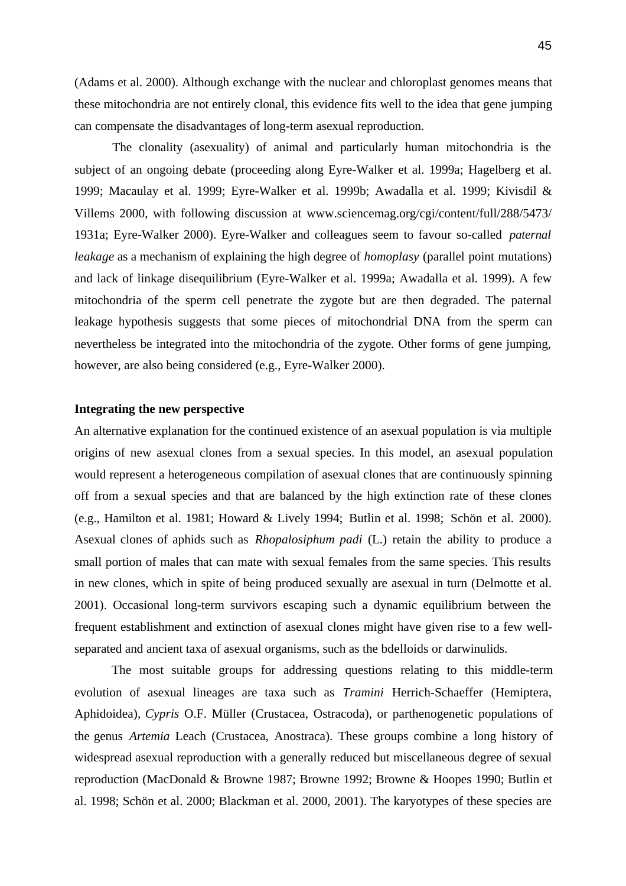(Adams et al. 2000). Although exchange with the nuclear and chloroplast genomes means that these mitochondria are not entirely clonal, this evidence fits well to the idea that gene jumping can compensate the disadvantages of long-term asexual reproduction.

The clonality (asexuality) of animal and particularly human mitochondria is the subject of an ongoing debate (proceeding along Eyre-Walker et al. 1999a; Hagelberg et al. 1999; Macaulay et al. 1999; Eyre-Walker et al. 1999b; Awadalla et al. 1999; Kivisdil & Villems 2000, with following discussion at www.sciencemag.org/cgi/content/full/288/5473/1931a; Eyre-Walker 2000). Eyre-Walker and colleagues seem to favour so-called *paternal leakage* as a mechanism of explaining the high degree of *homoplasy* (parallel point mutations) and lack of linkage disequilibrium (Eyre-Walker et al. 1999a; Awadalla et al. 1999). A few mitochondria of the sperm cell penetrate the zygote but are then degraded. The paternal leakage hypothesis suggests that some pieces of mitochondrial DNA from the sperm can nevertheless be integrated into the mitochondria of the zygote. Other forms of gene jumping, however, are also being considered (e.g., Eyre-Walker 2000).

**Integrating the new perspective**

An alternative explanation for the continued existence of an asexual population is via multiple origins of new asexual clones from a sexual species. In this model, an asexual population would represent a heterogeneous compilation of asexual clones that are continuously spinning off from a sexual species and that are balanced by the high extinction rate of these clones (e.g., Hamilton et al. 1981; Howard & Lively 1994; Butlin et al. 1998; Schön et al. 2000). Asexual clones of aphids such as *Rhopalosiphum padi* (L.) retain the ability to produce a small portion of males that can mate with sexual females from the same species. This results in new clones, which in spite of being produced sexually are asexual in turn (Delmotte et al. 2001). Occasional long-term survivors escaping such a dynamic equilibrium between the frequent establishment and extinction of asexual clones might have given rise to a few well-separated and ancient taxa of asexual organisms, such as the bdelloids or darwinulids.

The most suitable groups for addressing questions relating to this middle-term evolution of asexual lineages are taxa such as *Tramini* Herrich-Schaeffer (Hemiptera, Aphidoidea), *Cypris* O.F. Müller (Crustacea, Ostracoda), or parthenogenetic populations of the genus *Artemia* Leach (Crustacea, Anostraca). These groups combine a long history of widespread asexual reproduction with a generally reduced but miscellaneous degree of sexual reproduction (MacDonald & Browne 1987; Browne 1992; Browne & Hoopes 1990; Butlin et al. 1998; Schön et al. 2000; Blackman et al. 2000, 2001). The karyotypes of these species are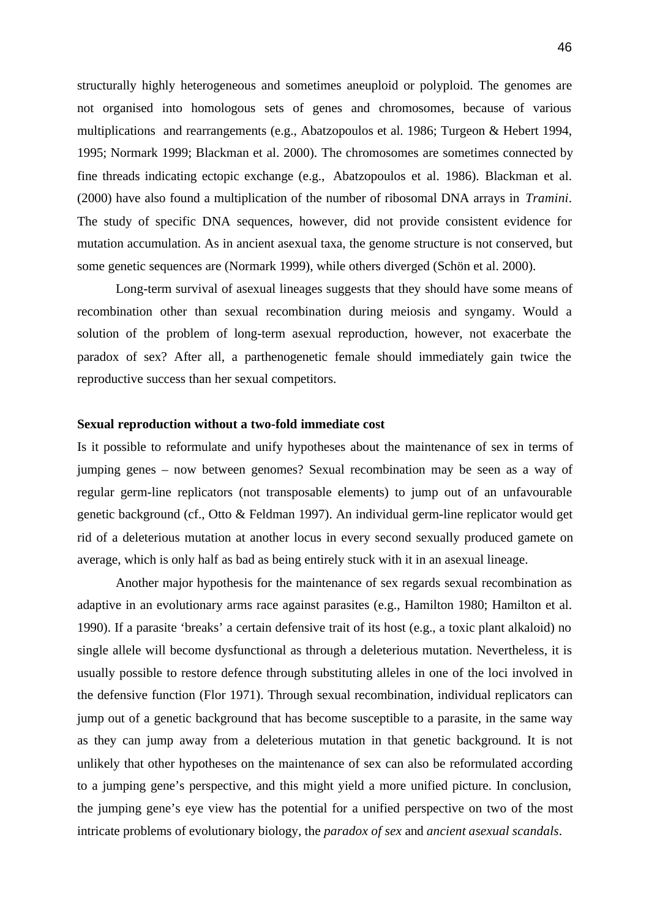structurally highly heterogeneous and sometimes aneuploid or polyploid. The genomes are not organised into homologous sets of genes and chromosomes, because of various multiplications and rearrangements (e.g., Abatzopoulos et al. 1986; Turgeon & Hebert 1994, 1995; Normark 1999; Blackman et al. 2000). The chromosomes are sometimes connected by fine threads indicating ectopic exchange (e.g., Abatzopoulos et al. 1986). Blackman et al. (2000) have also found a multiplication of the number of ribosomal DNA arrays in *Tramini*. The study of specific DNA sequences, however, did not provide consistent evidence for mutation accumulation. As in ancient asexual taxa, the genome structure is not conserved, but some genetic sequences are (Normark 1999), while others diverged (Schön et al. 2000).

Long-term survival of asexual lineages suggests that they should have some means of recombination other than sexual recombination during meiosis and syngamy. Would a solution of the problem of long-term asexual reproduction, however, not exacerbate the paradox of sex? After all, a parthenogenetic female should immediately gain twice the reproductive success than her sexual competitors.

**Sexual reproduction without a two-fold immediate cost**

Is it possible to reformulate and unify hypotheses about the maintenance of sex in terms of jumping genes – now between genomes? Sexual recombination may be seen as a way of regular germ-line replicators (not transposable elements) to jump out of an unfavourable genetic background (cf., Otto & Feldman 1997). An individual germ-line replicator would get rid of a deleterious mutation at another locus in every second sexually produced gamete on average, which is only half as bad as being entirely stuck with it in an asexual lineage.

Another major hypothesis for the maintenance of sex regards sexual recombination as adaptive in an evolutionary arms race against parasites (e.g., Hamilton 1980; Hamilton et al. 1990). If a parasite 'breaks' a certain defensive trait of its host (e.g., a toxic plant alkaloid) no single allele will become dysfunctional as through a deleterious mutation. Nevertheless, it is usually possible to restore defence through substituting alleles in one of the loci involved in the defensive function (Flor 1971). Through sexual recombination, individual replicators can jump out of a genetic background that has become susceptible to a parasite, in the same way as they can jump away from a deleterious mutation in that genetic background. It is not unlikely that other hypotheses on the maintenance of sex can also be reformulated according to a jumping gene's perspective, and this might yield a more unified picture. In conclusion, the jumping gene's eye view has the potential for a unified perspective on two of the most intricate problems of evolutionary biology, the *paradox of sex* and *ancient asexual scandals*.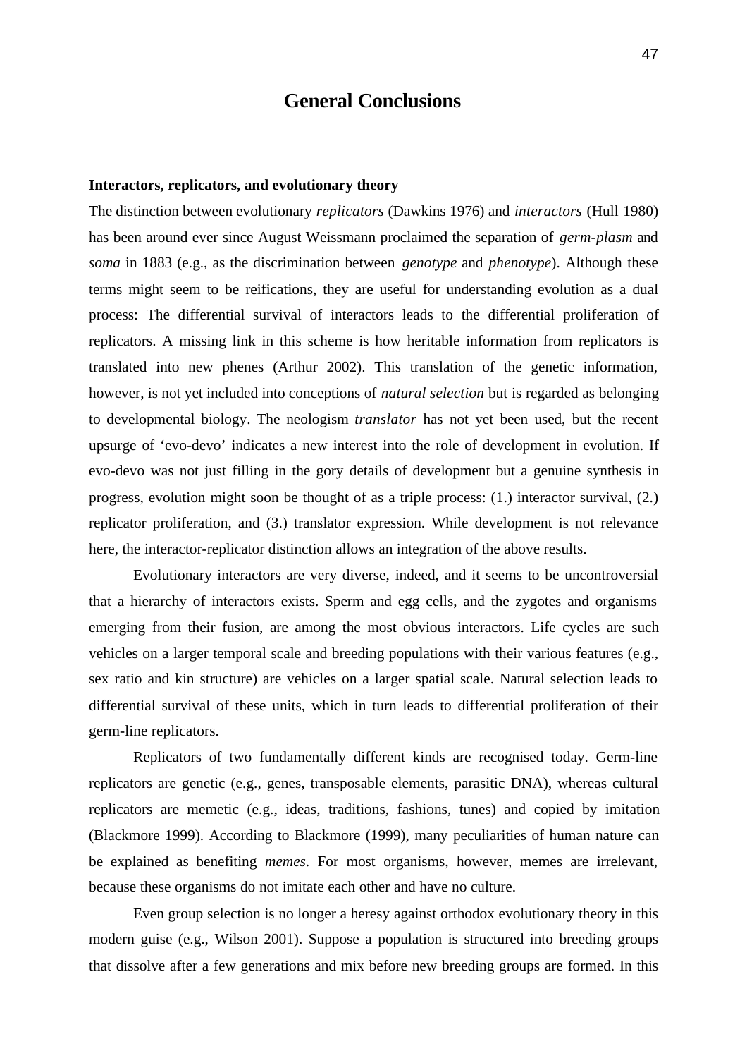# General Conclusions

**Interactors, replicators, and evolutionary theory**

The distinction between evolutionary *replicators* (Dawkins 1976) and *interactors* (Hull 1980) has been around ever since August Weissmann proclaimed the separation of *germ-plasm* and *soma* in 1883 (e.g., as the discrimination between *genotype* and *phenotype*). Although these terms might seem to be reifications, they are useful for understanding evolution as a dual process: The differential survival of interactors leads to the differential proliferation of replicators. A missing link in this scheme is how heritable information from replicators is translated into new phenes (Arthur 2002). This translation of the genetic information, however, is not yet included into conceptions of *natural selection* but is regarded as belonging to developmental biology. The neologism *translator* has not yet been used, but the recent upsurge of 'evo-devo' indicates a new interest into the role of development in evolution. If evo-devo was not just filling in the gory details of development but a genuine synthesis in progress, evolution might soon be thought of as a triple process: (1.) interactor survival, (2.) replicator proliferation, and (3.) translator expression. While development is not relevance here, the interactor-replicator distinction allows an integration of the above results.

Evolutionary interactors are very diverse, indeed, and it seems to be uncontroversial that a hierarchy of interactors exists. Sperm and egg cells, and the zygotes and organisms emerging from their fusion, are among the most obvious interactors. Life cycles are such vehicles on a larger temporal scale and breeding populations with their various features (e.g., sex ratio and kin structure) are vehicles on a larger spatial scale. Natural selection leads to differential survival of these units, which in turn leads to differential proliferation of their germ-line replicators.

Replicators of two fundamentally different kinds are recognised today. Germ-line replicators are genetic (e.g., genes, transposable elements, parasitic DNA), whereas cultural replicators are memetic (e.g., ideas, traditions, fashions, tunes) and copied by imitation (Blackmore 1999). According to Blackmore (1999), many peculiarities of human nature can be explained as benefiting *memes*. For most organisms, however, memes are irrelevant, because these organisms do not imitate each other and have no culture.

Even group selection is no longer a heresy against orthodox evolutionary theory in this modern guise (e.g., Wilson 2001). Suppose a population is structured into breeding groups that dissolve after a few generations and mix before new breeding groups are formed. In this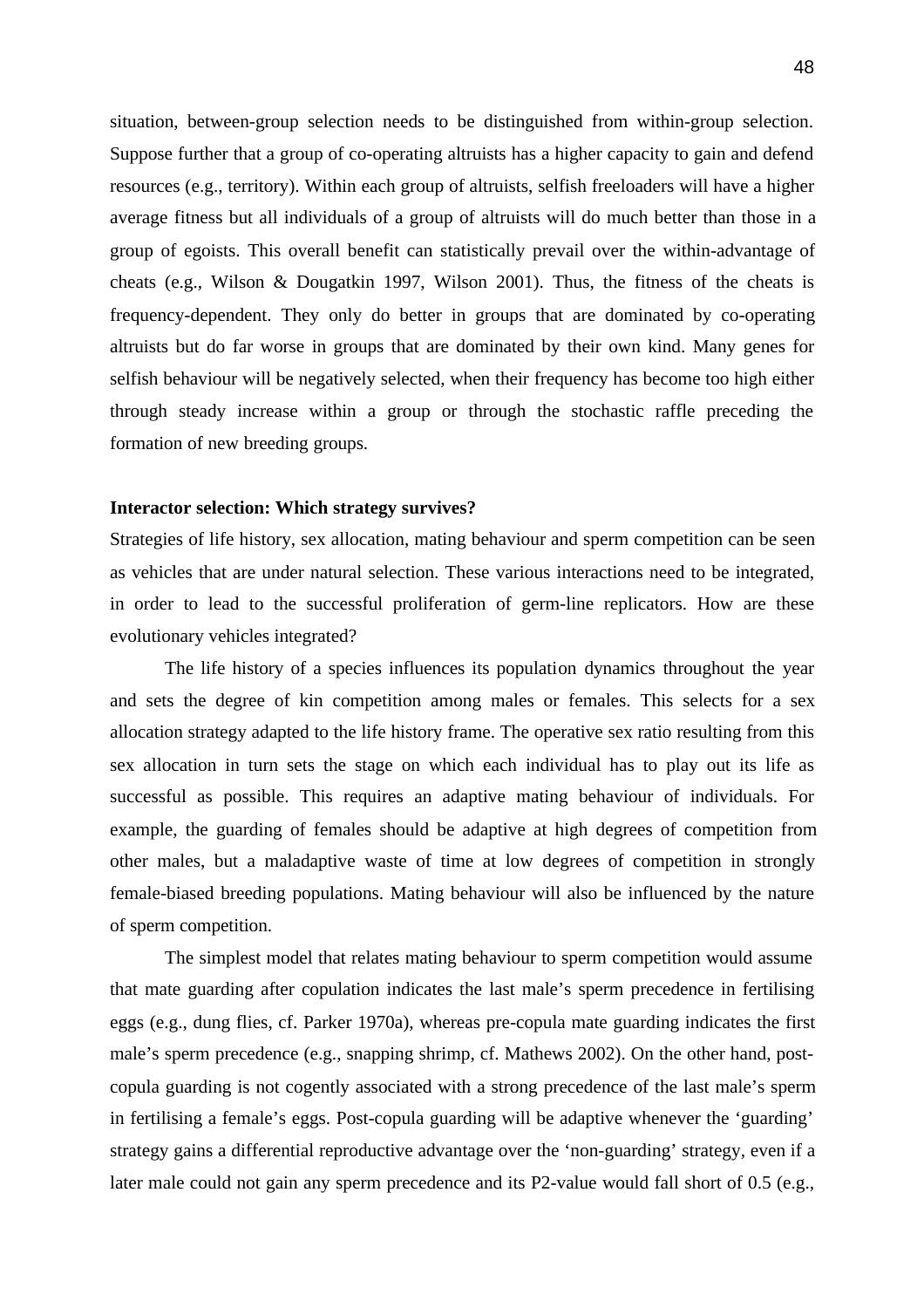situation, between-group selection needs to be distinguished from within-group selection. Suppose further that a group of co-operating altruists has a higher capacity to gain and defend resources (e.g., territory). Within each group of altruists, selfish freeloaders will have a higher average fitness but all individuals of a group of altruists will do much better than those in a group of egoists. This overall benefit can statistically prevail over the within-advantage of cheats (e.g., Wilson & Dougatkin 1997, Wilson 2001). Thus, the fitness of the cheats is frequency-dependent. They only do better in groups that are dominated by co-operating altruists but do far worse in groups that are dominated by their own kind. Many genes for selfish behaviour will be negatively selected, when their frequency has become too high either through steady increase within a group or through the stochastic raffle preceding the formation of new breeding groups.

**Interactor selection: Which strategy survives?**

Strategies of life history, sex allocation, mating behaviour and sperm competition can be seen as vehicles that are under natural selection. These various interactions need to be integrated, in order to lead to the successful proliferation of germ-line replicators. How are these evolutionary vehicles integrated?

The life history of a species influences its population dynamics throughout the year and sets the degree of kin competition among males or females. This selects for a sex allocation strategy adapted to the life history frame. The operative sex ratio resulting from this sex allocation in turn sets the stage on which each individual has to play out its life as successful as possible. This requires an adaptive mating behaviour of individuals. For example, the guarding of females should be adaptive at high degrees of competition from other males, but a maladaptive waste of time at low degrees of competition in strongly female-biased breeding populations. Mating behaviour will also be influenced by the nature of sperm competition.

The simplest model that relates mating behaviour to sperm competition would assume that mate guarding after copulation indicates the last male's sperm precedence in fertilising eggs (e.g., dung flies, cf. Parker 1970a), whereas pre-copula mate guarding indicates the first male's sperm precedence (e.g., snapping shrimp, cf. Mathews 2002). On the other hand, post-copula guarding is not cogently associated with a strong precedence of the last male's sperm in fertilising a female's eggs. Post-copula guarding will be adaptive whenever the 'guarding' strategy gains a differential reproductive advantage over the 'non-guarding' strategy, even if a later male could not gain any sperm precedence and its P2-value would fall short of 0.5 (e.g.,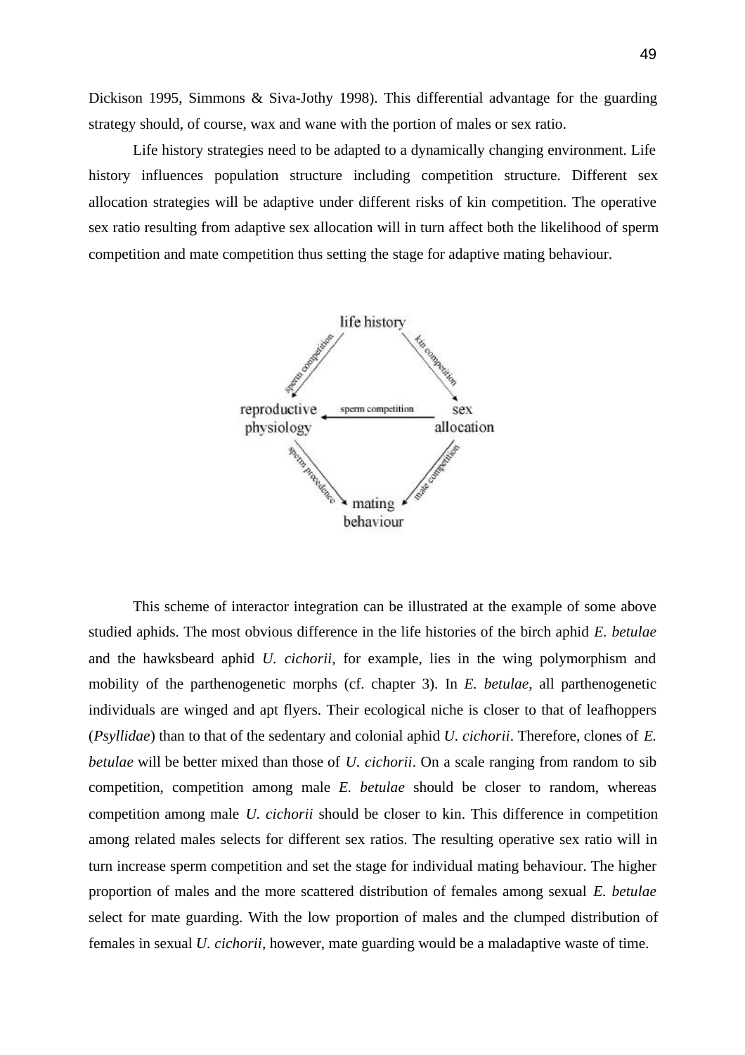Dickison 1995, Simmons & Siva-Jothy 1998). This differential advantage for the guarding strategy should, of course, wax and wane with the portion of males or sex ratio.

Life history strategies need to be adapted to a dynamically changing environment. Life history influences population structure including competition structure. Different sex allocation strategies will be adaptive under different risks of kin competition. The operative sex ratio resulting from adaptive sex allocation will in turn affect both the likelihood of sperm competition and mate competition thus setting the stage for adaptive mating behaviour.

This scheme of interactor integration can be illustrated at the example of some above studied aphids. The most obvious difference in the life histories of the birch aphid *E. betulae* and the hawksbeard aphid *U. cichorii*, for example, lies in the wing polymorphism and mobility of the parthenogenetic morphs (cf. chapter 3). In *E. betulae*, all parthenogenetic individuals are winged and apt flyers. Their ecological niche is closer to that of leafhoppers (*Psyllidae*) than to that of the sedentary and colonial aphid *U. cichorii*. Therefore, clones of *E. betulae* will be better mixed than those of *U. cichorii*. On a scale ranging from random to sib competition, competition among male *E. betulae* should be closer to random, whereas competition among male *U. cichorii* should be closer to kin. This difference in competition among related males selects for different sex ratios. The resulting operative sex ratio will in turn increase sperm competition and set the stage for individual mating behaviour. The higher proportion of males and the more scattered distribution of females among sexual *E. betulae* select for mate guarding. With the low proportion of males and the clumped distribution of females in sexual *U. cichorii*, however, mate guarding would be a maladaptive waste of time.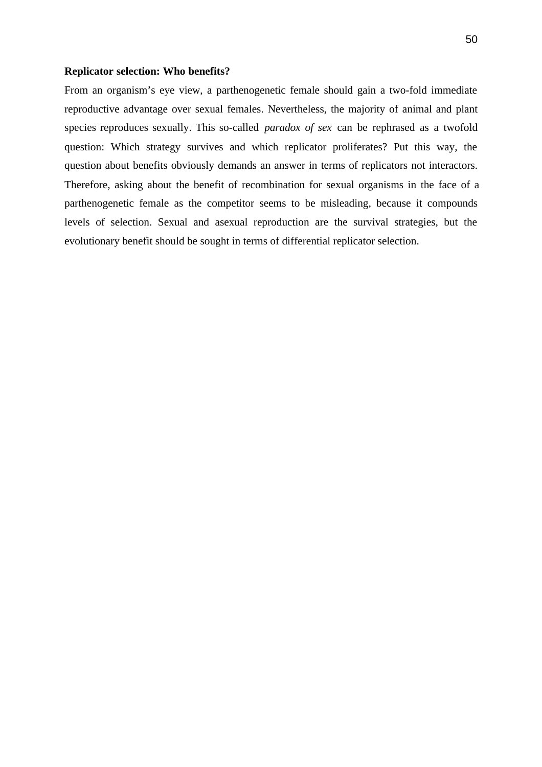**Replicator selection: Who benefits?**

From an organism's eye view, a parthenogenetic female should gain a two-fold immediate reproductive advantage over sexual females. Nevertheless, the majority of animal and plant species reproduces sexually. This so-called *paradox of sex* can be rephrased as a twofold question: Which strategy survives and which replicator proliferates? Put this way, the question about benefits obviously demands an answer in terms of replicators not interactors. Therefore, asking about the benefit of recombination for sexual organisms in the face of a parthenogenetic female as the competitor seems to be misleading, because it compounds levels of selection. Sexual and asexual reproduction are the survival strategies, but the evolutionary benefit should be sought in terms of differential replicator selection.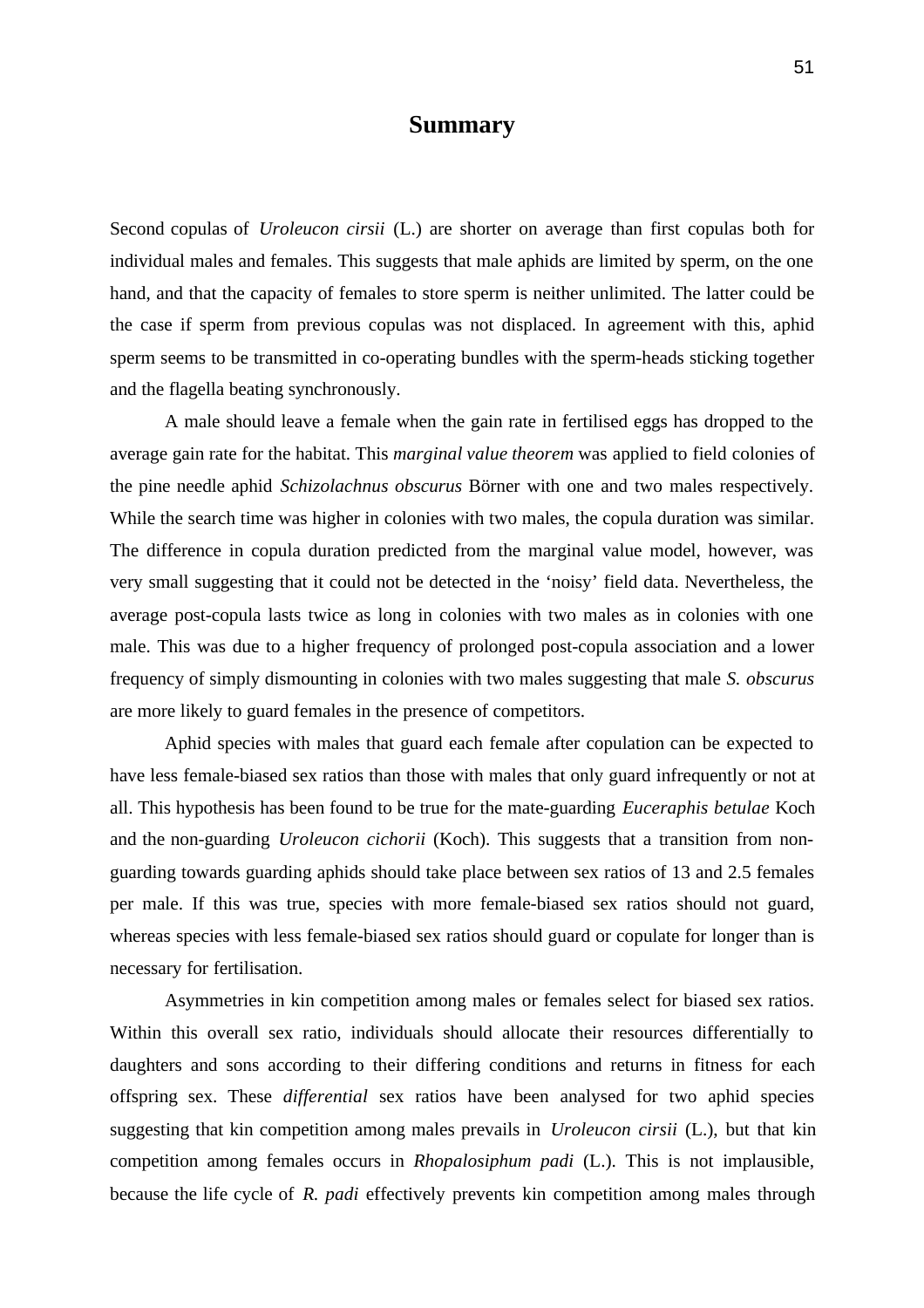# Summary

Second copulas of *Uroleucon cirsii* (L.) are shorter on average than first copulas both for individual males and females. This suggests that male aphids are limited by sperm, on the one hand, and that the capacity of females to store sperm is neither unlimited. The latter could be the case if sperm from previous copulas was not displaced. In agreement with this, aphid sperm seems to be transmitted in co-operating bundles with the sperm-heads sticking together and the flagella beating synchronously.

A male should leave a female when the gain rate in fertilised eggs has dropped to the average gain rate for the habitat. This *marginal value theorem* was applied to field colonies of the pine needle aphid *Schizolachnus obscurus* Börner with one and two males respectively. While the search time was higher in colonies with two males, the copula duration was similar. The difference in copula duration predicted from the marginal value model, however, was very small suggesting that it could not be detected in the 'noisy' field data. Nevertheless, the average post-copula lasts twice as long in colonies with two males as in colonies with one male. This was due to a higher frequency of prolonged post-copula association and a lower frequency of simply dismounting in colonies with two males suggesting that male *S. obscurus* are more likely to guard females in the presence of competitors.

Aphid species with males that guard each female after copulation can be expected to have less female-biased sex ratios than those with males that only guard infrequently or not at all. This hypothesis has been found to be true for the mate-guarding *Euceraphis betulae* Koch and the non-guarding *Uroleucon cichorii* (Koch). This suggests that a transition from non-guarding towards guarding aphids should take place between sex ratios of 13 and 2.5 females per male. If this was true, species with more female-biased sex ratios should not guard, whereas species with less female-biased sex ratios should guard or copulate for longer than is necessary for fertilisation.

Asymmetries in kin competition among males or females select for biased sex ratios. Within this overall sex ratio, individuals should allocate their resources differentially to daughters and sons according to their differing conditions and returns in fitness for each offspring sex. These *differential* sex ratios have been analysed for two aphid species suggesting that kin competition among males prevails in *Uroleucon cirsii* (L.), but that kin competition among females occurs in *Rhopalosiphum padi* (L.). This is not implausible, because the life cycle of *R. padi* effectively prevents kin competition among males through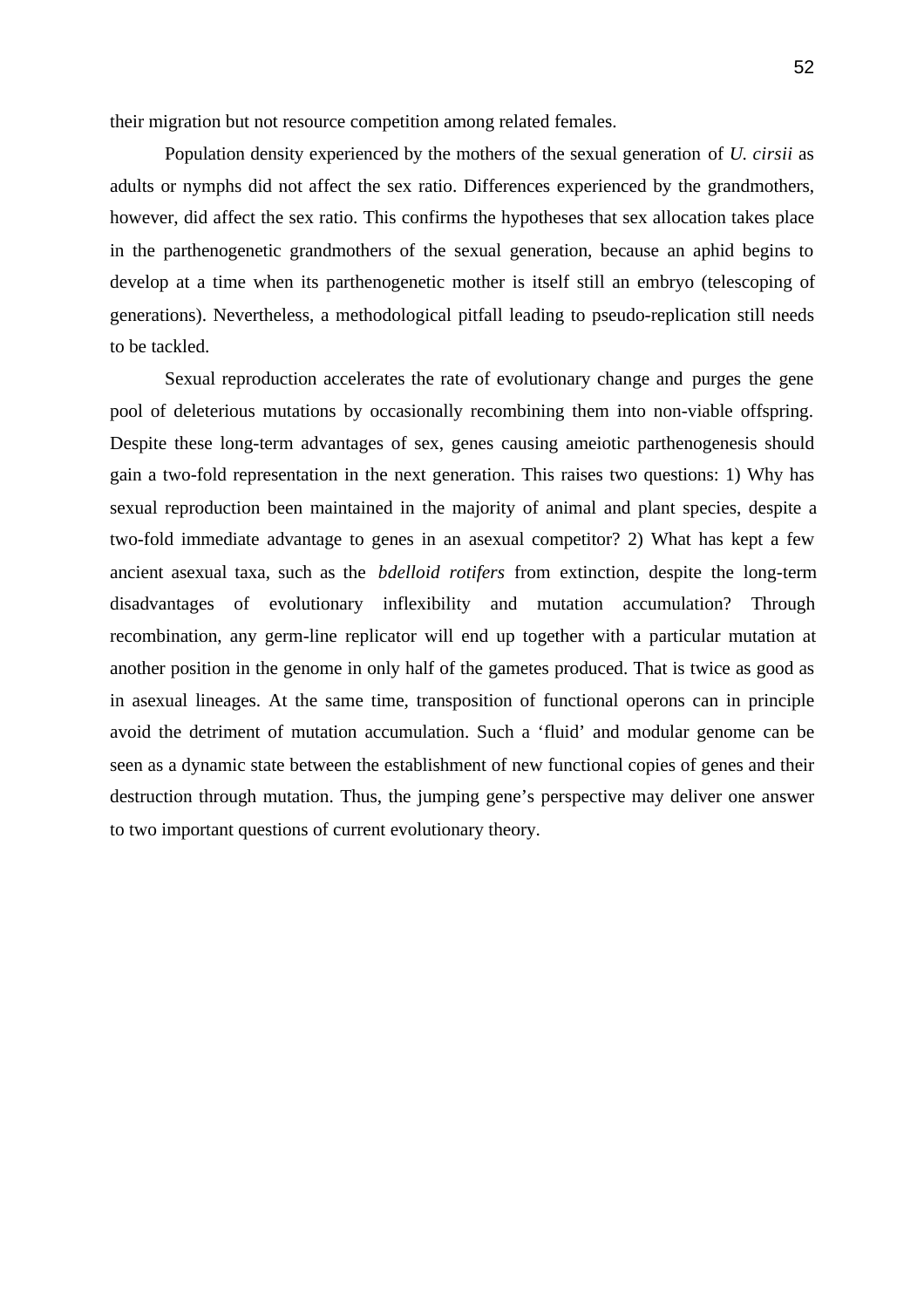their migration but not resource competition among related females.

Population density experienced by the mothers of the sexual generation of *U. cirsii* as adults or nymphs did not affect the sex ratio. Differences experienced by the grandmothers, however, did affect the sex ratio. This confirms the hypotheses that sex allocation takes place in the parthenogenetic grandmothers of the sexual generation, because an aphid begins to develop at a time when its parthenogenetic mother is itself still an embryo (telescoping of generations). Nevertheless, a methodological pitfall leading to pseudo-replication still needs to be tackled.

Sexual reproduction accelerates the rate of evolutionary change and purges the gene pool of deleterious mutations by occasionally recombining them into non-viable offspring. Despite these long-term advantages of sex, genes causing ameiotic parthenogenesis should gain a two-fold representation in the next generation. This raises two questions: 1) Why has sexual reproduction been maintained in the majority of animal and plant species, despite a two-fold immediate advantage to genes in an asexual competitor? 2) What has kept a few ancient asexual taxa, such as the *bdelloid rotifers* from extinction, despite the long-term disadvantages of evolutionary inflexibility and mutation accumulation? Through recombination, any germ-line replicator will end up together with a particular mutation at another position in the genome in only half of the gametes produced. That is twice as good as in asexual lineages. At the same time, transposition of functional operons can in principle avoid the detriment of mutation accumulation. Such a 'fluid' and modular genome can be seen as a dynamic state between the establishment of new functional copies of genes and their destruction through mutation. Thus, the jumping gene's perspective may deliver one answer to two important questions of current evolutionary theory.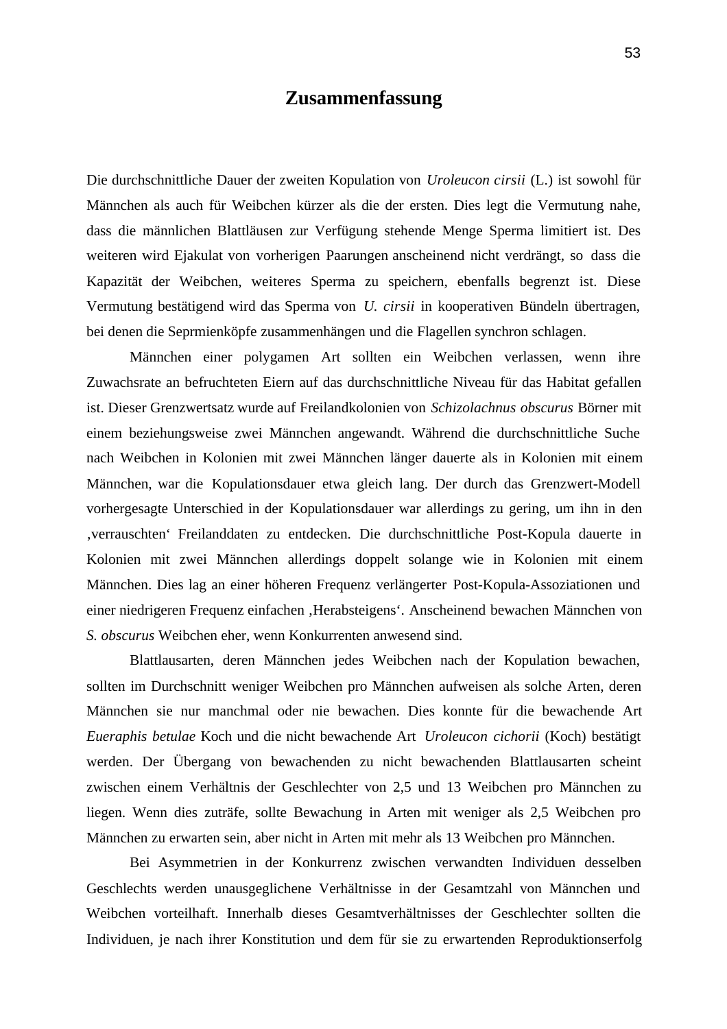# Zusammenfassung

Die durchschnittliche Dauer der zweiten Kopulation von *Uroleucon cirsii* (L.) ist sowohl für Männchen als auch für Weibchen kürzer als die der ersten. Dies legt die Vermutung nahe, dass die männlichen Blattläusen zur Verfügung stehende Menge Sperma limitiert ist. Des weiteren wird Ejakulat von vorherigen Paarungen anscheinend nicht verdrängt, so dass die Kapazität der Weibchen, weiteres Sperma zu speichern, ebenfalls begrenzt ist. Diese Vermutung bestätigend wird das Sperma von *U. cirsii* in kooperativen Bündeln übertragen, bei denen die Seprmienköpfe zusammenhängen und die Flagellen synchron schlagen.

Männchen einer polygamen Art sollten ein Weibchen verlassen, wenn ihre Zuwachsrate an befruchteten Eiern auf das durchschnittliche Niveau für das Habitat gefallen ist. Dieser Grenzwertsatz wurde auf Freilandkolonien von *Schizolachnus obscurus* Börner mit einem beziehungsweise zwei Männchen angewandt. Während die durchschnittliche Suche nach Weibchen in Kolonien mit zwei Männchen länger dauerte als in Kolonien mit einem Männchen, war die Kopulationsdauer etwa gleich lang. Der durch das Grenzwert-Modell vorhergesagte Unterschied in der Kopulationsdauer war allerdings zu gering, um ihn in den ‚verrauschten' Freilanddaten zu entdecken. Die durchschnittliche Post-Kopula dauerte in Kolonien mit zwei Männchen allerdings doppelt solange wie in Kolonien mit einem Männchen. Dies lag an einer höheren Frequenz verlängerter Post-Kopula-Assoziationen und einer niedrigeren Frequenz einfachen ‚Herabsteigens'. Anscheinend bewachen Männchen von *S. obscurus* Weibchen eher, wenn Konkurrenten anwesend sind.

Blattlausarten, deren Männchen jedes Weibchen nach der Kopulation bewachen, sollten im Durchschnitt weniger Weibchen pro Männchen aufweisen als solche Arten, deren Männchen sie nur manchmal oder nie bewachen. Dies konnte für die bewachende Art *Eueraphis betulae* Koch und die nicht bewachende Art *Uroleucon cichorii* (Koch) bestätigt werden. Der Übergang von bewachenden zu nicht bewachenden Blattlausarten scheint zwischen einem Verhältnis der Geschlechter von 2,5 und 13 Weibchen pro Männchen zu liegen. Wenn dies zuträfe, sollte Bewachung in Arten mit weniger als 2,5 Weibchen pro Männchen zu erwarten sein, aber nicht in Arten mit mehr als 13 Weibchen pro Männchen.

Bei Asymmetrien in der Konkurrenz zwischen verwandten Individuen desselben Geschlechts werden unausgeglichene Verhältnisse in der Gesamtzahl von Männchen und Weibchen vorteilhaft. Innerhalb dieses Gesamtverhältnisses der Geschlechter sollten die Individuen, je nach ihrer Konstitution und dem für sie zu erwartenden Reproduktionserfolg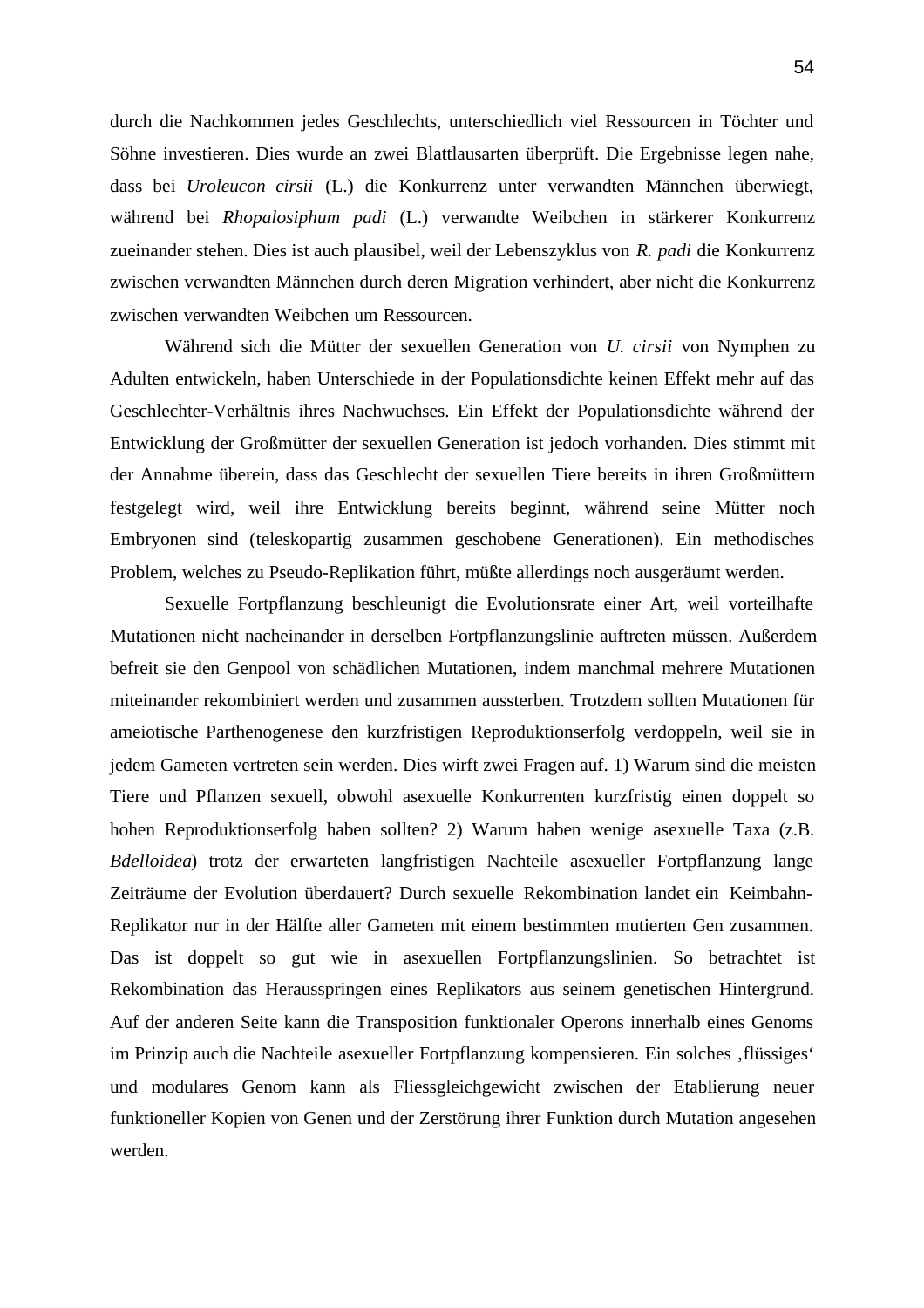durch die Nachkommen jedes Geschlechts, unterschiedlich viel Ressourcen in Töchter und Söhne investieren. Dies wurde an zwei Blattlausarten überprüft. Die Ergebnisse legen nahe, dass bei *Uroleucon cirsii* (L.) die Konkurrenz unter verwandten Männchen überwiegt, während bei *Rhopalosiphum padi* (L.) verwandte Weibchen in stärkerer Konkurrenz zueinander stehen. Dies ist auch plausibel, weil der Lebenszyklus von *R. padi* die Konkurrenz zwischen verwandten Männchen durch deren Migration verhindert, aber nicht die Konkurrenz zwischen verwandten Weibchen um Ressourcen.

Während sich die Mütter der sexuellen Generation von *U. cirsii* von Nymphen zu Adulten entwickeln, haben Unterschiede in der Populationsdichte keinen Effekt mehr auf das Geschlechter-Verhältnis ihres Nachwuchses. Ein Effekt der Populationsdichte während der Entwicklung der Großmütter der sexuellen Generation ist jedoch vorhanden. Dies stimmt mit der Annahme überein, dass das Geschlecht der sexuellen Tiere bereits in ihren Großmüttern festgelegt wird, weil ihre Entwicklung bereits beginnt, während seine Mütter noch Embryonen sind (teleskopartig zusammen geschobene Generationen). Ein methodisches Problem, welches zu Pseudo-Replikation führt, müßte allerdings noch ausgeräumt werden.

Sexuelle Fortpflanzung beschleunigt die Evolutionsrate einer Art, weil vorteilhafte Mutationen nicht nacheinander in derselben Fortpflanzungslinie auftreten müssen. Außerdem befreit sie den Genpool von schädlichen Mutationen, indem manchmal mehrere Mutationen miteinander rekombiniert werden und zusammen aussterben. Trotzdem sollten Mutationen für ameiotische Parthenogenese den kurzfristigen Reproduktionserfolg verdoppeln, weil sie in jedem Gameten vertreten sein werden. Dies wirft zwei Fragen auf. 1) Warum sind die meisten Tiere und Pflanzen sexuell, obwohl asexuelle Konkurrenten kurzfristig einen doppelt so hohen Reproduktionserfolg haben sollten? 2) Warum haben wenige asexuelle Taxa (z.B. *Bdelloidea*) trotz der erwarteten langfristigen Nachteile asexueller Fortpflanzung lange Zeiträume der Evolution überdauert? Durch sexuelle Rekombination landet ein Keimbahn-Replikator nur in der Hälfte aller Gameten mit einem bestimmten mutierten Gen zusammen. Das ist doppelt so gut wie in asexuellen Fortpflanzungslinien. So betrachtet ist Rekombination das Herausspringen eines Replikators aus seinem genetischen Hintergrund. Auf der anderen Seite kann die Transposition funktionaler Operons innerhalb eines Genoms im Prinzip auch die Nachteile asexueller Fortpflanzung kompensieren. Ein solches ‚flüssiges' und modulares Genom kann als Fliessgleichgewicht zwischen der Etablierung neuer funktioneller Kopien von Genen und der Zerstörung ihrer Funktion durch Mutation angesehen werden.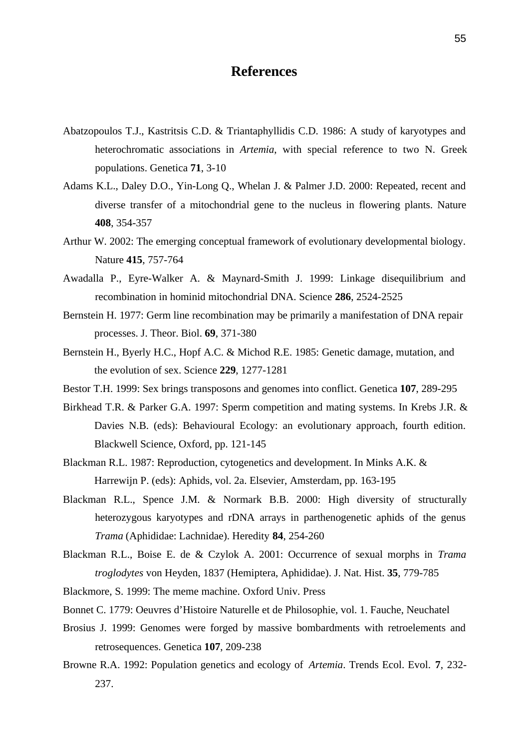# References

Abatzopoulos T.J., Kastritsis C.D. & Triantaphyllidis C.D. 1986: A study of karyotypes and heterochromatic associations in *Artemia*, with special reference to two N. Greek populations. Genetica **71**, 3-10

Adams K.L., Daley D.O., Yin-Long Q., Whelan J. & Palmer J.D. 2000: Repeated, recent and diverse transfer of a mitochondrial gene to the nucleus in flowering plants. Nature **408**, 354-357

Arthur W. 2002: The emerging conceptual framework of evolutionary developmental biology. Nature **415**, 757-764

Awadalla P., Eyre-Walker A. & Maynard-Smith J. 1999: Linkage disequilibrium and recombination in hominid mitochondrial DNA. Science **286**, 2524-2525

Bernstein H. 1977: Germ line recombination may be primarily a manifestation of DNA repair processes. J. Theor. Biol. **69**, 371-380

Bernstein H., Byerly H.C., Hopf A.C. & Michod R.E. 1985: Genetic damage, mutation, and the evolution of sex. Science **229**, 1277-1281

Bestor T.H. 1999: Sex brings transposons and genomes into conflict. Genetica **107**, 289-295

Birkhead T.R. & Parker G.A. 1997: Sperm competition and mating systems. In Krebs J.R. & Davies N.B. (eds): Behavioural Ecology: an evolutionary approach, fourth edition. Blackwell Science, Oxford, pp. 121-145

Blackman R.L. 1987: Reproduction, cytogenetics and development. In Minks A.K. & Harrewijn P. (eds): Aphids, vol. 2a. Elsevier, Amsterdam, pp. 163-195

Blackman R.L., Spence J.M. & Normark B.B. 2000: High diversity of structurally heterozygous karyotypes and rDNA arrays in parthenogenetic aphids of the genus *Trama* (Aphididae: Lachnidae). Heredity **84**, 254-260

Blackman R.L., Boise E. de & Czylok A. 2001: Occurrence of sexual morphs in *Trama troglodytes* von Heyden, 1837 (Hemiptera, Aphididae). J. Nat. Hist. **35**, 779-785

Blackmore, S. 1999: The meme machine. Oxford Univ. Press

Bonnet C. 1779: Oeuvres d'Histoire Naturelle et de Philosophie, vol. 1. Fauche, Neuchatel

Brosius J. 1999: Genomes were forged by massive bombardments with retroelements and retrosequences. Genetica **107**, 209-238

Browne R.A. 1992: Population genetics and ecology of *Artemia*. Trends Ecol. Evol. **7**, 232-237.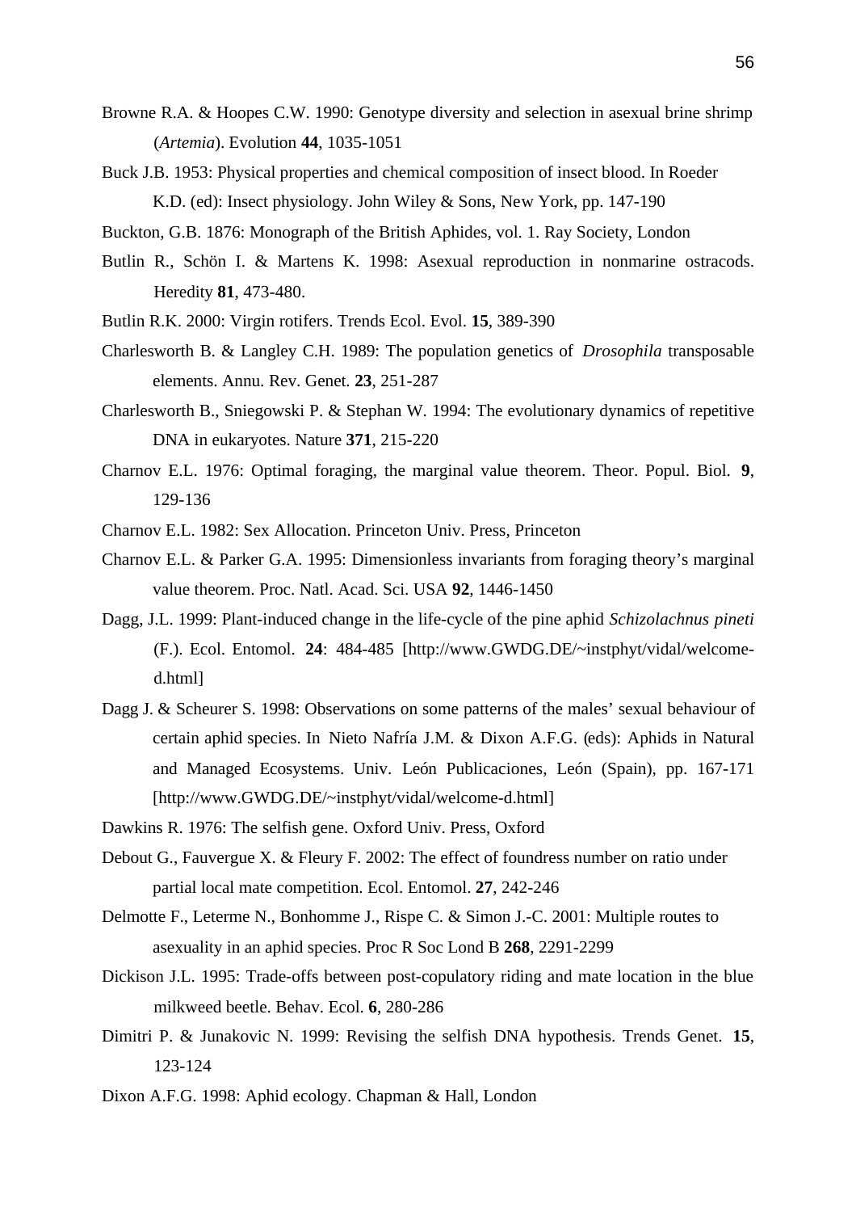Browne R.A. & Hoopes C.W. 1990: Genotype diversity and selection in asexual brine shrimp (*Artemia*). Evolution **44**, 1035-1051

Buck J.B. 1953: Physical properties and chemical composition of insect blood. In Roeder K.D. (ed): Insect physiology. John Wiley & Sons, New York, pp. 147-190

Buckton, G.B. 1876: Monograph of the British Aphides, vol. 1. Ray Society, London

Butlin R., Schön I. & Martens K. 1998: Asexual reproduction in nonmarine ostracods. Heredity **81**, 473-480.

Butlin R.K. 2000: Virgin rotifers. Trends Ecol. Evol. **15**, 389-390

Charlesworth B. & Langley C.H. 1989: The population genetics of *Drosophila* transposable elements. Annu. Rev. Genet. **23**, 251-287

Charlesworth B., Sniegowski P. & Stephan W. 1994: The evolutionary dynamics of repetitive DNA in eukaryotes. Nature **371**, 215-220

Charnov E.L. 1976: Optimal foraging, the marginal value theorem. Theor. Popul. Biol. **9**, 129-136

Charnov E.L. 1982: Sex Allocation. Princeton Univ. Press, Princeton

Charnov E.L. & Parker G.A. 1995: Dimensionless invariants from foraging theory's marginal value theorem. Proc. Natl. Acad. Sci. USA **92**, 1446-1450

Dagg, J.L. 1999: Plant-induced change in the life-cycle of the pine aphid *Schizolachnus pineti* (F.). Ecol. Entomol. **24**: 484-485 [http://www.GWDG.DE/~instphyt/vidal/welcome-d.html]

Dagg J. & Scheurer S. 1998: Observations on some patterns of the males' sexual behaviour of certain aphid species. In Nieto Nafría J.M. & Dixon A.F.G. (eds): Aphids in Natural and Managed Ecosystems. Univ. León Publicaciones, León (Spain), pp. 167-171 [http://www.GWDG.DE/~instphyt/vidal/welcome-d.html]

Dawkins R. 1976: The selfish gene. Oxford Univ. Press, Oxford

Debout G., Fauvergue X. & Fleury F. 2002: The effect of foundress number on ratio under partial local mate competition. Ecol. Entomol. **27**, 242-246

Delmotte F., Leterme N., Bonhomme J., Rispe C. & Simon J.-C. 2001: Multiple routes to asexuality in an aphid species. Proc R Soc Lond B **268**, 2291-2299

Dickison J.L. 1995: Trade-offs between post-copulatory riding and mate location in the blue milkweed beetle. Behav. Ecol. **6**, 280-286

Dimitri P. & Junakovic N. 1999: Revising the selfish DNA hypothesis. Trends Genet. **15**, 123-124

Dixon A.F.G. 1998: Aphid ecology. Chapman & Hall, London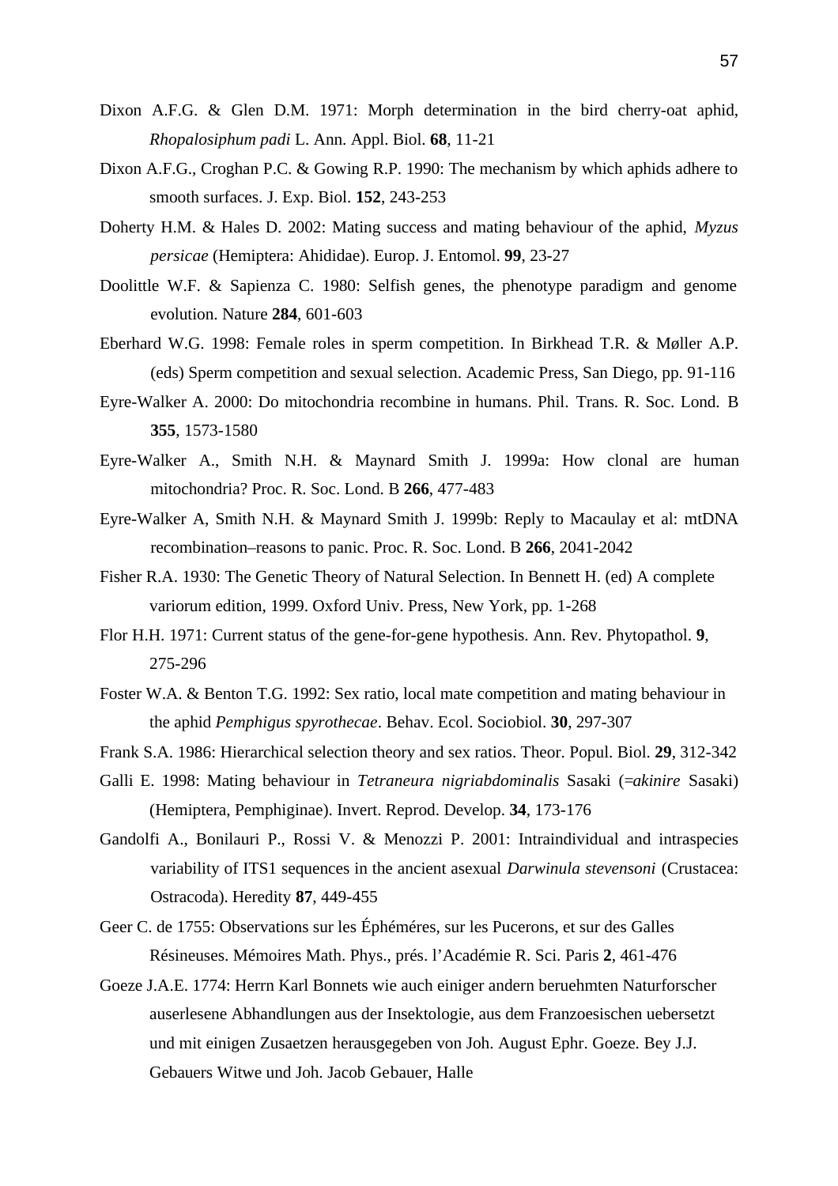Dixon A.F.G. & Glen D.M. 1971: Morph determination in the bird cherry-oat aphid, *Rhopalosiphum padi* L. Ann. Appl. Biol. **68**, 11-21

Dixon A.F.G., Croghan P.C. & Gowing R.P. 1990: The mechanism by which aphids adhere to smooth surfaces. J. Exp. Biol. **152**, 243-253

Doherty H.M. & Hales D. 2002: Mating success and mating behaviour of the aphid, *Myzus persicae* (Hemiptera: Ahididae). Europ. J. Entomol. **99**, 23-27

Doolittle W.F. & Sapienza C. 1980: Selfish genes, the phenotype paradigm and genome evolution. Nature **284**, 601-603

Eberhard W.G. 1998: Female roles in sperm competition. In Birkhead T.R. & Møller A.P. (eds) Sperm competition and sexual selection. Academic Press, San Diego, pp. 91-116

Eyre-Walker A. 2000: Do mitochondria recombine in humans. Phil. Trans. R. Soc. Lond. B **355**, 1573-1580

Eyre-Walker A., Smith N.H. & Maynard Smith J. 1999a: How clonal are human mitochondria? Proc. R. Soc. Lond. B **266**, 477-483

Eyre-Walker A, Smith N.H. & Maynard Smith J. 1999b: Reply to Macaulay et al: mtDNA recombination–reasons to panic. Proc. R. Soc. Lond. B **266**, 2041-2042

Fisher R.A. 1930: The Genetic Theory of Natural Selection. In Bennett H. (ed) A complete variorum edition, 1999. Oxford Univ. Press, New York, pp. 1-268

Flor H.H. 1971: Current status of the gene-for-gene hypothesis. Ann. Rev. Phytopathol. **9**, 275-296

Foster W.A. & Benton T.G. 1992: Sex ratio, local mate competition and mating behaviour in the aphid *Pemphigus spyrothecae*. Behav. Ecol. Sociobiol. **30**, 297-307

Frank S.A. 1986: Hierarchical selection theory and sex ratios. Theor. Popul. Biol. **29**, 312-342

Galli E. 1998: Mating behaviour in *Tetraneura nigriabdominalis* Sasaki (=*akinire* Sasaki) (Hemiptera, Pemphiginae). Invert. Reprod. Develop. **34**, 173-176

Gandolfi A., Bonilauri P., Rossi V. & Menozzi P. 2001: Intraindividual and intraspecies variability of ITS1 sequences in the ancient asexual *Darwinula stevensoni* (Crustacea: Ostracoda). Heredity **87**, 449-455

Geer C. de 1755: Observations sur les Éphéméres, sur les Pucerons, et sur des Galles Résineuses. Mémoires Math. Phys., prés. l'Académie R. Sci. Paris **2**, 461-476

Goeze J.A.E. 1774: Herrn Karl Bonnets wie auch einiger andern beruehmten Naturforscher auserlesene Abhandlungen aus der Insektologie, aus dem Franzoesischen uebersetzt und mit einigen Zusaetzen herausgegeben von Joh. August Ephr. Goeze. Bey J.J. Gebauers Witwe und Joh. Jacob Gebauer, Halle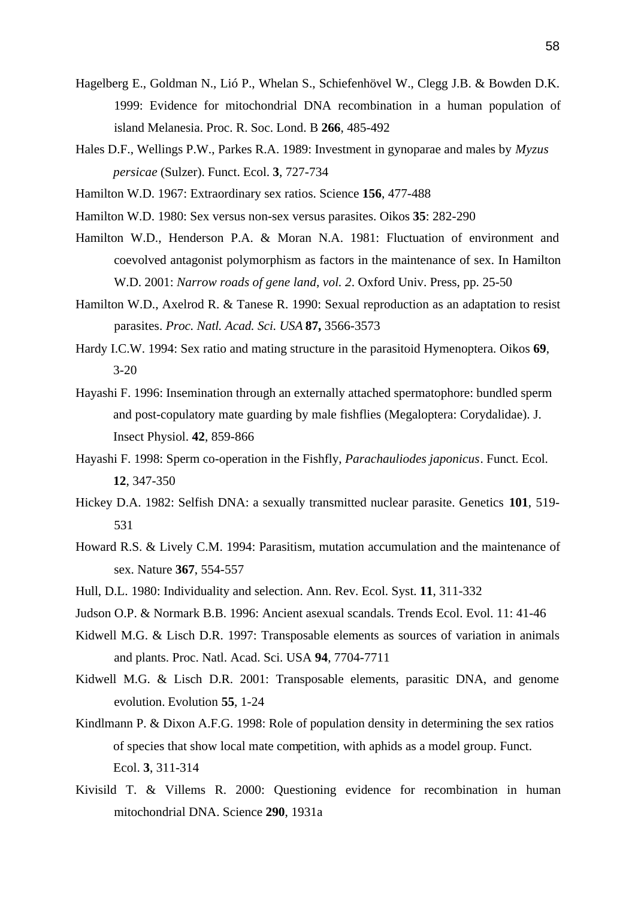Hagelberg E., Goldman N., Lió P., Whelan S., Schiefenhövel W., Clegg J.B. & Bowden D.K. 1999: Evidence for mitochondrial DNA recombination in a human population of island Melanesia. Proc. R. Soc. Lond. B **266**, 485-492

Hales D.F., Wellings P.W., Parkes R.A. 1989: Investment in gynoparae and males by *Myzus persicae* (Sulzer). Funct. Ecol. **3**, 727-734

Hamilton W.D. 1967: Extraordinary sex ratios. Science **156**, 477-488

Hamilton W.D. 1980: Sex versus non-sex versus parasites. Oikos **35**: 282-290

Hamilton W.D., Henderson P.A. & Moran N.A. 1981: Fluctuation of environment and coevolved antagonist polymorphism as factors in the maintenance of sex. In Hamilton W.D. 2001: *Narrow roads of gene land, vol. 2*. Oxford Univ. Press, pp. 25-50

Hamilton W.D., Axelrod R. & Tanese R. 1990: Sexual reproduction as an adaptation to resist parasites. *Proc. Natl. Acad. Sci. USA* **87,** 3566-3573

Hardy I.C.W. 1994: Sex ratio and mating structure in the parasitoid Hymenoptera. Oikos **69**, 3-20

Hayashi F. 1996: Insemination through an externally attached spermatophore: bundled sperm and post-copulatory mate guarding by male fishflies (Megaloptera: Corydalidae). J. Insect Physiol. **42**, 859-866

Hayashi F. 1998: Sperm co-operation in the Fishfly, *Parachauliodes japonicus*. Funct. Ecol. **12**, 347-350

Hickey D.A. 1982: Selfish DNA: a sexually transmitted nuclear parasite. Genetics **101**, 519-531

Howard R.S. & Lively C.M. 1994: Parasitism, mutation accumulation and the maintenance of sex. Nature **367**, 554-557

Hull, D.L. 1980: Individuality and selection. Ann. Rev. Ecol. Syst. **11**, 311-332

Judson O.P. & Normark B.B. 1996: Ancient asexual scandals. Trends Ecol. Evol. 11: 41-46

Kidwell M.G. & Lisch D.R. 1997: Transposable elements as sources of variation in animals and plants. Proc. Natl. Acad. Sci. USA **94**, 7704-7711

Kidwell M.G. & Lisch D.R. 2001: Transposable elements, parasitic DNA, and genome evolution. Evolution **55**, 1-24

Kindlmann P. & Dixon A.F.G. 1998: Role of population density in determining the sex ratios of species that show local mate competition, with aphids as a model group. Funct. Ecol. **3**, 311-314

Kivisild T. & Villems R. 2000: Questioning evidence for recombination in human mitochondrial DNA. Science **290**, 1931a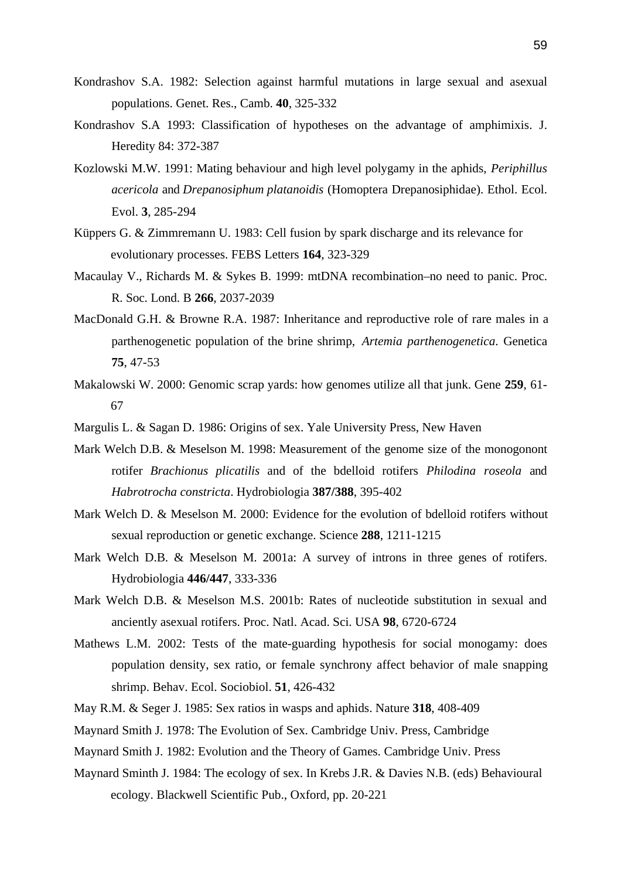Kondrashov S.A. 1982: Selection against harmful mutations in large sexual and asexual populations. Genet. Res., Camb. **40**, 325-332

Kondrashov S.A 1993: Classification of hypotheses on the advantage of amphimixis. J. Heredity 84: 372-387

Kozlowski M.W. 1991: Mating behaviour and high level polygamy in the aphids, *Periphillus acericola* and *Drepanosiphum platanoidis* (Homoptera Drepanosiphidae). Ethol. Ecol. Evol. **3**, 285-294

Küppers G. & Zimmremann U. 1983: Cell fusion by spark discharge and its relevance for evolutionary processes. FEBS Letters **164**, 323-329

Macaulay V., Richards M. & Sykes B. 1999: mtDNA recombination–no need to panic. Proc. R. Soc. Lond. B **266**, 2037-2039

MacDonald G.H. & Browne R.A. 1987: Inheritance and reproductive role of rare males in a parthenogenetic population of the brine shrimp, *Artemia parthenogenetica*. Genetica **75**, 47-53

Makalowski W. 2000: Genomic scrap yards: how genomes utilize all that junk. Gene **259**, 61-67

Margulis L. & Sagan D. 1986: Origins of sex. Yale University Press, New Haven

Mark Welch D.B. & Meselson M. 1998: Measurement of the genome size of the monogonont rotifer *Brachionus plicatilis* and of the bdelloid rotifers *Philodina roseola* and *Habrotrocha constricta*. Hydrobiologia **387/388**, 395-402

Mark Welch D. & Meselson M. 2000: Evidence for the evolution of bdelloid rotifers without sexual reproduction or genetic exchange. Science **288**, 1211-1215

Mark Welch D.B. & Meselson M. 2001a: A survey of introns in three genes of rotifers. Hydrobiologia **446/447**, 333-336

Mark Welch D.B. & Meselson M.S. 2001b: Rates of nucleotide substitution in sexual and anciently asexual rotifers. Proc. Natl. Acad. Sci. USA **98**, 6720-6724

Mathews L.M. 2002: Tests of the mate-guarding hypothesis for social monogamy: does population density, sex ratio, or female synchrony affect behavior of male snapping shrimp. Behav. Ecol. Sociobiol. **51**, 426-432

May R.M. & Seger J. 1985: Sex ratios in wasps and aphids. Nature **318**, 408-409

Maynard Smith J. 1978: The Evolution of Sex. Cambridge Univ. Press, Cambridge

Maynard Smith J. 1982: Evolution and the Theory of Games. Cambridge Univ. Press

Maynard Sminth J. 1984: The ecology of sex. In Krebs J.R. & Davies N.B. (eds) Behavioural ecology. Blackwell Scientific Pub., Oxford, pp. 20-221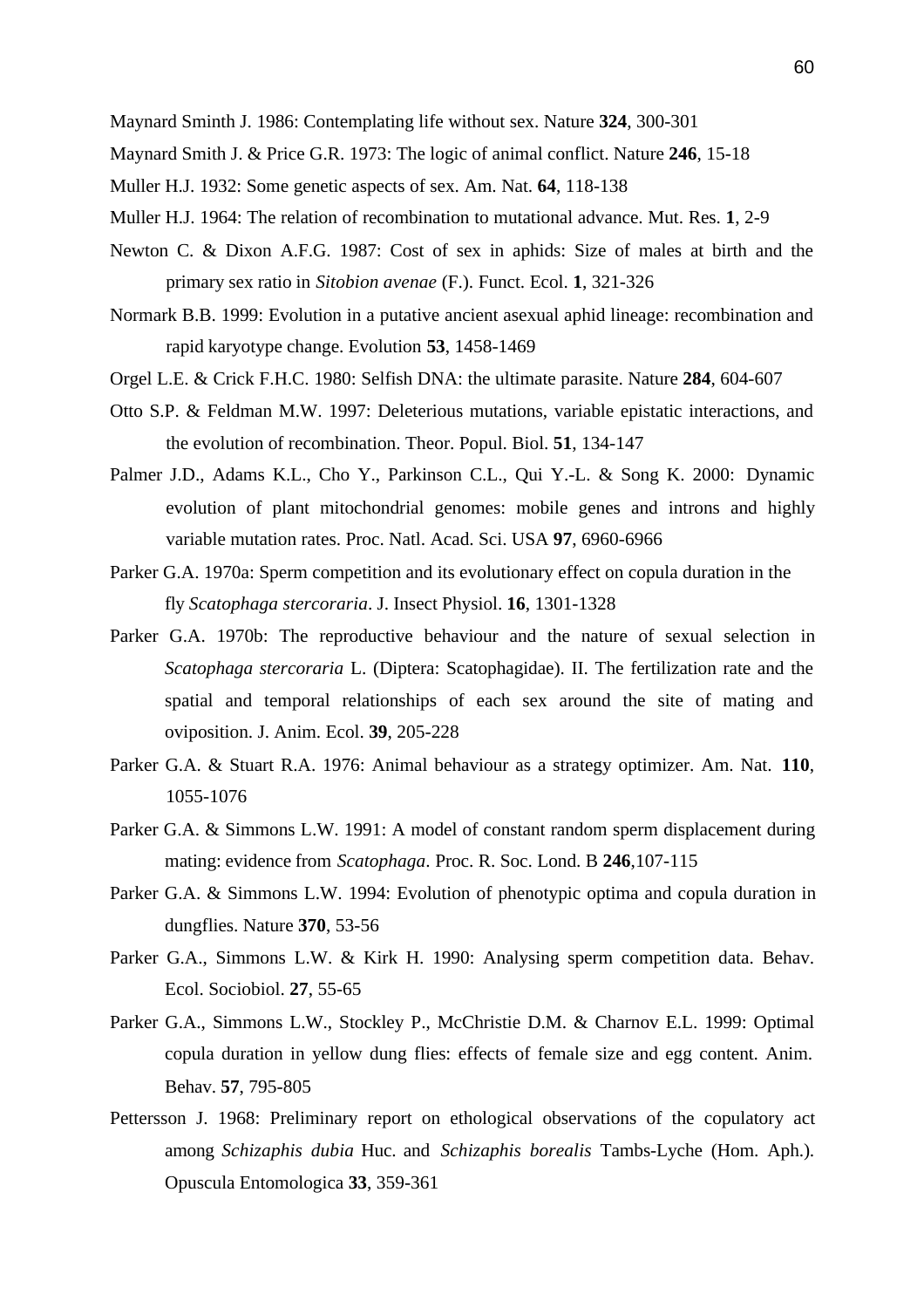Maynard Sminth J. 1986: Contemplating life without sex. Nature **324**, 300-301

Maynard Smith J. & Price G.R. 1973: The logic of animal conflict. Nature **246**, 15-18

Muller H.J. 1932: Some genetic aspects of sex. Am. Nat. **64**, 118-138

Muller H.J. 1964: The relation of recombination to mutational advance. Mut. Res. **1**, 2-9

Newton C. & Dixon A.F.G. 1987: Cost of sex in aphids: Size of males at birth and the primary sex ratio in *Sitobion avenae* (F.). Funct. Ecol. **1**, 321-326

Normark B.B. 1999: Evolution in a putative ancient asexual aphid lineage: recombination and rapid karyotype change. Evolution **53**, 1458-1469

Orgel L.E. & Crick F.H.C. 1980: Selfish DNA: the ultimate parasite. Nature **284**, 604-607

Otto S.P. & Feldman M.W. 1997: Deleterious mutations, variable epistatic interactions, and the evolution of recombination. Theor. Popul. Biol. **51**, 134-147

Palmer J.D., Adams K.L., Cho Y., Parkinson C.L., Qui Y.-L. & Song K. 2000: Dynamic evolution of plant mitochondrial genomes: mobile genes and introns and highly variable mutation rates. Proc. Natl. Acad. Sci. USA **97**, 6960-6966

Parker G.A. 1970a: Sperm competition and its evolutionary effect on copula duration in the fly *Scatophaga stercoraria*. J. Insect Physiol. **16**, 1301-1328

Parker G.A. 1970b: The reproductive behaviour and the nature of sexual selection in *Scatophaga stercoraria* L. (Diptera: Scatophagidae). II. The fertilization rate and the spatial and temporal relationships of each sex around the site of mating and oviposition. J. Anim. Ecol. **39**, 205-228

Parker G.A. & Stuart R.A. 1976: Animal behaviour as a strategy optimizer. Am. Nat. **110**, 1055-1076

Parker G.A. & Simmons L.W. 1991: A model of constant random sperm displacement during mating: evidence from *Scatophaga*. Proc. R. Soc. Lond. B **246**,107-115

Parker G.A. & Simmons L.W. 1994: Evolution of phenotypic optima and copula duration in dungflies. Nature **370**, 53-56

Parker G.A., Simmons L.W. & Kirk H. 1990: Analysing sperm competition data. Behav. Ecol. Sociobiol. **27**, 55-65

Parker G.A., Simmons L.W., Stockley P., McChristie D.M. & Charnov E.L. 1999: Optimal copula duration in yellow dung flies: effects of female size and egg content. Anim. Behav. **57**, 795-805

Pettersson J. 1968: Preliminary report on ethological observations of the copulatory act among *Schizaphis dubia* Huc. and *Schizaphis borealis* Tambs-Lyche (Hom. Aph.). Opuscula Entomologica **33**, 359-361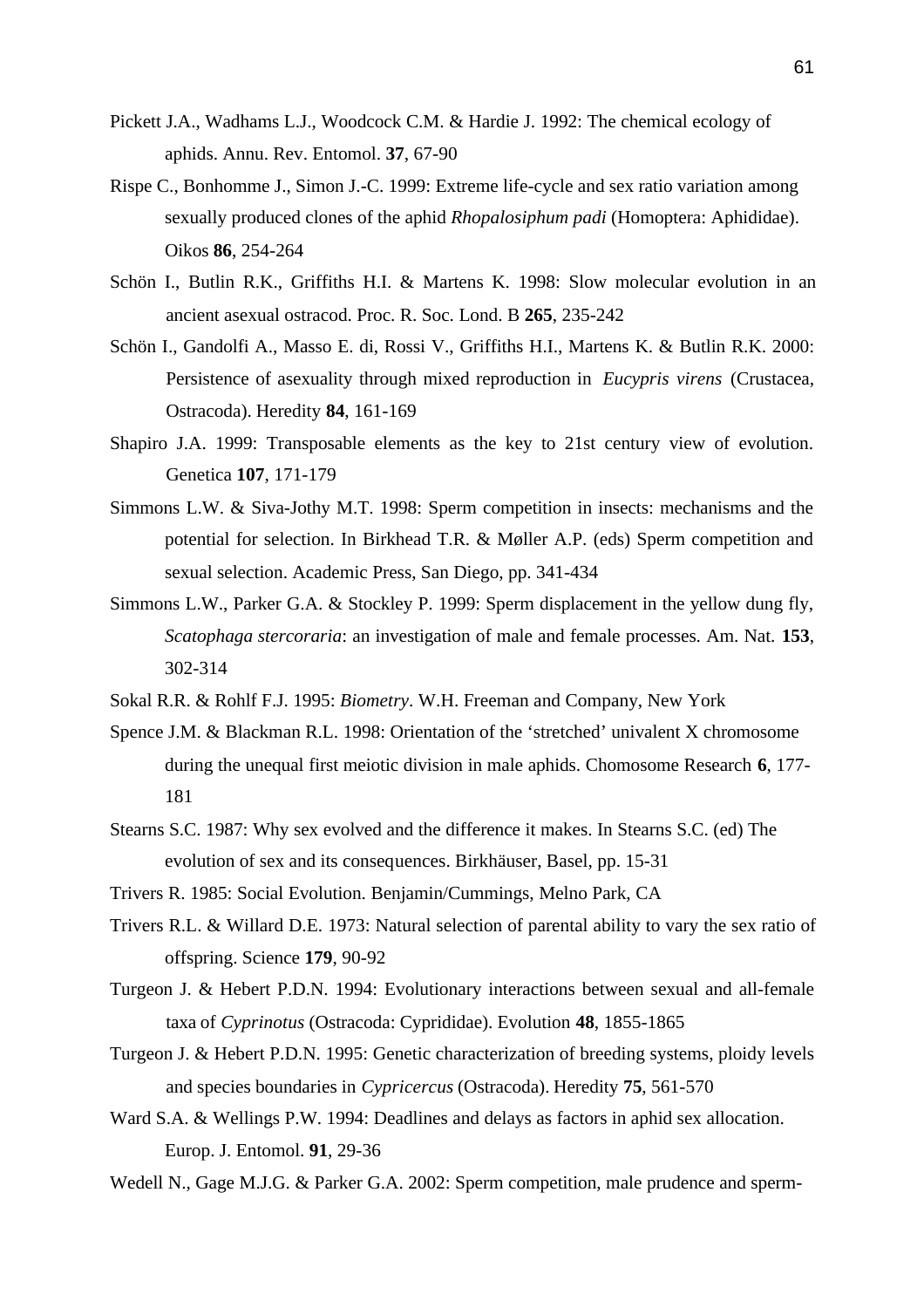Pickett J.A., Wadhams L.J., Woodcock C.M. & Hardie J. 1992: The chemical ecology of aphids. Annu. Rev. Entomol. **37**, 67-90

Rispe C., Bonhomme J., Simon J.-C. 1999: Extreme life-cycle and sex ratio variation among sexually produced clones of the aphid *Rhopalosiphum padi* (Homoptera: Aphididae). Oikos **86**, 254-264

Schön I., Butlin R.K., Griffiths H.I. & Martens K. 1998: Slow molecular evolution in an ancient asexual ostracod. Proc. R. Soc. Lond. B **265**, 235-242

Schön I., Gandolfi A., Masso E. di, Rossi V., Griffiths H.I., Martens K. & Butlin R.K. 2000: Persistence of asexuality through mixed reproduction in *Eucypris virens* (Crustacea, Ostracoda). Heredity **84**, 161-169

Shapiro J.A. 1999: Transposable elements as the key to 21st century view of evolution. Genetica **107**, 171-179

Simmons L.W. & Siva-Jothy M.T. 1998: Sperm competition in insects: mechanisms and the potential for selection. In Birkhead T.R. & Møller A.P. (eds) Sperm competition and sexual selection. Academic Press, San Diego, pp. 341-434

Simmons L.W., Parker G.A. & Stockley P. 1999: Sperm displacement in the yellow dung fly, *Scatophaga stercoraria*: an investigation of male and female processes. Am. Nat. **153**, 302-314

Sokal R.R. & Rohlf F.J. 1995: *Biometry*. W.H. Freeman and Company, New York

Spence J.M. & Blackman R.L. 1998: Orientation of the 'stretched' univalent X chromosome during the unequal first meiotic division in male aphids. Chomosome Research **6**, 177-181

Stearns S.C. 1987: Why sex evolved and the difference it makes. In Stearns S.C. (ed) The evolution of sex and its consequences. Birkhäuser, Basel, pp. 15-31

Trivers R. 1985: Social Evolution. Benjamin/Cummings, Melno Park, CA

Trivers R.L. & Willard D.E. 1973: Natural selection of parental ability to vary the sex ratio of offspring. Science **179**, 90-92

Turgeon J. & Hebert P.D.N. 1994: Evolutionary interactions between sexual and all-female taxa of *Cyprinotus* (Ostracoda: Cyprididae). Evolution **48**, 1855-1865

Turgeon J. & Hebert P.D.N. 1995: Genetic characterization of breeding systems, ploidy levels and species boundaries in *Cypricercus* (Ostracoda). Heredity **75**, 561-570

Ward S.A. & Wellings P.W. 1994: Deadlines and delays as factors in aphid sex allocation. Europ. J. Entomol. **91**, 29-36

Wedell N., Gage M.J.G. & Parker G.A. 2002: Sperm competition, male prudence and sperm-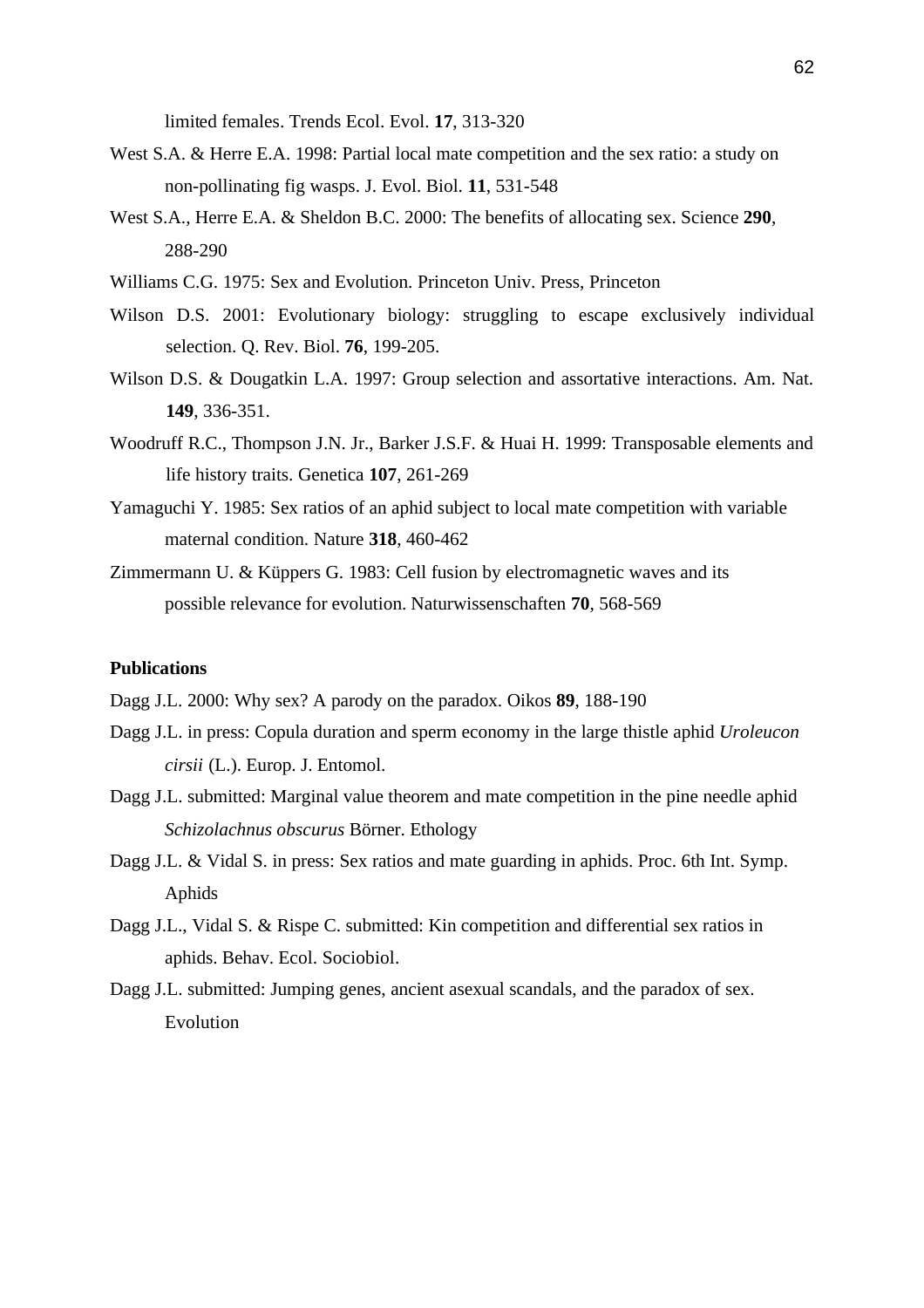limited females. Trends Ecol. Evol. **17**, 313-320

West S.A. & Herre E.A. 1998: Partial local mate competition and the sex ratio: a study on non-pollinating fig wasps. J. Evol. Biol. **11**, 531-548

West S.A., Herre E.A. & Sheldon B.C. 2000: The benefits of allocating sex. Science **290**, 288-290

Williams C.G. 1975: Sex and Evolution. Princeton Univ. Press, Princeton

Wilson D.S. 2001: Evolutionary biology: struggling to escape exclusively individual selection. Q. Rev. Biol. **76**, 199-205.

Wilson D.S. & Dougatkin L.A. 1997: Group selection and assortative interactions. Am. Nat. **149**, 336-351.

Woodruff R.C., Thompson J.N. Jr., Barker J.S.F. & Huai H. 1999: Transposable elements and life history traits. Genetica **107**, 261-269

Yamaguchi Y. 1985: Sex ratios of an aphid subject to local mate competition with variable maternal condition. Nature **318**, 460-462

Zimmermann U. & Küppers G. 1983: Cell fusion by electromagnetic waves and its possible relevance for evolution. Naturwissenschaften **70**, 568-569

**Publications**

Dagg J.L. 2000: Why sex? A parody on the paradox. Oikos **89**, 188-190

Dagg J.L. in press: Copula duration and sperm economy in the large thistle aphid *Uroleucon cirsii* (L.). Europ. J. Entomol.

Dagg J.L. submitted: Marginal value theorem and mate competition in the pine needle aphid *Schizolachnus obscurus* Börner. Ethology

Dagg J.L. & Vidal S. in press: Sex ratios and mate guarding in aphids. Proc. 6th Int. Symp. Aphids

Dagg J.L., Vidal S. & Rispe C. submitted: Kin competition and differential sex ratios in aphids. Behav. Ecol. Sociobiol.

Dagg J.L. submitted: Jumping genes, ancient asexual scandals, and the paradox of sex. Evolution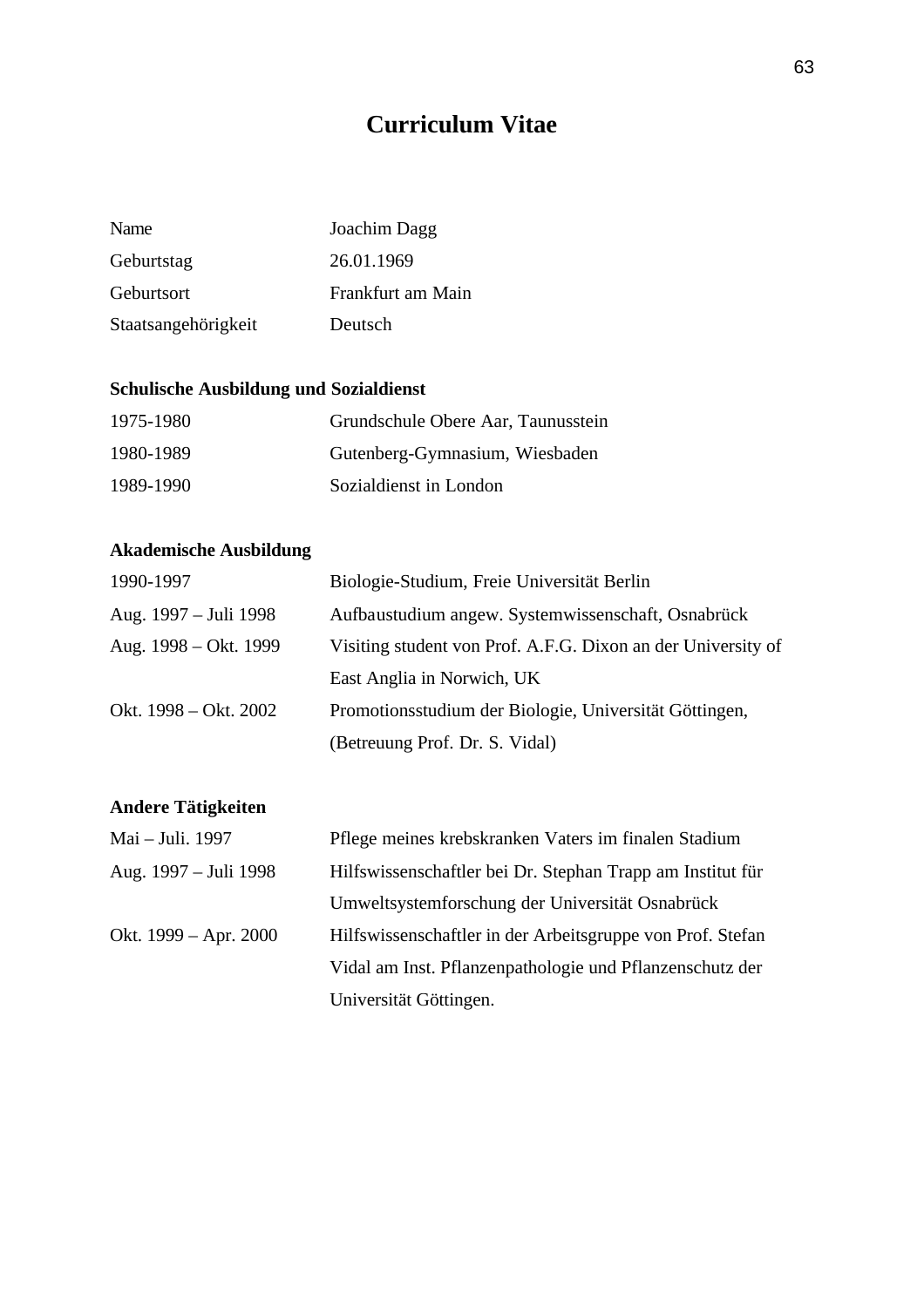# Curriculum Vitae

| | |
|---|---|
| Name | Joachim Dagg |
| Geburtstag | 26.01.1969 |
| Geburtsort | Frankfurt am Main |
| Staatsangehörigkeit | Deutsch |

**Schulische Ausbildung und Sozialdienst**

| | |
|---|---|
| 1975-1980 | Grundschule Obere Aar, Taunusstein |
| 1980-1989 | Gutenberg-Gymnasium, Wiesbaden |
| 1989-1990 | Sozialdienst in London |

**Akademische Ausbildung**

| | |
|---|---|
| 1990-1997 | Biologie-Studium, Freie Universität Berlin |
| Aug. 1997 – Juli 1998 | Aufbaustudium angew. Systemwissenschaft, Osnabrück |
| Aug. 1998 – Okt. 1999 | Visiting student von Prof. A.F.G. Dixon an der University of East Anglia in Norwich, UK |
| Okt. 1998 – Okt. 2002 | Promotionsstudium der Biologie, Universität Göttingen, (Betreuung Prof. Dr. S. Vidal) |

**Andere Tätigkeiten**

| | |
|---|---|
| Mai – Juli. 1997 | Pflege meines krebskranken Vaters im finalen Stadium |
| Aug. 1997 – Juli 1998 | Hilfswissenschaftler bei Dr. Stephan Trapp am Institut für Umweltsystemforschung der Universität Osnabrück |
| Okt. 1999 – Apr. 2000 | Hilfswissenschaftler in der Arbeitsgruppe von Prof. Stefan Vidal am Inst. Pflanzenpathologie und Pflanzenschutz der Universität Göttingen. |